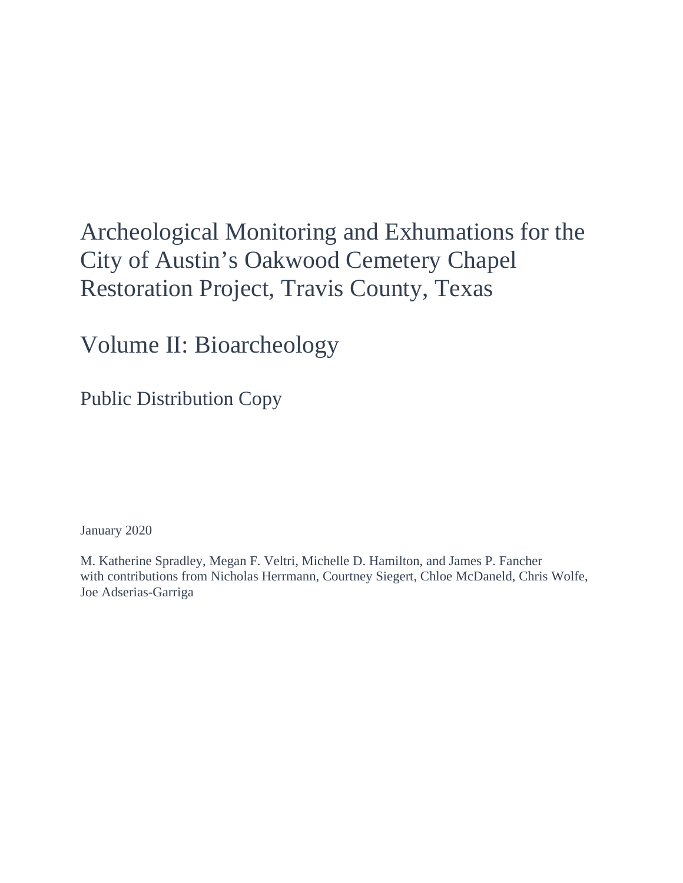# Archeological Monitoring and Exhumations for the City of Austin's Oakwood Cemetery Chapel Restoration Project, Travis County, Texas

## Volume II: Bioarcheology

### Public Distribution Copy

January 2020

M. Katherine Spradley, Megan F. Veltri, Michelle D. Hamilton, and James P. Fancher
with contributions from Nicholas Herrmann, Courtney Siegert, Chloe McDaneld, Chris Wolfe, Joe Adserias-Garriga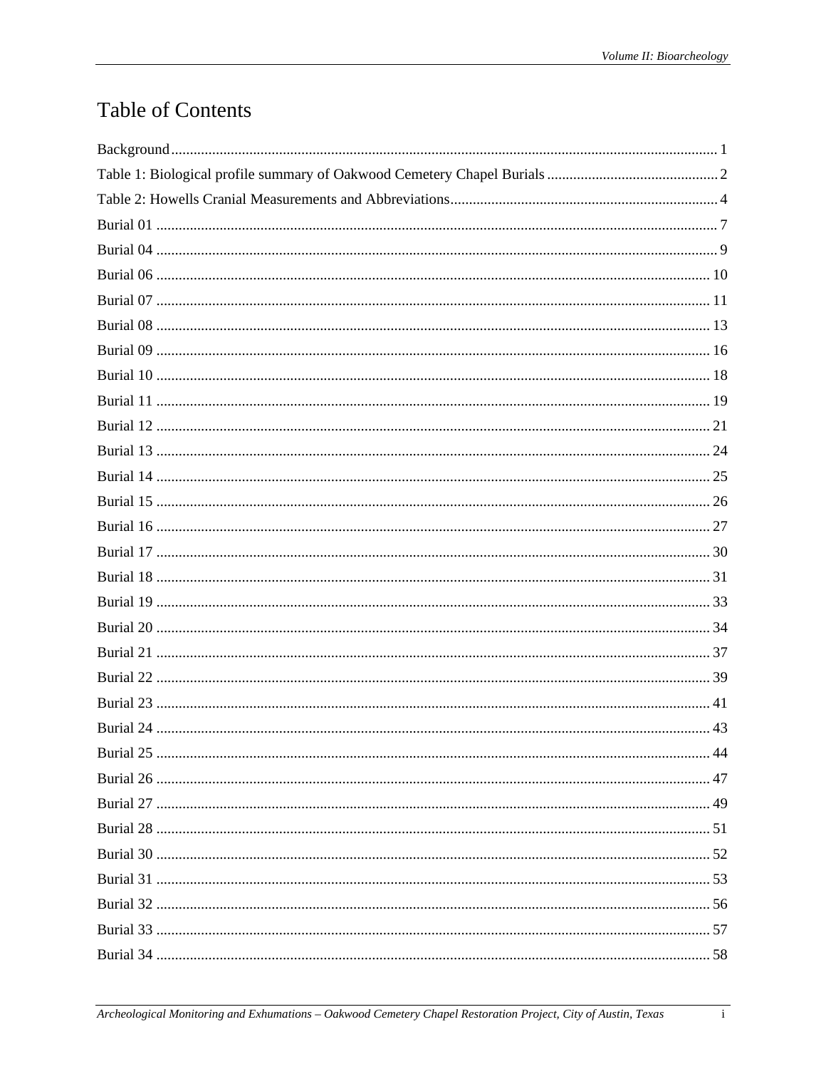# Table of Contents

Background .......... 1
Table 1: Biological profile summary of Oakwood Cemetery Chapel Burials .......... 2
Table 2: Howells Cranial Measurements and Abbreviations .......... 4
Burial 01 .......... 7
Burial 04 .......... 9
Burial 06 .......... 10
Burial 07 .......... 11
Burial 08 .......... 13
Burial 09 .......... 16
Burial 10 .......... 18
Burial 11 .......... 19
Burial 12 .......... 21
Burial 13 .......... 24
Burial 14 .......... 25
Burial 15 .......... 26
Burial 16 .......... 27
Burial 17 .......... 30
Burial 18 .......... 31
Burial 19 .......... 33
Burial 20 .......... 34
Burial 21 .......... 37
Burial 22 .......... 39
Burial 23 .......... 41
Burial 24 .......... 43
Burial 25 .......... 44
Burial 26 .......... 47
Burial 27 .......... 49
Burial 28 .......... 51
Burial 30 .......... 52
Burial 31 .......... 53
Burial 32 .......... 56
Burial 33 .......... 57
Burial 34 .......... 58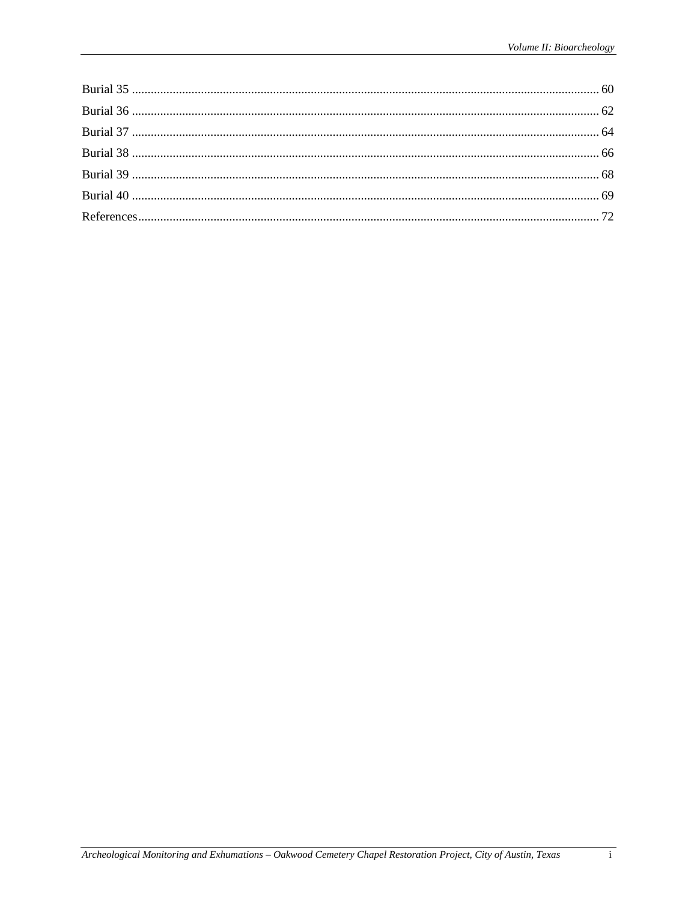Burial 35 .................................................................................................................................................... 60

Burial 36 .................................................................................................................................................... 62

Burial 37 .................................................................................................................................................... 64

Burial 38 .................................................................................................................................................... 66

Burial 39 .................................................................................................................................................... 68

Burial 40 .................................................................................................................................................... 69

References.................................................................................................................................................. 72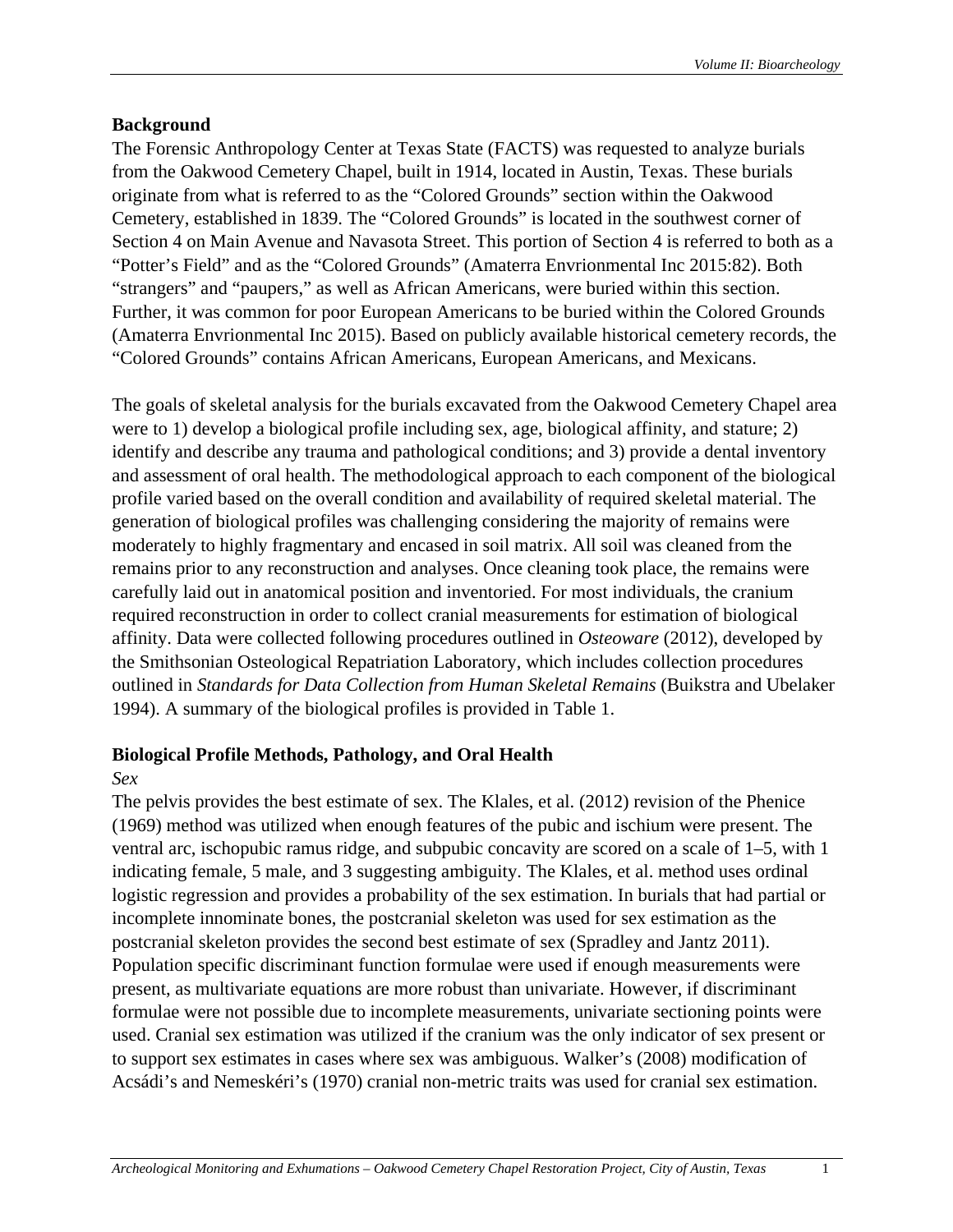## Background

The Forensic Anthropology Center at Texas State (FACTS) was requested to analyze burials from the Oakwood Cemetery Chapel, built in 1914, located in Austin, Texas. These burials originate from what is referred to as the "Colored Grounds" section within the Oakwood Cemetery, established in 1839. The "Colored Grounds" is located in the southwest corner of Section 4 on Main Avenue and Navasota Street. This portion of Section 4 is referred to both as a "Potter's Field" and as the "Colored Grounds" (Amaterra Envrionmental Inc 2015:82). Both "strangers" and "paupers," as well as African Americans, were buried within this section. Further, it was common for poor European Americans to be buried within the Colored Grounds (Amaterra Envrionmental Inc 2015). Based on publicly available historical cemetery records, the "Colored Grounds" contains African Americans, European Americans, and Mexicans.

The goals of skeletal analysis for the burials excavated from the Oakwood Cemetery Chapel area were to 1) develop a biological profile including sex, age, biological affinity, and stature; 2) identify and describe any trauma and pathological conditions; and 3) provide a dental inventory and assessment of oral health. The methodological approach to each component of the biological profile varied based on the overall condition and availability of required skeletal material. The generation of biological profiles was challenging considering the majority of remains were moderately to highly fragmentary and encased in soil matrix. All soil was cleaned from the remains prior to any reconstruction and analyses. Once cleaning took place, the remains were carefully laid out in anatomical position and inventoried. For most individuals, the cranium required reconstruction in order to collect cranial measurements for estimation of biological affinity. Data were collected following procedures outlined in *Osteoware* (2012), developed by the Smithsonian Osteological Repatriation Laboratory, which includes collection procedures outlined in *Standards for Data Collection from Human Skeletal Remains* (Buikstra and Ubelaker 1994). A summary of the biological profiles is provided in Table 1.

## Biological Profile Methods, Pathology, and Oral Health

### *Sex*

The pelvis provides the best estimate of sex. The Klales, et al. (2012) revision of the Phenice (1969) method was utilized when enough features of the pubic and ischium were present. The ventral arc, ischopubic ramus ridge, and subpubic concavity are scored on a scale of 1–5, with 1 indicating female, 5 male, and 3 suggesting ambiguity. The Klales, et al. method uses ordinal logistic regression and provides a probability of the sex estimation. In burials that had partial or incomplete innominate bones, the postcranial skeleton was used for sex estimation as the postcranial skeleton provides the second best estimate of sex (Spradley and Jantz 2011). Population specific discriminant function formulae were used if enough measurements were present, as multivariate equations are more robust than univariate. However, if discriminant formulae were not possible due to incomplete measurements, univariate sectioning points were used. Cranial sex estimation was utilized if the cranium was the only indicator of sex present or to support sex estimates in cases where sex was ambiguous. Walker's (2008) modification of Acsádi's and Nemeskéri's (1970) cranial non-metric traits was used for cranial sex estimation.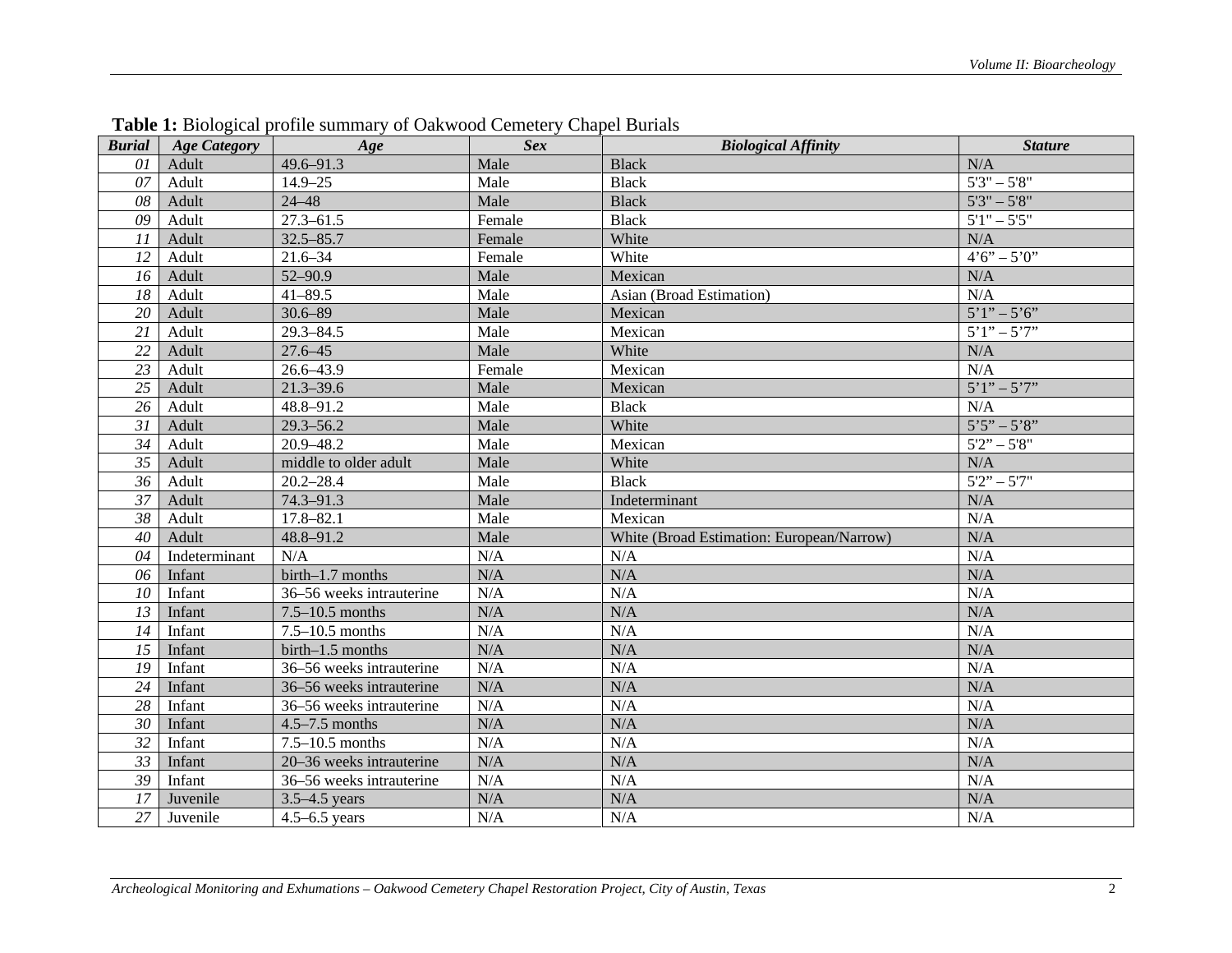**Table 1:** Biological profile summary of Oakwood Cemetery Chapel Burials

| ***Burial*** | ***Age Category*** | ***Age*** | ***Sex*** | ***Biological Affinity*** | ***Stature*** |
|---|---|---|---|---|---|
| *01* | Adult | 49.6–91.3 | Male | Black | N/A |
| *07* | Adult | 14.9–25 | Male | Black | 5'3" – 5'8" |
| *08* | Adult | 24–48 | Male | Black | 5'3" – 5'8" |
| *09* | Adult | 27.3–61.5 | Female | Black | 5'1" – 5'5" |
| *11* | Adult | 32.5–85.7 | Female | White | N/A |
| *12* | Adult | 21.6–34 | Female | White | 4'6" – 5'0" |
| *16* | Adult | 52–90.9 | Male | Mexican | N/A |
| *18* | Adult | 41–89.5 | Male | Asian (Broad Estimation) | N/A |
| *20* | Adult | 30.6–89 | Male | Mexican | 5'1" – 5'6" |
| *21* | Adult | 29.3–84.5 | Male | Mexican | 5'1" – 5'7" |
| *22* | Adult | 27.6–45 | Male | White | N/A |
| *23* | Adult | 26.6–43.9 | Female | Mexican | N/A |
| *25* | Adult | 21.3–39.6 | Male | Mexican | 5'1" – 5'7" |
| *26* | Adult | 48.8–91.2 | Male | Black | N/A |
| *31* | Adult | 29.3–56.2 | Male | White | 5'5" – 5'8" |
| *34* | Adult | 20.9–48.2 | Male | Mexican | 5'2" – 5'8" |
| *35* | Adult | middle to older adult | Male | White | N/A |
| *36* | Adult | 20.2–28.4 | Male | Black | 5'2" – 5'7" |
| *37* | Adult | 74.3–91.3 | Male | Indeterminant | N/A |
| *38* | Adult | 17.8–82.1 | Male | Mexican | N/A |
| *40* | Adult | 48.8–91.2 | Male | White (Broad Estimation: European/Narrow) | N/A |
| *04* | Indeterminant | N/A | N/A | N/A | N/A |
| *06* | Infant | birth–1.7 months | N/A | N/A | N/A |
| *10* | Infant | 36–56 weeks intrauterine | N/A | N/A | N/A |
| *13* | Infant | 7.5–10.5 months | N/A | N/A | N/A |
| *14* | Infant | 7.5–10.5 months | N/A | N/A | N/A |
| *15* | Infant | birth–1.5 months | N/A | N/A | N/A |
| *19* | Infant | 36–56 weeks intrauterine | N/A | N/A | N/A |
| *24* | Infant | 36–56 weeks intrauterine | N/A | N/A | N/A |
| *28* | Infant | 36–56 weeks intrauterine | N/A | N/A | N/A |
| *30* | Infant | 4.5–7.5 months | N/A | N/A | N/A |
| *32* | Infant | 7.5–10.5 months | N/A | N/A | N/A |
| *33* | Infant | 20–36 weeks intrauterine | N/A | N/A | N/A |
| *39* | Infant | 36–56 weeks intrauterine | N/A | N/A | N/A |
| *17* | Juvenile | 3.5–4.5 years | N/A | N/A | N/A |
| *27* | Juvenile | 4.5–6.5 years | N/A | N/A | N/A |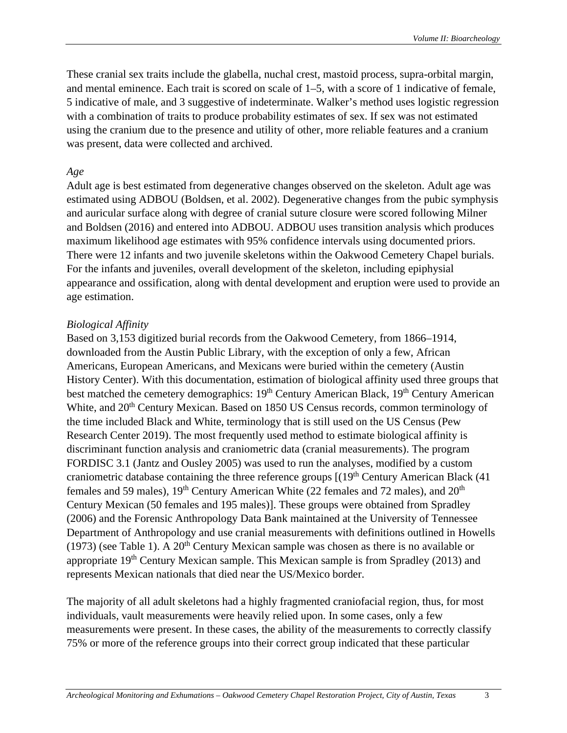These cranial sex traits include the glabella, nuchal crest, mastoid process, supra-orbital margin, and mental eminence. Each trait is scored on scale of 1–5, with a score of 1 indicative of female, 5 indicative of male, and 3 suggestive of indeterminate. Walker's method uses logistic regression with a combination of traits to produce probability estimates of sex. If sex was not estimated using the cranium due to the presence and utility of other, more reliable features and a cranium was present, data were collected and archived.

*Age*

Adult age is best estimated from degenerative changes observed on the skeleton. Adult age was estimated using ADBOU (Boldsen, et al. 2002). Degenerative changes from the pubic symphysis and auricular surface along with degree of cranial suture closure were scored following Milner and Boldsen (2016) and entered into ADBOU. ADBOU uses transition analysis which produces maximum likelihood age estimates with 95% confidence intervals using documented priors. There were 12 infants and two juvenile skeletons within the Oakwood Cemetery Chapel burials. For the infants and juveniles, overall development of the skeleton, including epiphysial appearance and ossification, along with dental development and eruption were used to provide an age estimation.

*Biological Affinity*

Based on 3,153 digitized burial records from the Oakwood Cemetery, from 1866–1914, downloaded from the Austin Public Library, with the exception of only a few, African Americans, European Americans, and Mexicans were buried within the cemetery (Austin History Center). With this documentation, estimation of biological affinity used three groups that best matched the cemetery demographics: 19th Century American Black, 19th Century American White, and 20th Century Mexican. Based on 1850 US Census records, common terminology of the time included Black and White, terminology that is still used on the US Census (Pew Research Center 2019). The most frequently used method to estimate biological affinity is discriminant function analysis and craniometric data (cranial measurements). The program FORDISC 3.1 (Jantz and Ousley 2005) was used to run the analyses, modified by a custom craniometric database containing the three reference groups [(19th Century American Black (41 females and 59 males), 19th Century American White (22 females and 72 males), and 20th Century Mexican (50 females and 195 males)]. These groups were obtained from Spradley (2006) and the Forensic Anthropology Data Bank maintained at the University of Tennessee Department of Anthropology and use cranial measurements with definitions outlined in Howells (1973) (see Table 1). A 20th Century Mexican sample was chosen as there is no available or appropriate 19th Century Mexican sample. This Mexican sample is from Spradley (2013) and represents Mexican nationals that died near the US/Mexico border.

The majority of all adult skeletons had a highly fragmented craniofacial region, thus, for most individuals, vault measurements were heavily relied upon. In some cases, only a few measurements were present. In these cases, the ability of the measurements to correctly classify 75% or more of the reference groups into their correct group indicated that these particular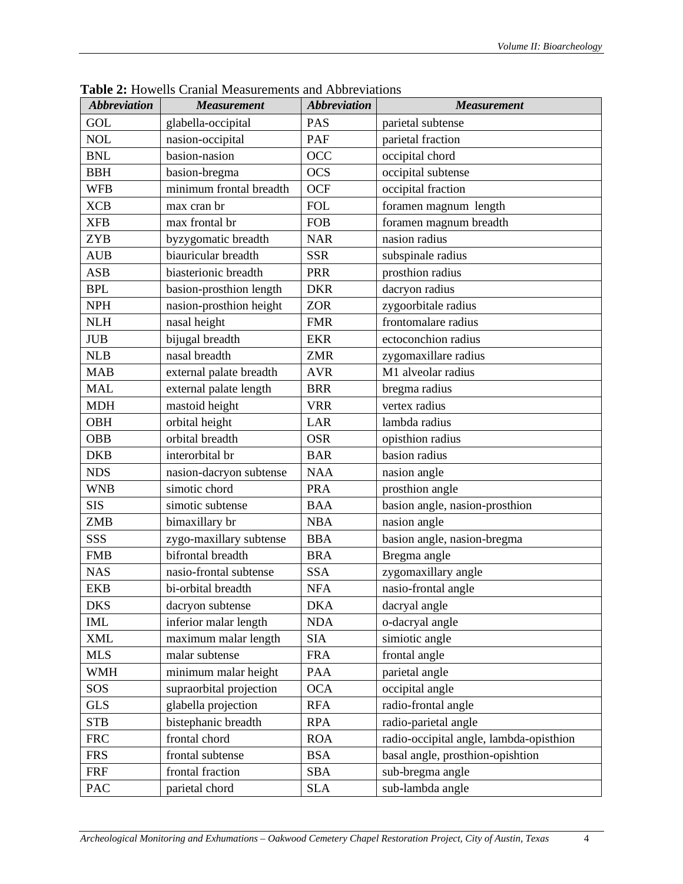**Table 2:** Howells Cranial Measurements and Abbreviations

| *Abbreviation* | *Measurement* | *Abbreviation* | *Measurement* |
|---|---|---|---|
| GOL | glabella-occipital | PAS | parietal subtense |
| NOL | nasion-occipital | PAF | parietal fraction |
| BNL | basion-nasion | OCC | occipital chord |
| BBH | basion-bregma | OCS | occipital subtense |
| WFB | minimum frontal breadth | OCF | occipital fraction |
| XCB | max cran br | FOL | foramen magnum length |
| XFB | max frontal br | FOB | foramen magnum breadth |
| ZYB | byzygomatic breadth | NAR | nasion radius |
| AUB | biauricular breadth | SSR | subspinale radius |
| ASB | biasterionic breadth | PRR | prosthion radius |
| BPL | basion-prosthion length | DKR | dacryon radius |
| NPH | nasion-prosthion height | ZOR | zygoorbitale radius |
| NLH | nasal height | FMR | frontomalare radius |
| JUB | bijugal breadth | EKR | ectoconchion radius |
| NLB | nasal breadth | ZMR | zygomaxillare radius |
| MAB | external palate breadth | AVR | M1 alveolar radius |
| MAL | external palate length | BRR | bregma radius |
| MDH | mastoid height | VRR | vertex radius |
| OBH | orbital height | LAR | lambda radius |
| OBB | orbital breadth | OSR | opisthion radius |
| DKB | interorbital br | BAR | basion radius |
| NDS | nasion-dacryon subtense | NAA | nasion angle |
| WNB | simotic chord | PRA | prosthion angle |
| SIS | simotic subtense | BAA | basion angle, nasion-prosthion |
| ZMB | bimaxillary br | NBA | nasion angle |
| SSS | zygo-maxillary subtense | BBA | basion angle, nasion-bregma |
| FMB | bifrontal breadth | BRA | Bregma angle |
| NAS | nasio-frontal subtense | SSA | zygomaxillary angle |
| EKB | bi-orbital breadth | NFA | nasio-frontal angle |
| DKS | dacryon subtense | DKA | dacryal angle |
| IML | inferior malar length | NDA | o-dacryal angle |
| XML | maximum malar length | SIA | simiotic angle |
| MLS | malar subtense | FRA | frontal angle |
| WMH | minimum malar height | PAA | parietal angle |
| SOS | supraorbital projection | OCA | occipital angle |
| GLS | glabella projection | RFA | radio-frontal angle |
| STB | bistephanic breadth | RPA | radio-parietal angle |
| FRC | frontal chord | ROA | radio-occipital angle, lambda-opisthion |
| FRS | frontal subtense | BSA | basal angle, prosthion-opishtion |
| FRF | frontal fraction | SBA | sub-bregma angle |
| PAC | parietal chord | SLA | sub-lambda angle |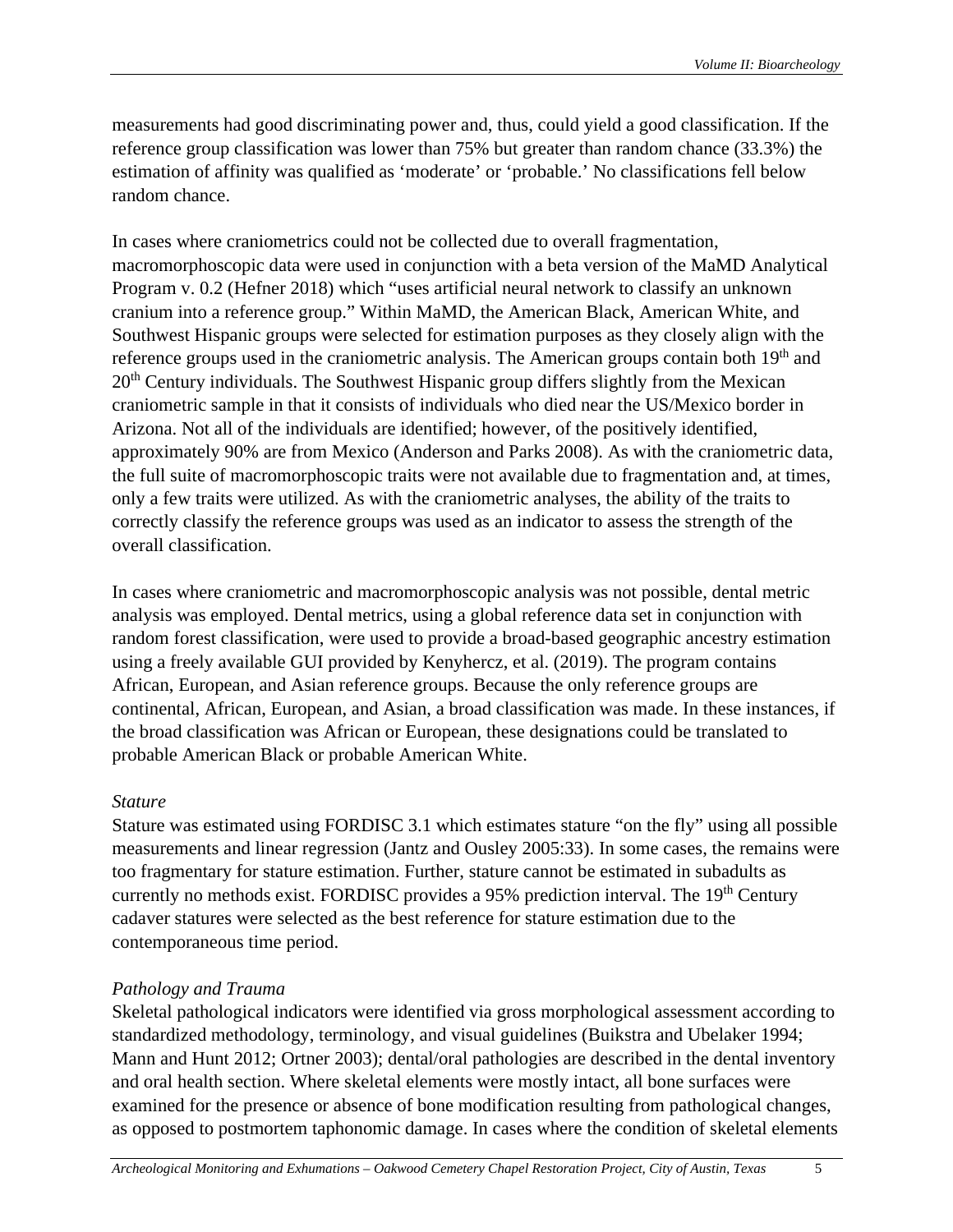measurements had good discriminating power and, thus, could yield a good classification. If the reference group classification was lower than 75% but greater than random chance (33.3%) the estimation of affinity was qualified as 'moderate' or 'probable.' No classifications fell below random chance.

In cases where craniometrics could not be collected due to overall fragmentation, macromorphoscopic data were used in conjunction with a beta version of the MaMD Analytical Program v. 0.2 (Hefner 2018) which "uses artificial neural network to classify an unknown cranium into a reference group." Within MaMD, the American Black, American White, and Southwest Hispanic groups were selected for estimation purposes as they closely align with the reference groups used in the craniometric analysis. The American groups contain both 19th and 20th Century individuals. The Southwest Hispanic group differs slightly from the Mexican craniometric sample in that it consists of individuals who died near the US/Mexico border in Arizona. Not all of the individuals are identified; however, of the positively identified, approximately 90% are from Mexico (Anderson and Parks 2008). As with the craniometric data, the full suite of macromorphoscopic traits were not available due to fragmentation and, at times, only a few traits were utilized. As with the craniometric analyses, the ability of the traits to correctly classify the reference groups was used as an indicator to assess the strength of the overall classification.

In cases where craniometric and macromorphoscopic analysis was not possible, dental metric analysis was employed. Dental metrics, using a global reference data set in conjunction with random forest classification, were used to provide a broad-based geographic ancestry estimation using a freely available GUI provided by Kenyhercz, et al. (2019). The program contains African, European, and Asian reference groups. Because the only reference groups are continental, African, European, and Asian, a broad classification was made. In these instances, if the broad classification was African or European, these designations could be translated to probable American Black or probable American White.

*Stature*

Stature was estimated using FORDISC 3.1 which estimates stature "on the fly" using all possible measurements and linear regression (Jantz and Ousley 2005:33). In some cases, the remains were too fragmentary for stature estimation. Further, stature cannot be estimated in subadults as currently no methods exist. FORDISC provides a 95% prediction interval. The 19th Century cadaver statures were selected as the best reference for stature estimation due to the contemporaneous time period.

*Pathology and Trauma*

Skeletal pathological indicators were identified via gross morphological assessment according to standardized methodology, terminology, and visual guidelines (Buikstra and Ubelaker 1994; Mann and Hunt 2012; Ortner 2003); dental/oral pathologies are described in the dental inventory and oral health section. Where skeletal elements were mostly intact, all bone surfaces were examined for the presence or absence of bone modification resulting from pathological changes, as opposed to postmortem taphonomic damage. In cases where the condition of skeletal elements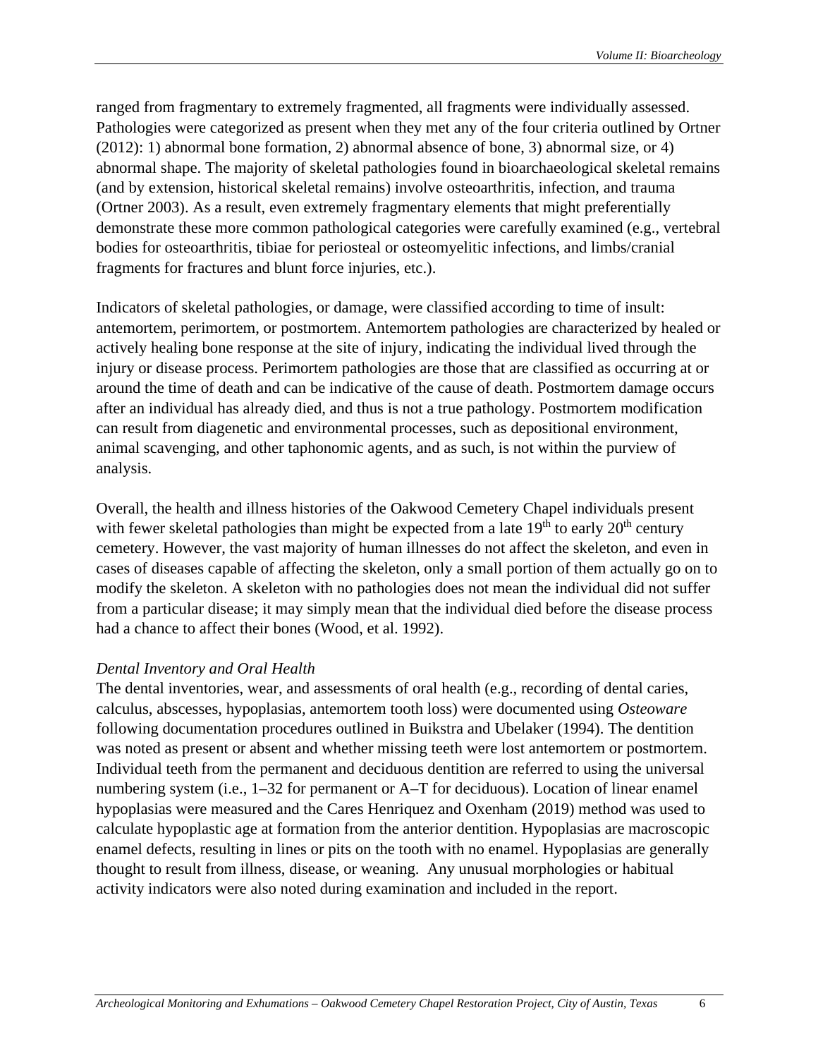ranged from fragmentary to extremely fragmented, all fragments were individually assessed. Pathologies were categorized as present when they met any of the four criteria outlined by Ortner (2012): 1) abnormal bone formation, 2) abnormal absence of bone, 3) abnormal size, or 4) abnormal shape. The majority of skeletal pathologies found in bioarchaeological skeletal remains (and by extension, historical skeletal remains) involve osteoarthritis, infection, and trauma (Ortner 2003). As a result, even extremely fragmentary elements that might preferentially demonstrate these more common pathological categories were carefully examined (e.g., vertebral bodies for osteoarthritis, tibiae for periosteal or osteomyelitic infections, and limbs/cranial fragments for fractures and blunt force injuries, etc.).

Indicators of skeletal pathologies, or damage, were classified according to time of insult: antemortem, perimortem, or postmortem. Antemortem pathologies are characterized by healed or actively healing bone response at the site of injury, indicating the individual lived through the injury or disease process. Perimortem pathologies are those that are classified as occurring at or around the time of death and can be indicative of the cause of death. Postmortem damage occurs after an individual has already died, and thus is not a true pathology. Postmortem modification can result from diagenetic and environmental processes, such as depositional environment, animal scavenging, and other taphonomic agents, and as such, is not within the purview of analysis.

Overall, the health and illness histories of the Oakwood Cemetery Chapel individuals present with fewer skeletal pathologies than might be expected from a late 19th to early 20th century cemetery. However, the vast majority of human illnesses do not affect the skeleton, and even in cases of diseases capable of affecting the skeleton, only a small portion of them actually go on to modify the skeleton. A skeleton with no pathologies does not mean the individual did not suffer from a particular disease; it may simply mean that the individual died before the disease process had a chance to affect their bones (Wood, et al. 1992).

*Dental Inventory and Oral Health*

The dental inventories, wear, and assessments of oral health (e.g., recording of dental caries, calculus, abscesses, hypoplasias, antemortem tooth loss) were documented using *Osteoware* following documentation procedures outlined in Buikstra and Ubelaker (1994). The dentition was noted as present or absent and whether missing teeth were lost antemortem or postmortem. Individual teeth from the permanent and deciduous dentition are referred to using the universal numbering system (i.e., 1–32 for permanent or A–T for deciduous). Location of linear enamel hypoplasias were measured and the Cares Henriquez and Oxenham (2019) method was used to calculate hypoplastic age at formation from the anterior dentition. Hypoplasias are macroscopic enamel defects, resulting in lines or pits on the tooth with no enamel. Hypoplasias are generally thought to result from illness, disease, or weaning. Any unusual morphologies or habitual activity indicators were also noted during examination and included in the report.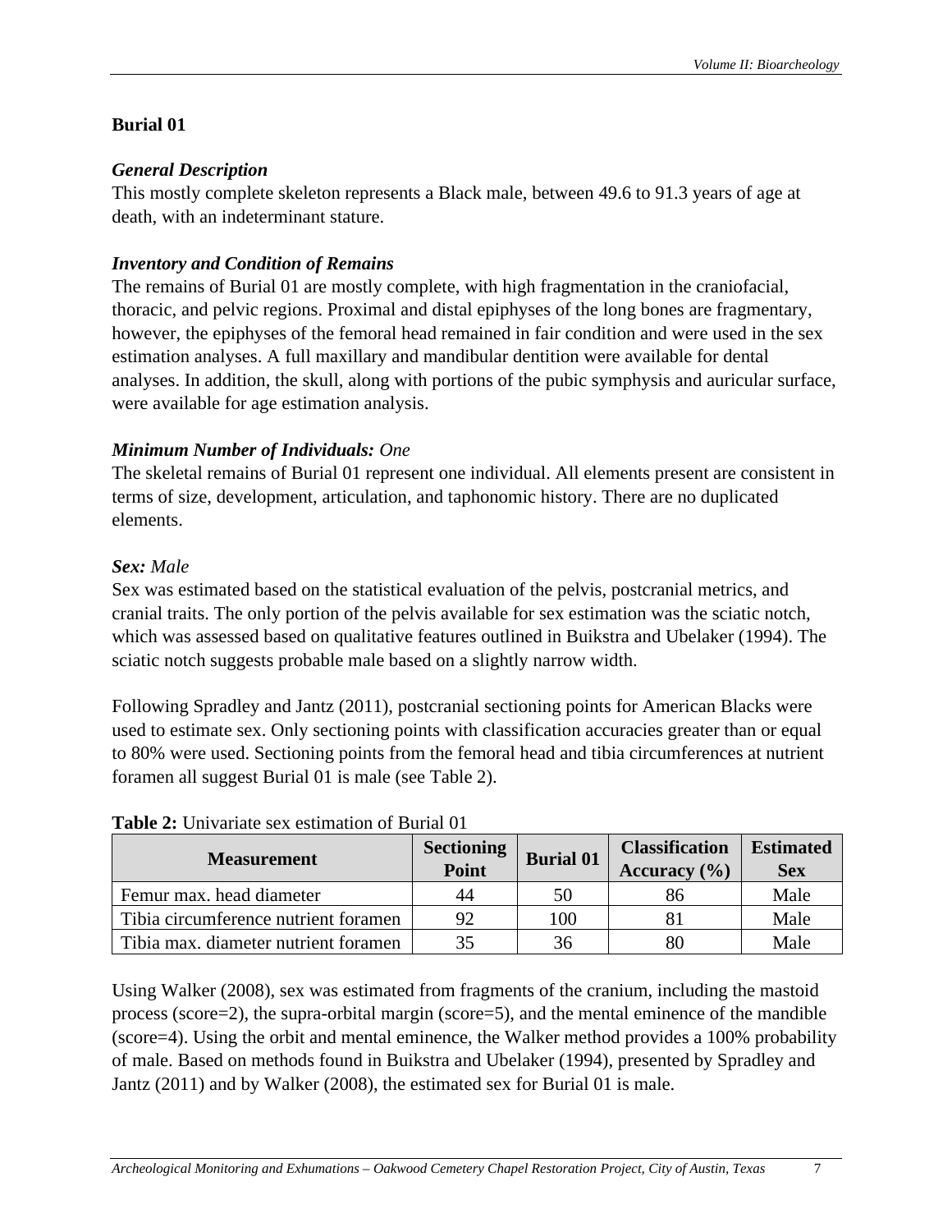## Burial 01

### *General Description*

This mostly complete skeleton represents a Black male, between 49.6 to 91.3 years of age at death, with an indeterminant stature.

### *Inventory and Condition of Remains*

The remains of Burial 01 are mostly complete, with high fragmentation in the craniofacial, thoracic, and pelvic regions. Proximal and distal epiphyses of the long bones are fragmentary, however, the epiphyses of the femoral head remained in fair condition and were used in the sex estimation analyses. A full maxillary and mandibular dentition were available for dental analyses. In addition, the skull, along with portions of the pubic symphysis and auricular surface, were available for age estimation analysis.

### *Minimum Number of Individuals:* One

The skeletal remains of Burial 01 represent one individual. All elements present are consistent in terms of size, development, articulation, and taphonomic history. There are no duplicated elements.

### *Sex:* Male

Sex was estimated based on the statistical evaluation of the pelvis, postcranial metrics, and cranial traits. The only portion of the pelvis available for sex estimation was the sciatic notch, which was assessed based on qualitative features outlined in Buikstra and Ubelaker (1994). The sciatic notch suggests probable male based on a slightly narrow width.

Following Spradley and Jantz (2011), postcranial sectioning points for American Blacks were used to estimate sex. Only sectioning points with classification accuracies greater than or equal to 80% were used. Sectioning points from the femoral head and tibia circumferences at nutrient foramen all suggest Burial 01 is male (see Table 2).

**Table 2:** Univariate sex estimation of Burial 01

| Measurement | Sectioning Point | Burial 01 | Classification Accuracy (%) | Estimated Sex |
|---|---|---|---|---|
| Femur max. head diameter | 44 | 50 | 86 | Male |
| Tibia circumference nutrient foramen | 92 | 100 | 81 | Male |
| Tibia max. diameter nutrient foramen | 35 | 36 | 80 | Male |

Using Walker (2008), sex was estimated from fragments of the cranium, including the mastoid process (score=2), the supra-orbital margin (score=5), and the mental eminence of the mandible (score=4). Using the orbit and mental eminence, the Walker method provides a 100% probability of male. Based on methods found in Buikstra and Ubelaker (1994), presented by Spradley and Jantz (2011) and by Walker (2008), the estimated sex for Burial 01 is male.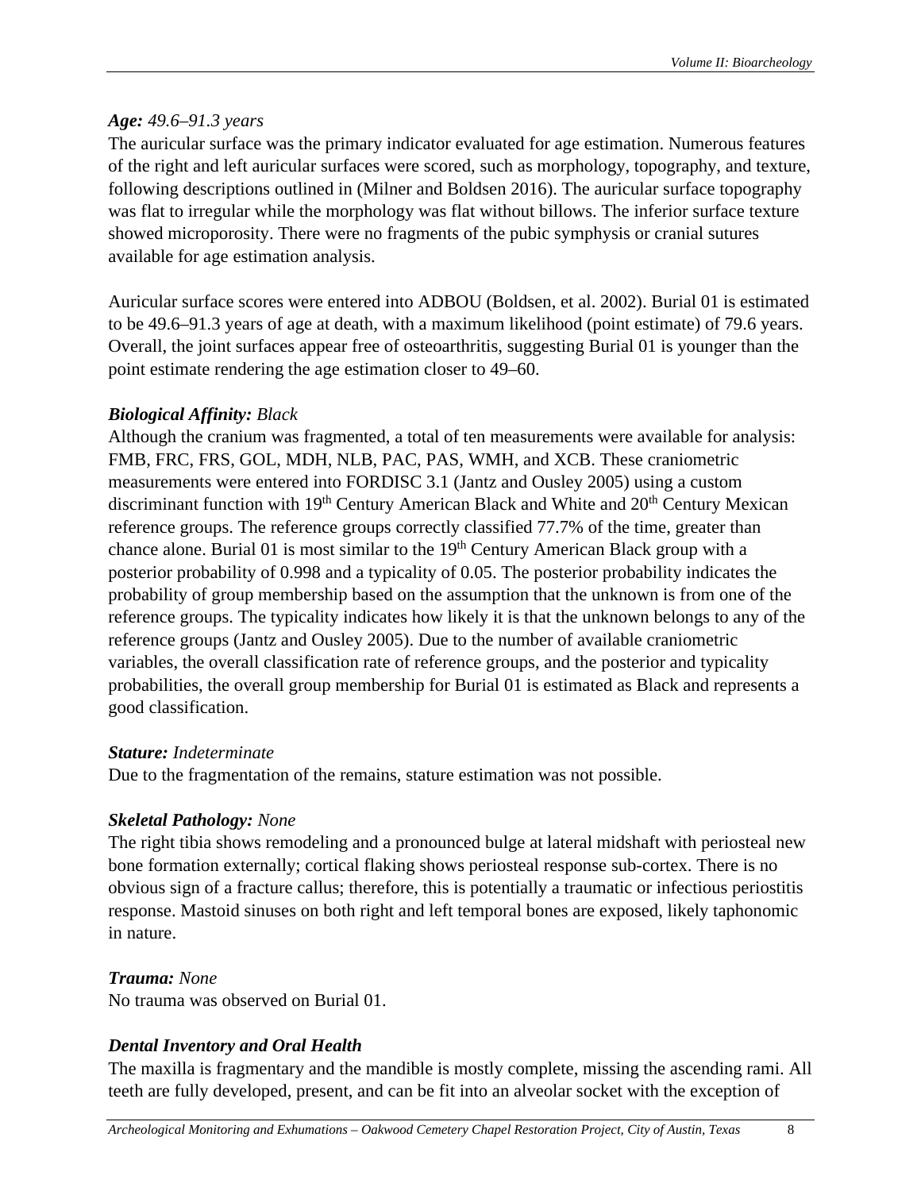***Age:*** *49.6–91.3 years*

The auricular surface was the primary indicator evaluated for age estimation. Numerous features of the right and left auricular surfaces were scored, such as morphology, topography, and texture, following descriptions outlined in (Milner and Boldsen 2016). The auricular surface topography was flat to irregular while the morphology was flat without billows. The inferior surface texture showed microporosity. There were no fragments of the pubic symphysis or cranial sutures available for age estimation analysis.

Auricular surface scores were entered into ADBOU (Boldsen, et al. 2002). Burial 01 is estimated to be 49.6–91.3 years of age at death, with a maximum likelihood (point estimate) of 79.6 years. Overall, the joint surfaces appear free of osteoarthritis, suggesting Burial 01 is younger than the point estimate rendering the age estimation closer to 49–60.

***Biological Affinity:*** *Black*

Although the cranium was fragmented, a total of ten measurements were available for analysis: FMB, FRC, FRS, GOL, MDH, NLB, PAC, PAS, WMH, and XCB. These craniometric measurements were entered into FORDISC 3.1 (Jantz and Ousley 2005) using a custom discriminant function with 19th Century American Black and White and 20th Century Mexican reference groups. The reference groups correctly classified 77.7% of the time, greater than chance alone. Burial 01 is most similar to the 19th Century American Black group with a posterior probability of 0.998 and a typicality of 0.05. The posterior probability indicates the probability of group membership based on the assumption that the unknown is from one of the reference groups. The typicality indicates how likely it is that the unknown belongs to any of the reference groups (Jantz and Ousley 2005). Due to the number of available craniometric variables, the overall classification rate of reference groups, and the posterior and typicality probabilities, the overall group membership for Burial 01 is estimated as Black and represents a good classification.

***Stature:*** *Indeterminate*

Due to the fragmentation of the remains, stature estimation was not possible.

***Skeletal Pathology:*** *None*

The right tibia shows remodeling and a pronounced bulge at lateral midshaft with periosteal new bone formation externally; cortical flaking shows periosteal response sub-cortex. There is no obvious sign of a fracture callus; therefore, this is potentially a traumatic or infectious periostitis response. Mastoid sinuses on both right and left temporal bones are exposed, likely taphonomic in nature.

***Trauma:*** *None*

No trauma was observed on Burial 01.

***Dental Inventory and Oral Health***

The maxilla is fragmentary and the mandible is mostly complete, missing the ascending rami. All teeth are fully developed, present, and can be fit into an alveolar socket with the exception of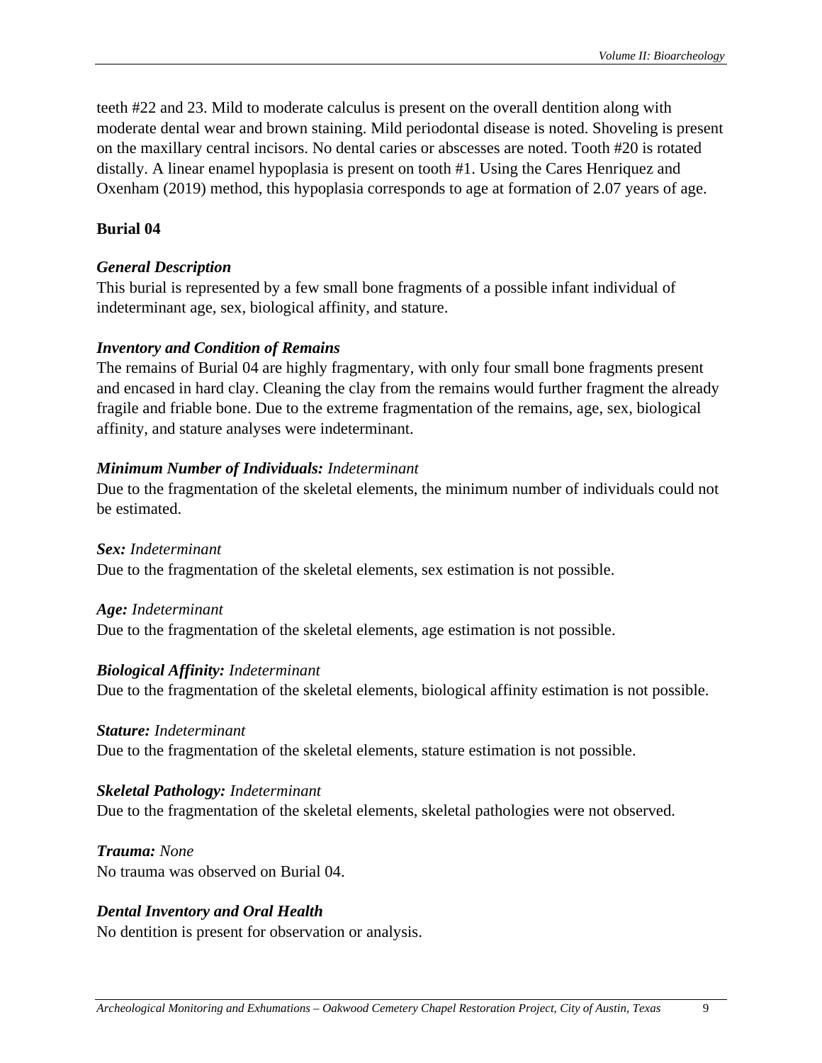teeth #22 and 23. Mild to moderate calculus is present on the overall dentition along with moderate dental wear and brown staining. Mild periodontal disease is noted. Shoveling is present on the maxillary central incisors. No dental caries or abscesses are noted. Tooth #20 is rotated distally. A linear enamel hypoplasia is present on tooth #1. Using the Cares Henriquez and Oxenham (2019) method, this hypoplasia corresponds to age at formation of 2.07 years of age.

## Burial 04

### *General Description*

This burial is represented by a few small bone fragments of a possible infant individual of indeterminant age, sex, biological affinity, and stature.

### *Inventory and Condition of Remains*

The remains of Burial 04 are highly fragmentary, with only four small bone fragments present and encased in hard clay. Cleaning the clay from the remains would further fragment the already fragile and friable bone. Due to the extreme fragmentation of the remains, age, sex, biological affinity, and stature analyses were indeterminant.

### *Minimum Number of Individuals:* Indeterminant

Due to the fragmentation of the skeletal elements, the minimum number of individuals could not be estimated.

### *Sex:* Indeterminant

Due to the fragmentation of the skeletal elements, sex estimation is not possible.

### *Age:* Indeterminant

Due to the fragmentation of the skeletal elements, age estimation is not possible.

### *Biological Affinity:* Indeterminant

Due to the fragmentation of the skeletal elements, biological affinity estimation is not possible.

### *Stature:* Indeterminant

Due to the fragmentation of the skeletal elements, stature estimation is not possible.

### *Skeletal Pathology:* Indeterminant

Due to the fragmentation of the skeletal elements, skeletal pathologies were not observed.

### *Trauma:* None

No trauma was observed on Burial 04.

### *Dental Inventory and Oral Health*

No dentition is present for observation or analysis.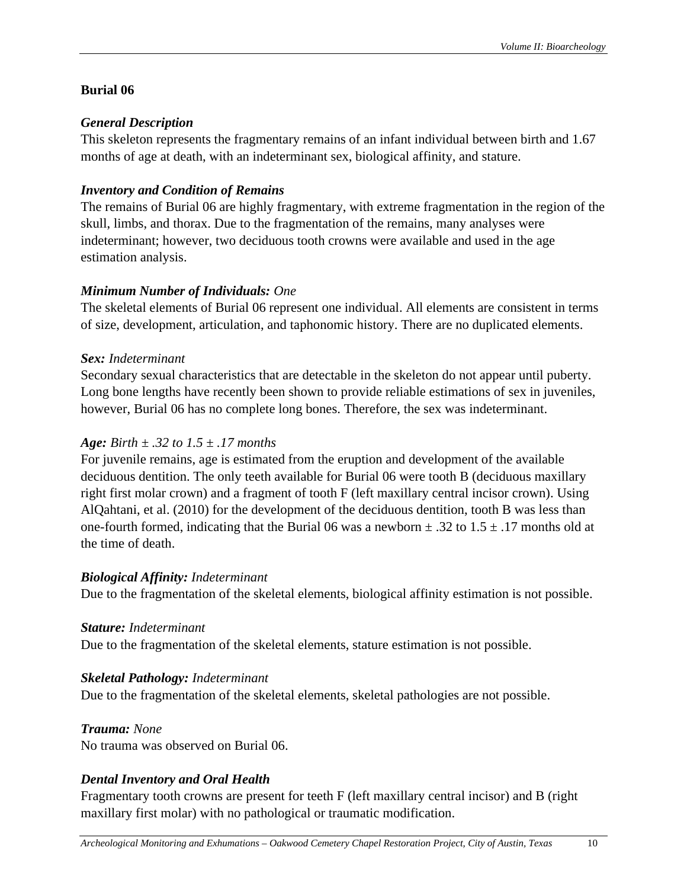## Burial 06

### *General Description*

This skeleton represents the fragmentary remains of an infant individual between birth and 1.67 months of age at death, with an indeterminant sex, biological affinity, and stature.

### *Inventory and Condition of Remains*

The remains of Burial 06 are highly fragmentary, with extreme fragmentation in the region of the skull, limbs, and thorax. Due to the fragmentation of the remains, many analyses were indeterminant; however, two deciduous tooth crowns were available and used in the age estimation analysis.

### ***Minimum Number of Individuals:*** *One*

The skeletal elements of Burial 06 represent one individual. All elements are consistent in terms of size, development, articulation, and taphonomic history. There are no duplicated elements.

### ***Sex:*** *Indeterminant*

Secondary sexual characteristics that are detectable in the skeleton do not appear until puberty. Long bone lengths have recently been shown to provide reliable estimations of sex in juveniles, however, Burial 06 has no complete long bones. Therefore, the sex was indeterminant.

### ***Age:*** *Birth ± .32 to 1.5 ± .17 months*

For juvenile remains, age is estimated from the eruption and development of the available deciduous dentition. The only teeth available for Burial 06 were tooth B (deciduous maxillary right first molar crown) and a fragment of tooth F (left maxillary central incisor crown). Using AlQahtani, et al. (2010) for the development of the deciduous dentition, tooth B was less than one-fourth formed, indicating that the Burial 06 was a newborn ± .32 to 1.5 ± .17 months old at the time of death.

### ***Biological Affinity:*** *Indeterminant*

Due to the fragmentation of the skeletal elements, biological affinity estimation is not possible.

### ***Stature:*** *Indeterminant*

Due to the fragmentation of the skeletal elements, stature estimation is not possible.

### ***Skeletal Pathology:*** *Indeterminant*

Due to the fragmentation of the skeletal elements, skeletal pathologies are not possible.

### ***Trauma:*** *None*

No trauma was observed on Burial 06.

### *Dental Inventory and Oral Health*

Fragmentary tooth crowns are present for teeth F (left maxillary central incisor) and B (right maxillary first molar) with no pathological or traumatic modification.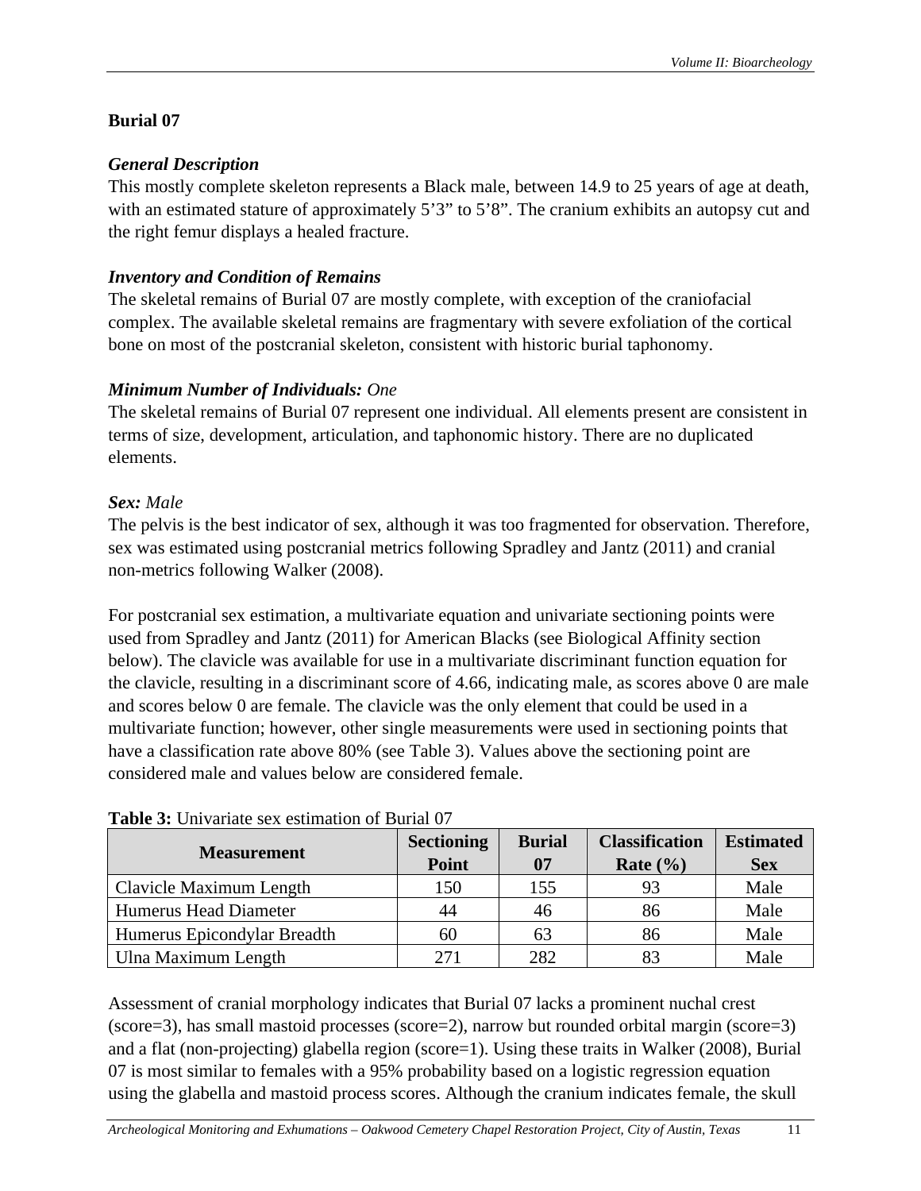## Burial 07

### *General Description*

This mostly complete skeleton represents a Black male, between 14.9 to 25 years of age at death, with an estimated stature of approximately 5'3" to 5'8". The cranium exhibits an autopsy cut and the right femur displays a healed fracture.

### *Inventory and Condition of Remains*

The skeletal remains of Burial 07 are mostly complete, with exception of the craniofacial complex. The available skeletal remains are fragmentary with severe exfoliation of the cortical bone on most of the postcranial skeleton, consistent with historic burial taphonomy.

### *Minimum Number of Individuals:* One

The skeletal remains of Burial 07 represent one individual. All elements present are consistent in terms of size, development, articulation, and taphonomic history. There are no duplicated elements.

### *Sex:* Male

The pelvis is the best indicator of sex, although it was too fragmented for observation. Therefore, sex was estimated using postcranial metrics following Spradley and Jantz (2011) and cranial non-metrics following Walker (2008).

For postcranial sex estimation, a multivariate equation and univariate sectioning points were used from Spradley and Jantz (2011) for American Blacks (see Biological Affinity section below). The clavicle was available for use in a multivariate discriminant function equation for the clavicle, resulting in a discriminant score of 4.66, indicating male, as scores above 0 are male and scores below 0 are female. The clavicle was the only element that could be used in a multivariate function; however, other single measurements were used in sectioning points that have a classification rate above 80% (see Table 3). Values above the sectioning point are considered male and values below are considered female.

**Table 3:** Univariate sex estimation of Burial 07

| Measurement | Sectioning Point | Burial 07 | Classification Rate (%) | Estimated Sex |
|---|---|---|---|---|
| Clavicle Maximum Length | 150 | 155 | 93 | Male |
| Humerus Head Diameter | 44 | 46 | 86 | Male |
| Humerus Epicondylar Breadth | 60 | 63 | 86 | Male |
| Ulna Maximum Length | 271 | 282 | 83 | Male |

Assessment of cranial morphology indicates that Burial 07 lacks a prominent nuchal crest (score=3), has small mastoid processes (score=2), narrow but rounded orbital margin (score=3) and a flat (non-projecting) glabella region (score=1). Using these traits in Walker (2008), Burial 07 is most similar to females with a 95% probability based on a logistic regression equation using the glabella and mastoid process scores. Although the cranium indicates female, the skull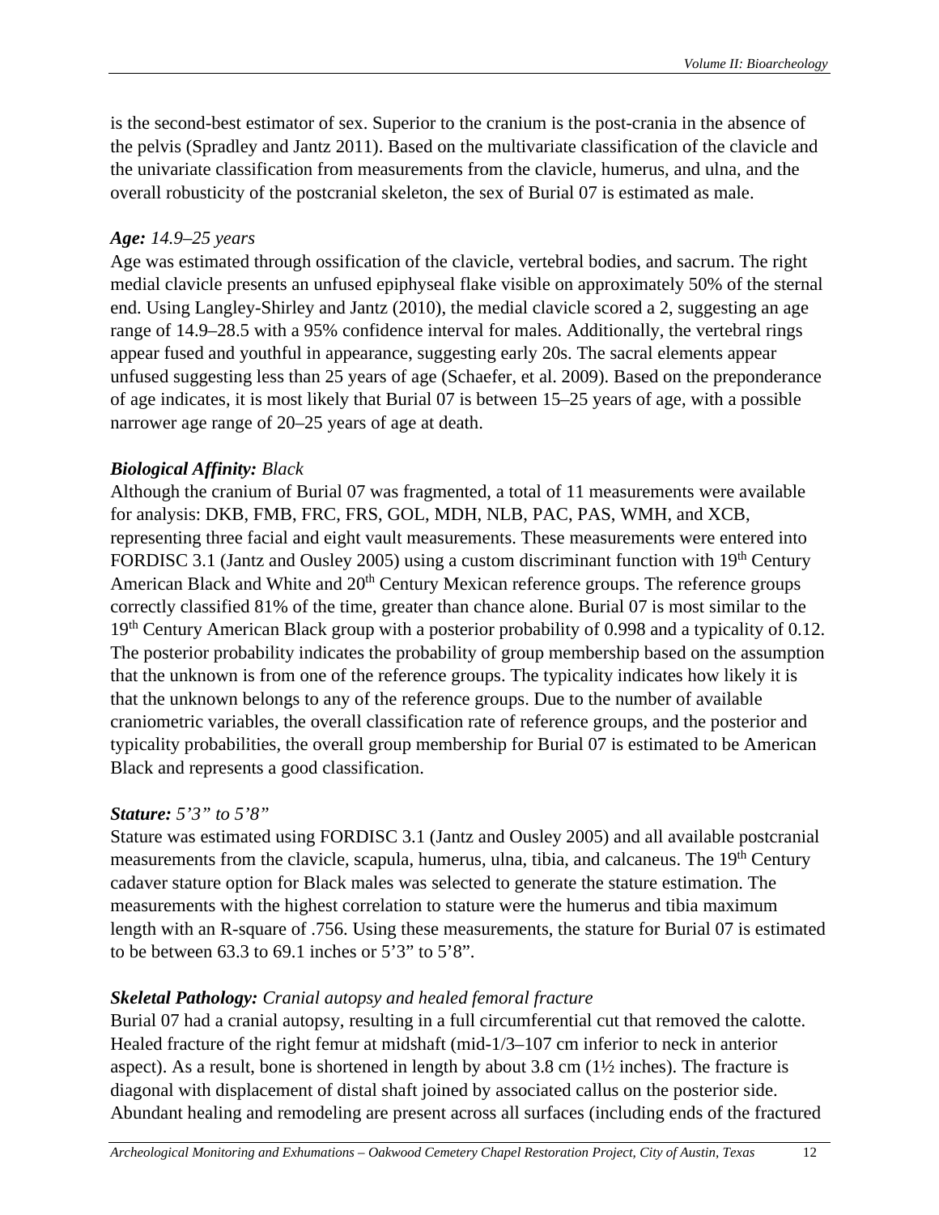is the second-best estimator of sex. Superior to the cranium is the post-crania in the absence of the pelvis (Spradley and Jantz 2011). Based on the multivariate classification of the clavicle and the univariate classification from measurements from the clavicle, humerus, and ulna, and the overall robusticity of the postcranial skeleton, the sex of Burial 07 is estimated as male.

***Age:*** *14.9–25 years*

Age was estimated through ossification of the clavicle, vertebral bodies, and sacrum. The right medial clavicle presents an unfused epiphyseal flake visible on approximately 50% of the sternal end. Using Langley-Shirley and Jantz (2010), the medial clavicle scored a 2, suggesting an age range of 14.9–28.5 with a 95% confidence interval for males. Additionally, the vertebral rings appear fused and youthful in appearance, suggesting early 20s. The sacral elements appear unfused suggesting less than 25 years of age (Schaefer, et al. 2009). Based on the preponderance of age indicates, it is most likely that Burial 07 is between 15–25 years of age, with a possible narrower age range of 20–25 years of age at death.

***Biological Affinity:*** *Black*

Although the cranium of Burial 07 was fragmented, a total of 11 measurements were available for analysis: DKB, FMB, FRC, FRS, GOL, MDH, NLB, PAC, PAS, WMH, and XCB, representing three facial and eight vault measurements. These measurements were entered into FORDISC 3.1 (Jantz and Ousley 2005) using a custom discriminant function with 19th Century American Black and White and 20th Century Mexican reference groups. The reference groups correctly classified 81% of the time, greater than chance alone. Burial 07 is most similar to the 19th Century American Black group with a posterior probability of 0.998 and a typicality of 0.12. The posterior probability indicates the probability of group membership based on the assumption that the unknown is from one of the reference groups. The typicality indicates how likely it is that the unknown belongs to any of the reference groups. Due to the number of available craniometric variables, the overall classification rate of reference groups, and the posterior and typicality probabilities, the overall group membership for Burial 07 is estimated to be American Black and represents a good classification.

***Stature:*** *5'3" to 5'8"*

Stature was estimated using FORDISC 3.1 (Jantz and Ousley 2005) and all available postcranial measurements from the clavicle, scapula, humerus, ulna, tibia, and calcaneus. The 19th Century cadaver stature option for Black males was selected to generate the stature estimation. The measurements with the highest correlation to stature were the humerus and tibia maximum length with an R-square of .756. Using these measurements, the stature for Burial 07 is estimated to be between 63.3 to 69.1 inches or 5'3" to 5'8".

***Skeletal Pathology:*** *Cranial autopsy and healed femoral fracture*

Burial 07 had a cranial autopsy, resulting in a full circumferential cut that removed the calotte. Healed fracture of the right femur at midshaft (mid-1/3–107 cm inferior to neck in anterior aspect). As a result, bone is shortened in length by about 3.8 cm (1½ inches). The fracture is diagonal with displacement of distal shaft joined by associated callus on the posterior side. Abundant healing and remodeling are present across all surfaces (including ends of the fractured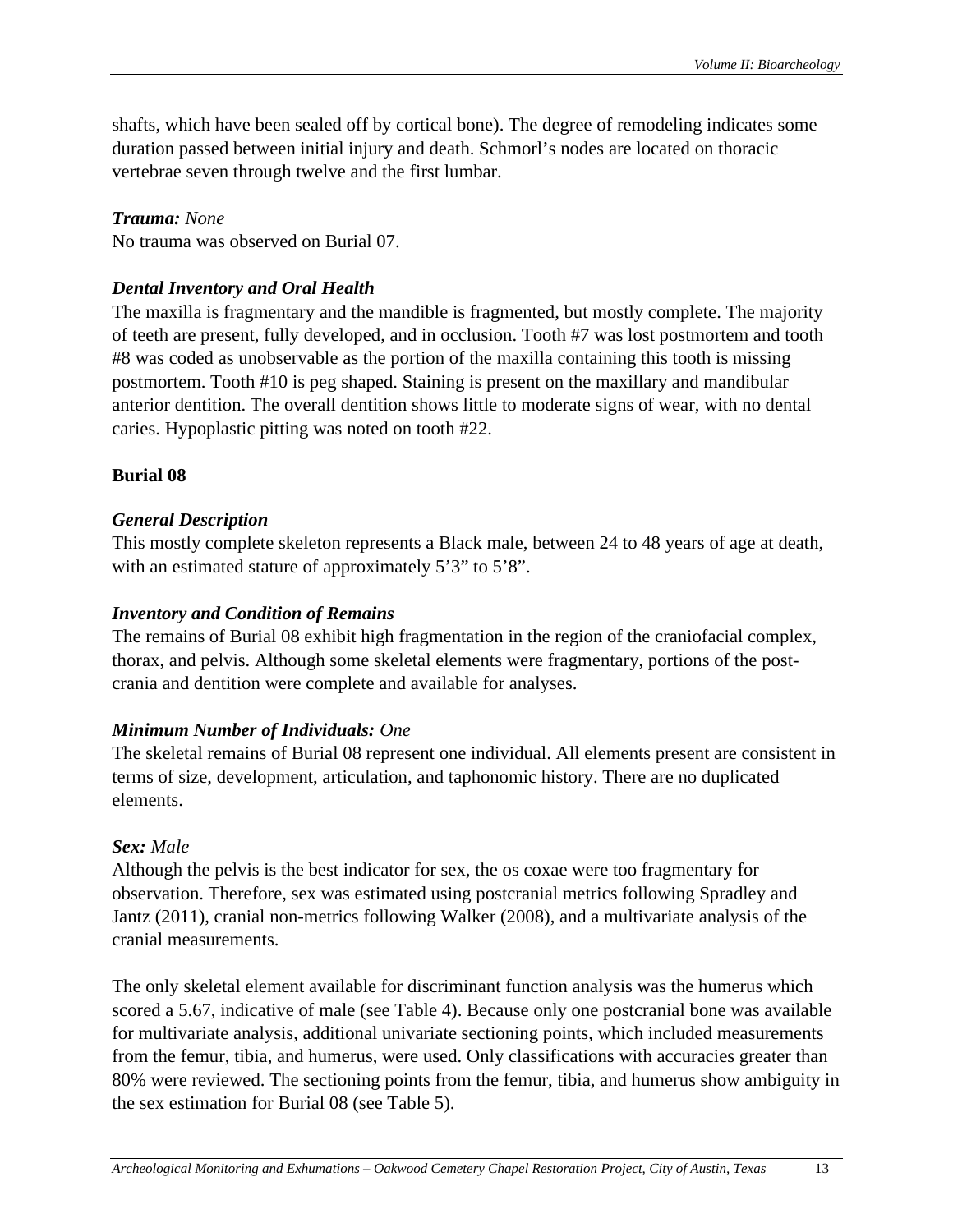shafts, which have been sealed off by cortical bone). The degree of remodeling indicates some duration passed between initial injury and death. Schmorl's nodes are located on thoracic vertebrae seven through twelve and the first lumbar.

***Trauma:*** *None*
No trauma was observed on Burial 07.

***Dental Inventory and Oral Health***
The maxilla is fragmentary and the mandible is fragmented, but mostly complete. The majority of teeth are present, fully developed, and in occlusion. Tooth #7 was lost postmortem and tooth #8 was coded as unobservable as the portion of the maxilla containing this tooth is missing postmortem. Tooth #10 is peg shaped. Staining is present on the maxillary and mandibular anterior dentition. The overall dentition shows little to moderate signs of wear, with no dental caries. Hypoplastic pitting was noted on tooth #22.

**Burial 08**

***General Description***
This mostly complete skeleton represents a Black male, between 24 to 48 years of age at death, with an estimated stature of approximately 5'3" to 5'8".

***Inventory and Condition of Remains***
The remains of Burial 08 exhibit high fragmentation in the region of the craniofacial complex, thorax, and pelvis. Although some skeletal elements were fragmentary, portions of the post-crania and dentition were complete and available for analyses.

***Minimum Number of Individuals:*** *One*
The skeletal remains of Burial 08 represent one individual. All elements present are consistent in terms of size, development, articulation, and taphonomic history. There are no duplicated elements.

***Sex:*** *Male*
Although the pelvis is the best indicator for sex, the os coxae were too fragmentary for observation. Therefore, sex was estimated using postcranial metrics following Spradley and Jantz (2011), cranial non-metrics following Walker (2008), and a multivariate analysis of the cranial measurements.

The only skeletal element available for discriminant function analysis was the humerus which scored a 5.67, indicative of male (see Table 4). Because only one postcranial bone was available for multivariate analysis, additional univariate sectioning points, which included measurements from the femur, tibia, and humerus, were used. Only classifications with accuracies greater than 80% were reviewed. The sectioning points from the femur, tibia, and humerus show ambiguity in the sex estimation for Burial 08 (see Table 5).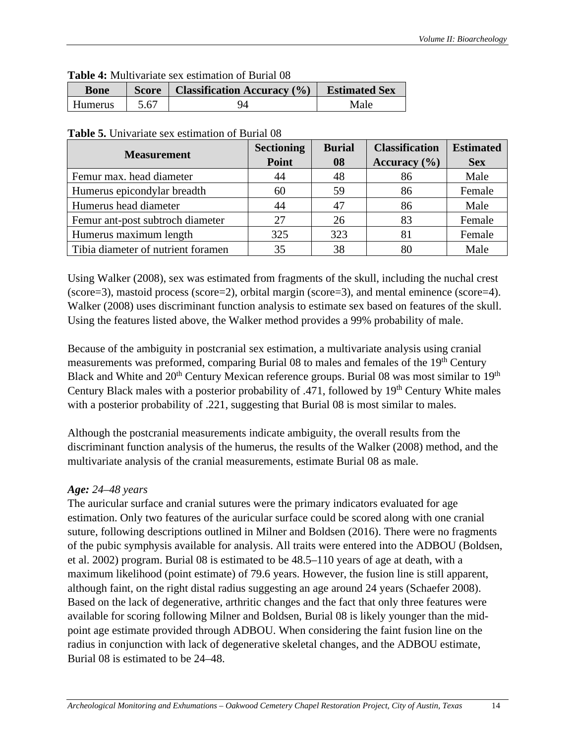**Table 4:** Multivariate sex estimation of Burial 08

| Bone | Score | Classification Accuracy (%) | Estimated Sex |
|---|---|---|---|
| Humerus | 5.67 | 94 | Male |

**Table 5.** Univariate sex estimation of Burial 08

| Measurement | Sectioning Point | Burial 08 | Classification Accuracy (%) | Estimated Sex |
|---|---|---|---|---|
| Femur max. head diameter | 44 | 48 | 86 | Male |
| Humerus epicondylar breadth | 60 | 59 | 86 | Female |
| Humerus head diameter | 44 | 47 | 86 | Male |
| Femur ant-post subtroch diameter | 27 | 26 | 83 | Female |
| Humerus maximum length | 325 | 323 | 81 | Female |
| Tibia diameter of nutrient foramen | 35 | 38 | 80 | Male |

Using Walker (2008), sex was estimated from fragments of the skull, including the nuchal crest (score=3), mastoid process (score=2), orbital margin (score=3), and mental eminence (score=4). Walker (2008) uses discriminant function analysis to estimate sex based on features of the skull. Using the features listed above, the Walker method provides a 99% probability of male.

Because of the ambiguity in postcranial sex estimation, a multivariate analysis using cranial measurements was preformed, comparing Burial 08 to males and females of the 19th Century Black and White and 20th Century Mexican reference groups. Burial 08 was most similar to 19th Century Black males with a posterior probability of .471, followed by 19th Century White males with a posterior probability of .221, suggesting that Burial 08 is most similar to males.

Although the postcranial measurements indicate ambiguity, the overall results from the discriminant function analysis of the humerus, the results of the Walker (2008) method, and the multivariate analysis of the cranial measurements, estimate Burial 08 as male.

***Age:*** *24–48 years*

The auricular surface and cranial sutures were the primary indicators evaluated for age estimation. Only two features of the auricular surface could be scored along with one cranial suture, following descriptions outlined in Milner and Boldsen (2016). There were no fragments of the pubic symphysis available for analysis. All traits were entered into the ADBOU (Boldsen, et al. 2002) program. Burial 08 is estimated to be 48.5–110 years of age at death, with a maximum likelihood (point estimate) of 79.6 years. However, the fusion line is still apparent, although faint, on the right distal radius suggesting an age around 24 years (Schaefer 2008). Based on the lack of degenerative, arthritic changes and the fact that only three features were available for scoring following Milner and Boldsen, Burial 08 is likely younger than the mid-point age estimate provided through ADBOU. When considering the faint fusion line on the radius in conjunction with lack of degenerative skeletal changes, and the ADBOU estimate, Burial 08 is estimated to be 24–48.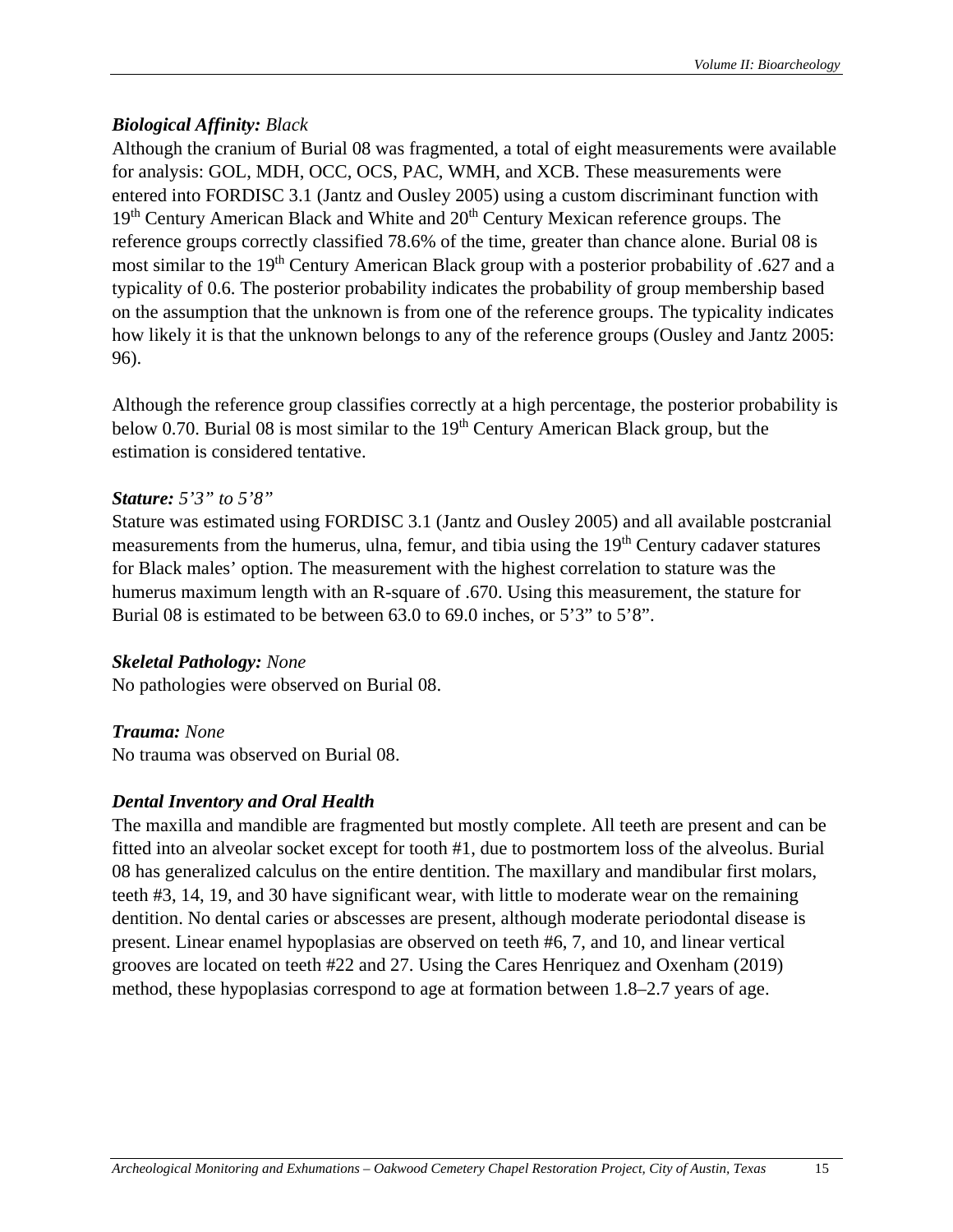***Biological Affinity:*** *Black*

Although the cranium of Burial 08 was fragmented, a total of eight measurements were available for analysis: GOL, MDH, OCC, OCS, PAC, WMH, and XCB. These measurements were entered into FORDISC 3.1 (Jantz and Ousley 2005) using a custom discriminant function with 19th Century American Black and White and 20th Century Mexican reference groups. The reference groups correctly classified 78.6% of the time, greater than chance alone. Burial 08 is most similar to the 19th Century American Black group with a posterior probability of .627 and a typicality of 0.6. The posterior probability indicates the probability of group membership based on the assumption that the unknown is from one of the reference groups. The typicality indicates how likely it is that the unknown belongs to any of the reference groups (Ousley and Jantz 2005: 96).

Although the reference group classifies correctly at a high percentage, the posterior probability is below 0.70. Burial 08 is most similar to the 19th Century American Black group, but the estimation is considered tentative.

***Stature:*** *5'3" to 5'8"*

Stature was estimated using FORDISC 3.1 (Jantz and Ousley 2005) and all available postcranial measurements from the humerus, ulna, femur, and tibia using the 19th Century cadaver statures for Black males' option. The measurement with the highest correlation to stature was the humerus maximum length with an R-square of .670. Using this measurement, the stature for Burial 08 is estimated to be between 63.0 to 69.0 inches, or 5'3" to 5'8".

***Skeletal Pathology:*** *None*

No pathologies were observed on Burial 08.

***Trauma:*** *None*

No trauma was observed on Burial 08.

***Dental Inventory and Oral Health***

The maxilla and mandible are fragmented but mostly complete. All teeth are present and can be fitted into an alveolar socket except for tooth #1, due to postmortem loss of the alveolus. Burial 08 has generalized calculus on the entire dentition. The maxillary and mandibular first molars, teeth #3, 14, 19, and 30 have significant wear, with little to moderate wear on the remaining dentition. No dental caries or abscesses are present, although moderate periodontal disease is present. Linear enamel hypoplasias are observed on teeth #6, 7, and 10, and linear vertical grooves are located on teeth #22 and 27. Using the Cares Henriquez and Oxenham (2019) method, these hypoplasias correspond to age at formation between 1.8–2.7 years of age.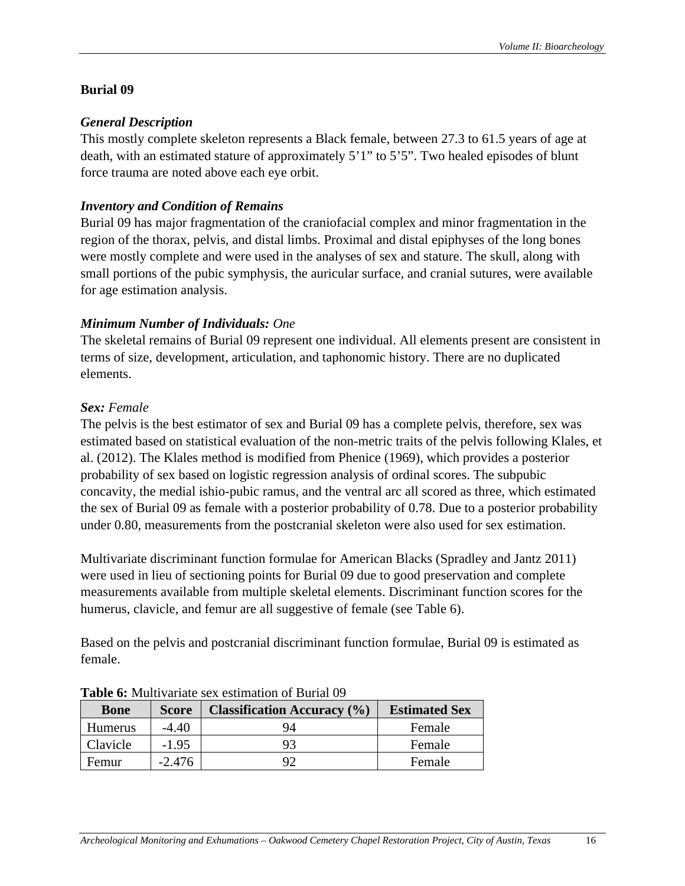## Burial 09

### *General Description*

This mostly complete skeleton represents a Black female, between 27.3 to 61.5 years of age at death, with an estimated stature of approximately 5’1” to 5’5”. Two healed episodes of blunt force trauma are noted above each eye orbit.

### *Inventory and Condition of Remains*

Burial 09 has major fragmentation of the craniofacial complex and minor fragmentation in the region of the thorax, pelvis, and distal limbs. Proximal and distal epiphyses of the long bones were mostly complete and were used in the analyses of sex and stature. The skull, along with small portions of the pubic symphysis, the auricular surface, and cranial sutures, were available for age estimation analysis.

### *Minimum Number of Individuals: One*

The skeletal remains of Burial 09 represent one individual. All elements present are consistent in terms of size, development, articulation, and taphonomic history. There are no duplicated elements.

### *Sex: Female*

The pelvis is the best estimator of sex and Burial 09 has a complete pelvis, therefore, sex was estimated based on statistical evaluation of the non-metric traits of the pelvis following Klales, et al. (2012). The Klales method is modified from Phenice (1969), which provides a posterior probability of sex based on logistic regression analysis of ordinal scores. The subpubic concavity, the medial ishio-pubic ramus, and the ventral arc all scored as three, which estimated the sex of Burial 09 as female with a posterior probability of 0.78. Due to a posterior probability under 0.80, measurements from the postcranial skeleton were also used for sex estimation.

Multivariate discriminant function formulae for American Blacks (Spradley and Jantz 2011) were used in lieu of sectioning points for Burial 09 due to good preservation and complete measurements available from multiple skeletal elements. Discriminant function scores for the humerus, clavicle, and femur are all suggestive of female (see Table 6).

Based on the pelvis and postcranial discriminant function formulae, Burial 09 is estimated as female.

**Table 6:** Multivariate sex estimation of Burial 09

| Bone | Score | Classification Accuracy (%) | Estimated Sex |
|---|---|---|---|
| Humerus | -4.40 | 94 | Female |
| Clavicle | -1.95 | 93 | Female |
| Femur | -2.476 | 92 | Female |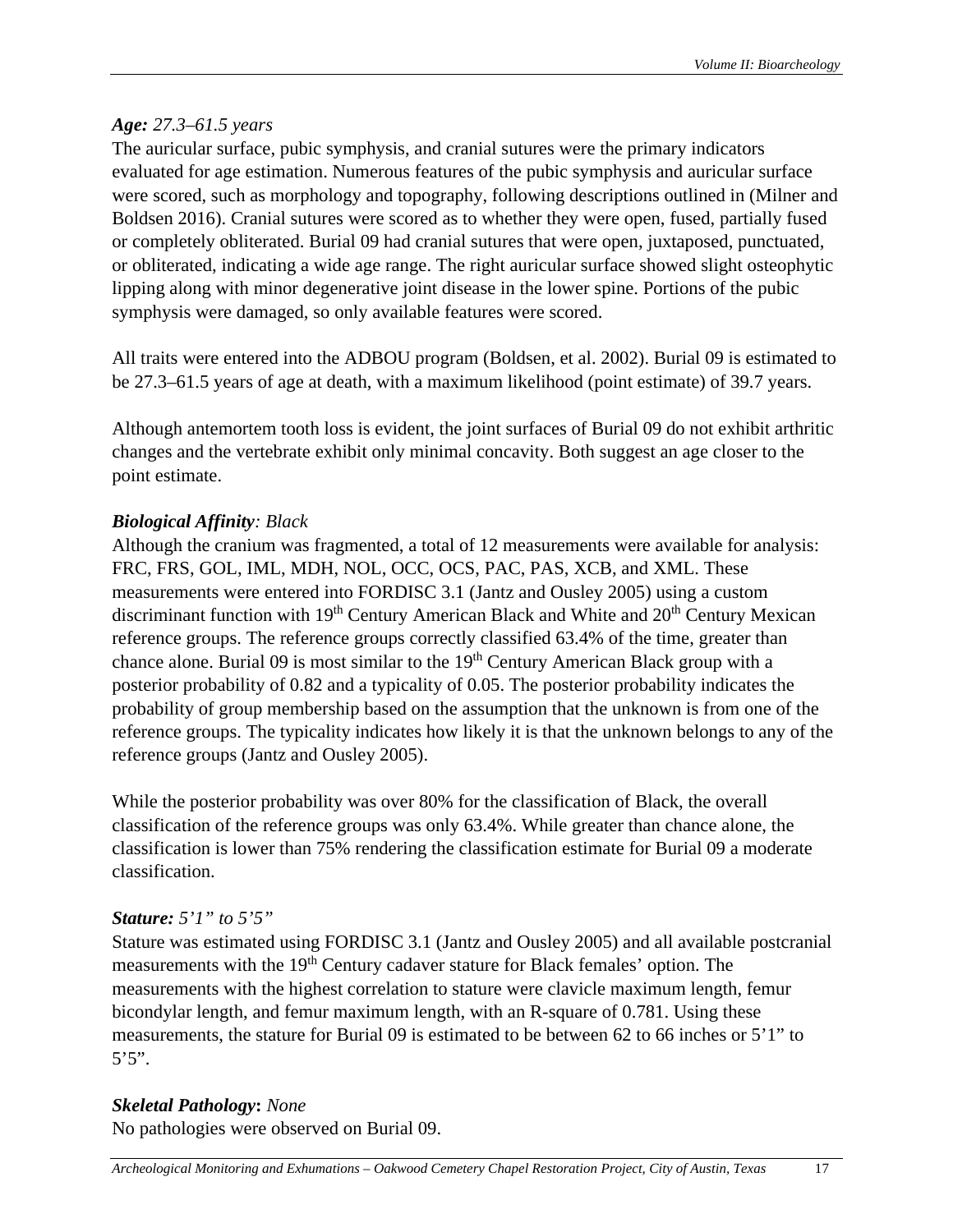***Age:*** *27.3–61.5 years*
The auricular surface, pubic symphysis, and cranial sutures were the primary indicators evaluated for age estimation. Numerous features of the pubic symphysis and auricular surface were scored, such as morphology and topography, following descriptions outlined in (Milner and Boldsen 2016). Cranial sutures were scored as to whether they were open, fused, partially fused or completely obliterated. Burial 09 had cranial sutures that were open, juxtaposed, punctuated, or obliterated, indicating a wide age range. The right auricular surface showed slight osteophytic lipping along with minor degenerative joint disease in the lower spine. Portions of the pubic symphysis were damaged, so only available features were scored.

All traits were entered into the ADBOU program (Boldsen, et al. 2002). Burial 09 is estimated to be 27.3–61.5 years of age at death, with a maximum likelihood (point estimate) of 39.7 years.

Although antemortem tooth loss is evident, the joint surfaces of Burial 09 do not exhibit arthritic changes and the vertebrate exhibit only minimal concavity. Both suggest an age closer to the point estimate.

***Biological Affinity****: Black*
Although the cranium was fragmented, a total of 12 measurements were available for analysis: FRC, FRS, GOL, IML, MDH, NOL, OCC, OCS, PAC, PAS, XCB, and XML. These measurements were entered into FORDISC 3.1 (Jantz and Ousley 2005) using a custom discriminant function with 19th Century American Black and White and 20th Century Mexican reference groups. The reference groups correctly classified 63.4% of the time, greater than chance alone. Burial 09 is most similar to the 19th Century American Black group with a posterior probability of 0.82 and a typicality of 0.05. The posterior probability indicates the probability of group membership based on the assumption that the unknown is from one of the reference groups. The typicality indicates how likely it is that the unknown belongs to any of the reference groups (Jantz and Ousley 2005).

While the posterior probability was over 80% for the classification of Black, the overall classification of the reference groups was only 63.4%. While greater than chance alone, the classification is lower than 75% rendering the classification estimate for Burial 09 a moderate classification.

***Stature:*** *5'1" to 5'5"*
Stature was estimated using FORDISC 3.1 (Jantz and Ousley 2005) and all available postcranial measurements with the 19th Century cadaver stature for Black females' option. The measurements with the highest correlation to stature were clavicle maximum length, femur bicondylar length, and femur maximum length, with an R-square of 0.781. Using these measurements, the stature for Burial 09 is estimated to be between 62 to 66 inches or 5'1" to 5'5".

***Skeletal Pathology*****:** *None*
No pathologies were observed on Burial 09.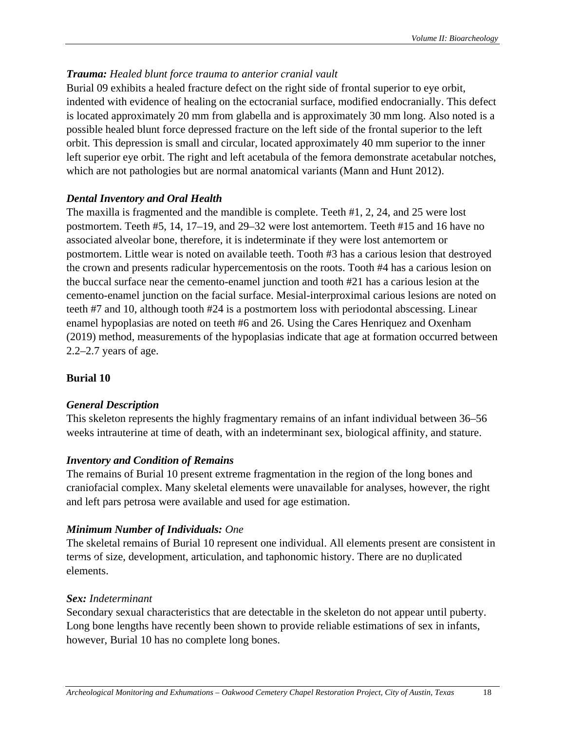***Trauma:*** *Healed blunt force trauma to anterior cranial vault*

Burial 09 exhibits a healed fracture defect on the right side of frontal superior to eye orbit, indented with evidence of healing on the ectocranial surface, modified endocranially. This defect is located approximately 20 mm from glabella and is approximately 30 mm long. Also noted is a possible healed blunt force depressed fracture on the left side of the frontal superior to the left orbit. This depression is small and circular, located approximately 40 mm superior to the inner left superior eye orbit. The right and left acetabula of the femora demonstrate acetabular notches, which are not pathologies but are normal anatomical variants (Mann and Hunt 2012).

***Dental Inventory and Oral Health***

The maxilla is fragmented and the mandible is complete. Teeth #1, 2, 24, and 25 were lost postmortem. Teeth #5, 14, 17–19, and 29–32 were lost antemortem. Teeth #15 and 16 have no associated alveolar bone, therefore, it is indeterminate if they were lost antemortem or postmortem. Little wear is noted on available teeth. Tooth #3 has a carious lesion that destroyed the crown and presents radicular hypercementosis on the roots. Tooth #4 has a carious lesion on the buccal surface near the cemento-enamel junction and tooth #21 has a carious lesion at the cemento-enamel junction on the facial surface. Mesial-interproximal carious lesions are noted on teeth #7 and 10, although tooth #24 is a postmortem loss with periodontal abscessing. Linear enamel hypoplasias are noted on teeth #6 and 26. Using the Cares Henriquez and Oxenham (2019) method, measurements of the hypoplasias indicate that age at formation occurred between 2.2–2.7 years of age.

**Burial 10**

***General Description***

This skeleton represents the highly fragmentary remains of an infant individual between 36–56 weeks intrauterine at time of death, with an indeterminant sex, biological affinity, and stature.

***Inventory and Condition of Remains***

The remains of Burial 10 present extreme fragmentation in the region of the long bones and craniofacial complex. Many skeletal elements were unavailable for analyses, however, the right and left pars petrosa were available and used for age estimation.

***Minimum Number of Individuals:*** *One*

The skeletal remains of Burial 10 represent one individual. All elements present are consistent in terms of size, development, articulation, and taphonomic history. There are no duplicated elements.

***Sex:*** *Indeterminant*

Secondary sexual characteristics that are detectable in the skeleton do not appear until puberty. Long bone lengths have recently been shown to provide reliable estimations of sex in infants, however, Burial 10 has no complete long bones.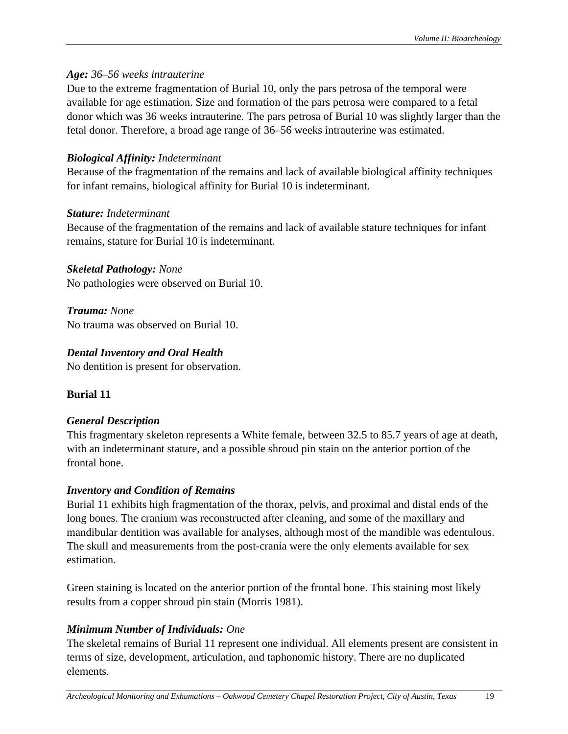***Age:*** *36–56 weeks intrauterine*
Due to the extreme fragmentation of Burial 10, only the pars petrosa of the temporal were available for age estimation. Size and formation of the pars petrosa were compared to a fetal donor which was 36 weeks intrauterine. The pars petrosa of Burial 10 was slightly larger than the fetal donor. Therefore, a broad age range of 36–56 weeks intrauterine was estimated.

***Biological Affinity:*** *Indeterminant*
Because of the fragmentation of the remains and lack of available biological affinity techniques for infant remains, biological affinity for Burial 10 is indeterminant.

***Stature:*** *Indeterminant*
Because of the fragmentation of the remains and lack of available stature techniques for infant remains, stature for Burial 10 is indeterminant.

***Skeletal Pathology:*** *None*
No pathologies were observed on Burial 10.

***Trauma:*** *None*
No trauma was observed on Burial 10.

***Dental Inventory and Oral Health***
No dentition is present for observation.

**Burial 11**

***General Description***
This fragmentary skeleton represents a White female, between 32.5 to 85.7 years of age at death, with an indeterminant stature, and a possible shroud pin stain on the anterior portion of the frontal bone.

***Inventory and Condition of Remains***
Burial 11 exhibits high fragmentation of the thorax, pelvis, and proximal and distal ends of the long bones. The cranium was reconstructed after cleaning, and some of the maxillary and mandibular dentition was available for analyses, although most of the mandible was edentulous. The skull and measurements from the post-crania were the only elements available for sex estimation.

Green staining is located on the anterior portion of the frontal bone. This staining most likely results from a copper shroud pin stain (Morris 1981).

***Minimum Number of Individuals:*** *One*
The skeletal remains of Burial 11 represent one individual. All elements present are consistent in terms of size, development, articulation, and taphonomic history. There are no duplicated elements.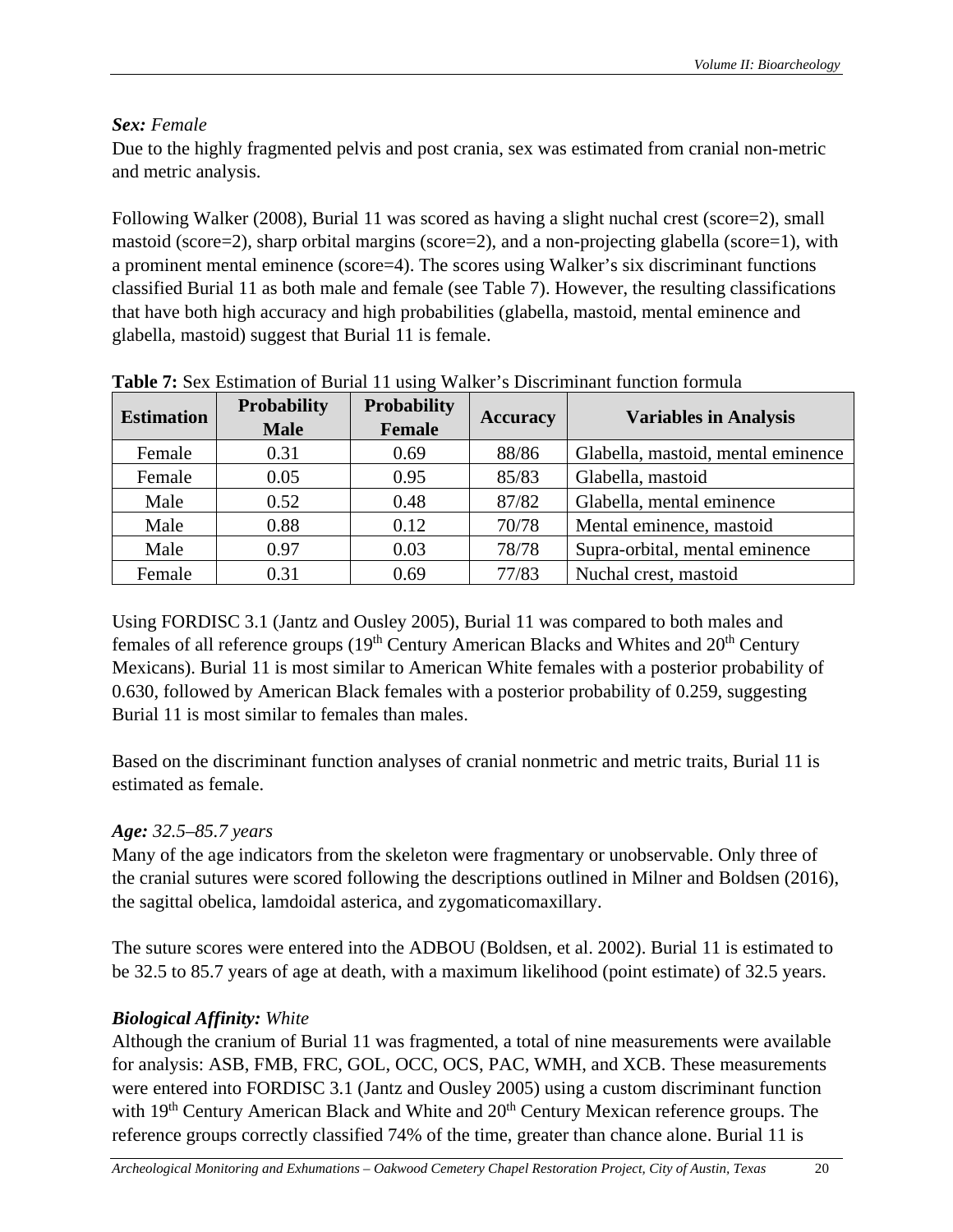***Sex:*** *Female*

Due to the highly fragmented pelvis and post crania, sex was estimated from cranial non-metric and metric analysis.

Following Walker (2008), Burial 11 was scored as having a slight nuchal crest (score=2), small mastoid (score=2), sharp orbital margins (score=2), and a non-projecting glabella (score=1), with a prominent mental eminence (score=4). The scores using Walker's six discriminant functions classified Burial 11 as both male and female (see Table 7). However, the resulting classifications that have both high accuracy and high probabilities (glabella, mastoid, mental eminence and glabella, mastoid) suggest that Burial 11 is female.

**Table 7:** Sex Estimation of Burial 11 using Walker's Discriminant function formula

| Estimation | Probability Male | Probability Female | Accuracy | Variables in Analysis |
|---|---|---|---|---|
| Female | 0.31 | 0.69 | 88/86 | Glabella, mastoid, mental eminence |
| Female | 0.05 | 0.95 | 85/83 | Glabella, mastoid |
| Male | 0.52 | 0.48 | 87/82 | Glabella, mental eminence |
| Male | 0.88 | 0.12 | 70/78 | Mental eminence, mastoid |
| Male | 0.97 | 0.03 | 78/78 | Supra-orbital, mental eminence |
| Female | 0.31 | 0.69 | 77/83 | Nuchal crest, mastoid |

Using FORDISC 3.1 (Jantz and Ousley 2005), Burial 11 was compared to both males and females of all reference groups (19th Century American Blacks and Whites and 20th Century Mexicans). Burial 11 is most similar to American White females with a posterior probability of 0.630, followed by American Black females with a posterior probability of 0.259, suggesting Burial 11 is most similar to females than males.

Based on the discriminant function analyses of cranial nonmetric and metric traits, Burial 11 is estimated as female.

***Age:*** *32.5–85.7 years*

Many of the age indicators from the skeleton were fragmentary or unobservable. Only three of the cranial sutures were scored following the descriptions outlined in Milner and Boldsen (2016), the sagittal obelica, lamdoidal asterica, and zygomaticomaxillary.

The suture scores were entered into the ADBOU (Boldsen, et al. 2002). Burial 11 is estimated to be 32.5 to 85.7 years of age at death, with a maximum likelihood (point estimate) of 32.5 years.

***Biological Affinity:*** *White*

Although the cranium of Burial 11 was fragmented, a total of nine measurements were available for analysis: ASB, FMB, FRC, GOL, OCC, OCS, PAC, WMH, and XCB. These measurements were entered into FORDISC 3.1 (Jantz and Ousley 2005) using a custom discriminant function with 19th Century American Black and White and 20th Century Mexican reference groups. The reference groups correctly classified 74% of the time, greater than chance alone. Burial 11 is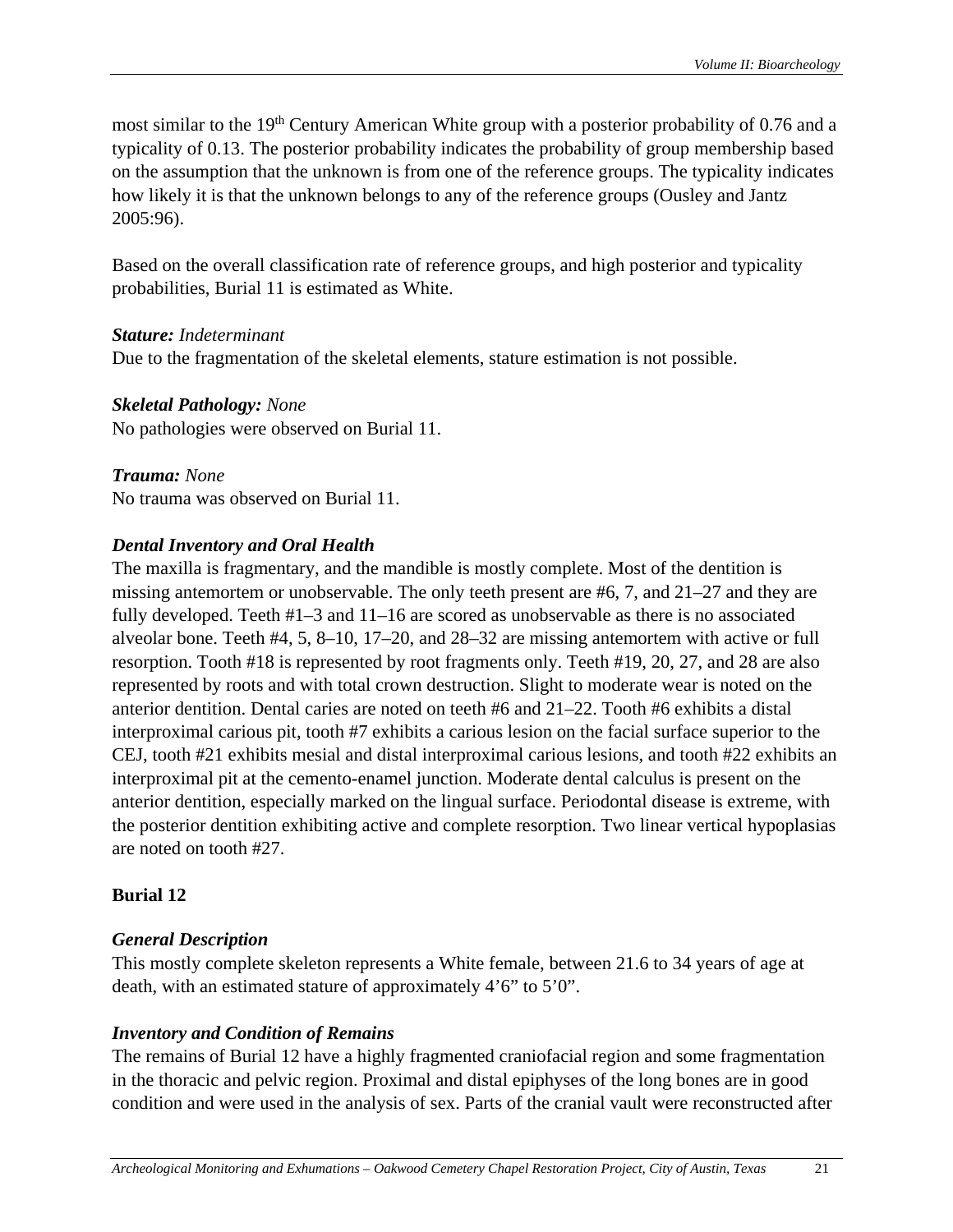most similar to the 19th Century American White group with a posterior probability of 0.76 and a typicality of 0.13. The posterior probability indicates the probability of group membership based on the assumption that the unknown is from one of the reference groups. The typicality indicates how likely it is that the unknown belongs to any of the reference groups (Ousley and Jantz 2005:96).

Based on the overall classification rate of reference groups, and high posterior and typicality probabilities, Burial 11 is estimated as White.

***Stature:*** *Indeterminant*
Due to the fragmentation of the skeletal elements, stature estimation is not possible.

***Skeletal Pathology:*** *None*
No pathologies were observed on Burial 11.

***Trauma:*** *None*
No trauma was observed on Burial 11.

***Dental Inventory and Oral Health***
The maxilla is fragmentary, and the mandible is mostly complete. Most of the dentition is missing antemortem or unobservable. The only teeth present are #6, 7, and 21–27 and they are fully developed. Teeth #1–3 and 11–16 are scored as unobservable as there is no associated alveolar bone. Teeth #4, 5, 8–10, 17–20, and 28–32 are missing antemortem with active or full resorption. Tooth #18 is represented by root fragments only. Teeth #19, 20, 27, and 28 are also represented by roots and with total crown destruction. Slight to moderate wear is noted on the anterior dentition. Dental caries are noted on teeth #6 and 21–22. Tooth #6 exhibits a distal interproximal carious pit, tooth #7 exhibits a carious lesion on the facial surface superior to the CEJ, tooth #21 exhibits mesial and distal interproximal carious lesions, and tooth #22 exhibits an interproximal pit at the cemento-enamel junction. Moderate dental calculus is present on the anterior dentition, especially marked on the lingual surface. Periodontal disease is extreme, with the posterior dentition exhibiting active and complete resorption. Two linear vertical hypoplasias are noted on tooth #27.

## Burial 12

***General Description***
This mostly complete skeleton represents a White female, between 21.6 to 34 years of age at death, with an estimated stature of approximately 4’6” to 5’0”.

***Inventory and Condition of Remains***
The remains of Burial 12 have a highly fragmented craniofacial region and some fragmentation in the thoracic and pelvic region. Proximal and distal epiphyses of the long bones are in good condition and were used in the analysis of sex. Parts of the cranial vault were reconstructed after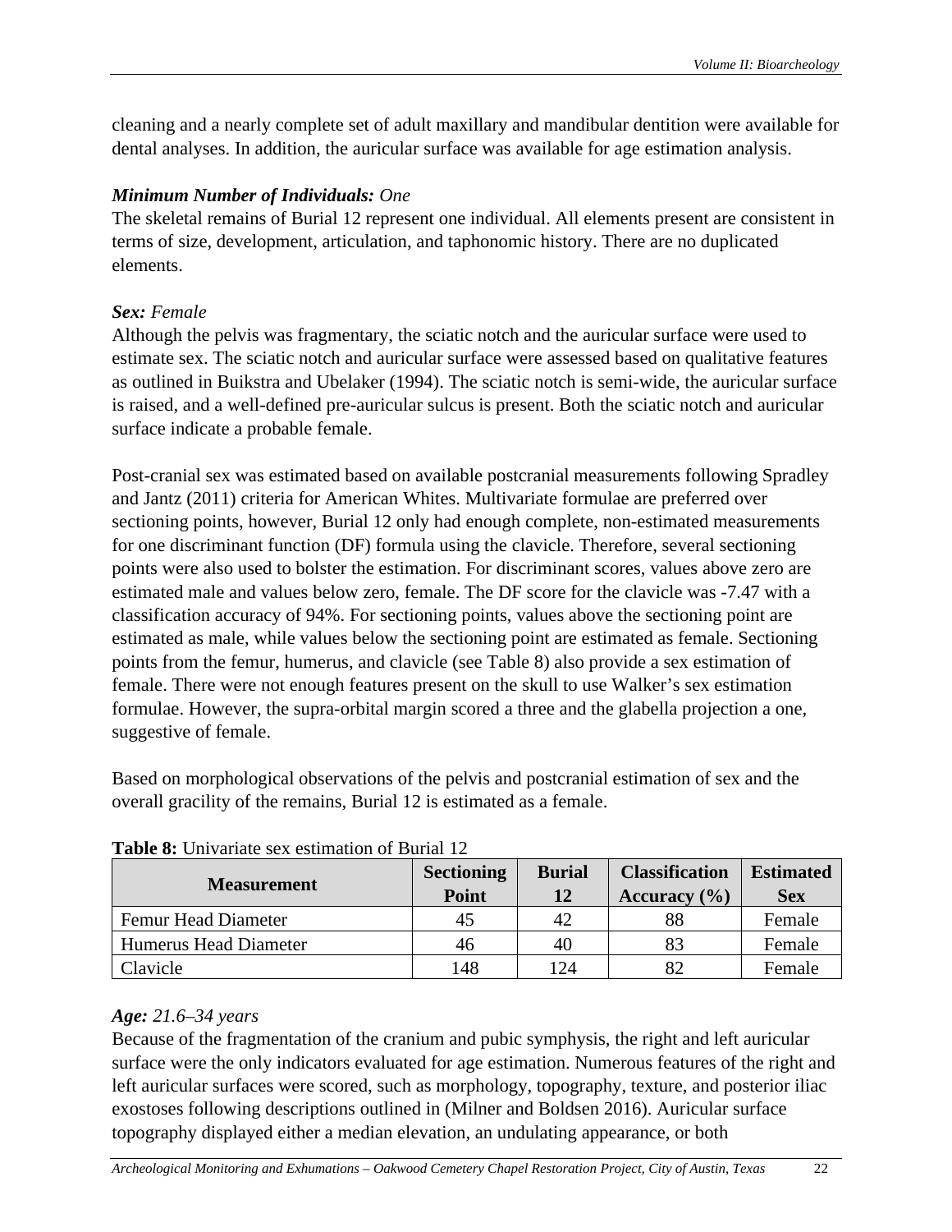cleaning and a nearly complete set of adult maxillary and mandibular dentition were available for dental analyses. In addition, the auricular surface was available for age estimation analysis.

***Minimum Number of Individuals:*** *One*

The skeletal remains of Burial 12 represent one individual. All elements present are consistent in terms of size, development, articulation, and taphonomic history. There are no duplicated elements.

***Sex:*** *Female*

Although the pelvis was fragmentary, the sciatic notch and the auricular surface were used to estimate sex. The sciatic notch and auricular surface were assessed based on qualitative features as outlined in Buikstra and Ubelaker (1994). The sciatic notch is semi-wide, the auricular surface is raised, and a well-defined pre-auricular sulcus is present. Both the sciatic notch and auricular surface indicate a probable female.

Post-cranial sex was estimated based on available postcranial measurements following Spradley and Jantz (2011) criteria for American Whites. Multivariate formulae are preferred over sectioning points, however, Burial 12 only had enough complete, non-estimated measurements for one discriminant function (DF) formula using the clavicle. Therefore, several sectioning points were also used to bolster the estimation. For discriminant scores, values above zero are estimated male and values below zero, female. The DF score for the clavicle was -7.47 with a classification accuracy of 94%. For sectioning points, values above the sectioning point are estimated as male, while values below the sectioning point are estimated as female. Sectioning points from the femur, humerus, and clavicle (see Table 8) also provide a sex estimation of female. There were not enough features present on the skull to use Walker's sex estimation formulae. However, the supra-orbital margin scored a three and the glabella projection a one, suggestive of female.

Based on morphological observations of the pelvis and postcranial estimation of sex and the overall gracility of the remains, Burial 12 is estimated as a female.

**Table 8:** Univariate sex estimation of Burial 12

| Measurement | Sectioning Point | Burial 12 | Classification Accuracy (%) | Estimated Sex |
|---|---|---|---|---|
| Femur Head Diameter | 45 | 42 | 88 | Female |
| Humerus Head Diameter | 46 | 40 | 83 | Female |
| Clavicle | 148 | 124 | 82 | Female |

***Age:*** *21.6–34 years*

Because of the fragmentation of the cranium and pubic symphysis, the right and left auricular surface were the only indicators evaluated for age estimation. Numerous features of the right and left auricular surfaces were scored, such as morphology, topography, texture, and posterior iliac exostoses following descriptions outlined in (Milner and Boldsen 2016). Auricular surface topography displayed either a median elevation, an undulating appearance, or both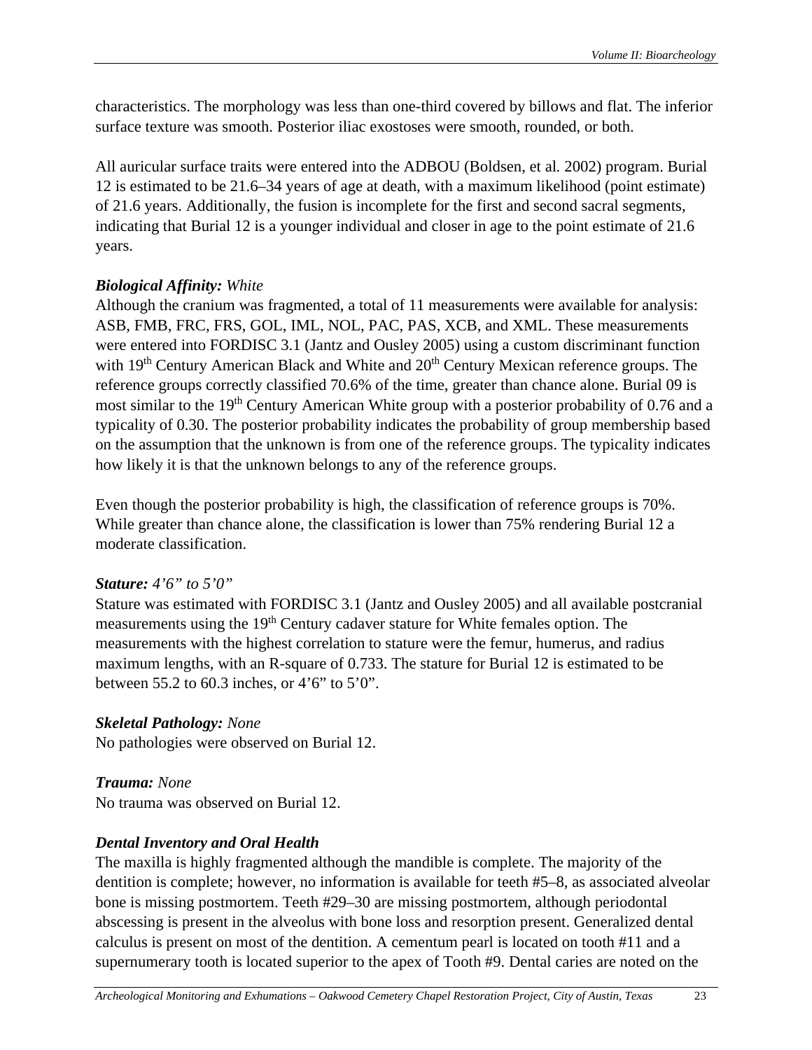characteristics. The morphology was less than one-third covered by billows and flat. The inferior surface texture was smooth. Posterior iliac exostoses were smooth, rounded, or both.

All auricular surface traits were entered into the ADBOU (Boldsen, et al. 2002) program. Burial 12 is estimated to be 21.6–34 years of age at death, with a maximum likelihood (point estimate) of 21.6 years. Additionally, the fusion is incomplete for the first and second sacral segments, indicating that Burial 12 is a younger individual and closer in age to the point estimate of 21.6 years.

***Biological Affinity:*** *White*
Although the cranium was fragmented, a total of 11 measurements were available for analysis: ASB, FMB, FRC, FRS, GOL, IML, NOL, PAC, PAS, XCB, and XML. These measurements were entered into FORDISC 3.1 (Jantz and Ousley 2005) using a custom discriminant function with 19th Century American Black and White and 20th Century Mexican reference groups. The reference groups correctly classified 70.6% of the time, greater than chance alone. Burial 09 is most similar to the 19th Century American White group with a posterior probability of 0.76 and a typicality of 0.30. The posterior probability indicates the probability of group membership based on the assumption that the unknown is from one of the reference groups. The typicality indicates how likely it is that the unknown belongs to any of the reference groups.

Even though the posterior probability is high, the classification of reference groups is 70%. While greater than chance alone, the classification is lower than 75% rendering Burial 12 a moderate classification.

***Stature:*** *4'6" to 5'0"*
Stature was estimated with FORDISC 3.1 (Jantz and Ousley 2005) and all available postcranial measurements using the 19th Century cadaver stature for White females option. The measurements with the highest correlation to stature were the femur, humerus, and radius maximum lengths, with an R-square of 0.733. The stature for Burial 12 is estimated to be between 55.2 to 60.3 inches, or 4'6" to 5'0".

***Skeletal Pathology:*** *None*
No pathologies were observed on Burial 12.

***Trauma:*** *None*
No trauma was observed on Burial 12.

***Dental Inventory and Oral Health***
The maxilla is highly fragmented although the mandible is complete. The majority of the dentition is complete; however, no information is available for teeth #5–8, as associated alveolar bone is missing postmortem. Teeth #29–30 are missing postmortem, although periodontal abscessing is present in the alveolus with bone loss and resorption present. Generalized dental calculus is present on most of the dentition. A cementum pearl is located on tooth #11 and a supernumerary tooth is located superior to the apex of Tooth #9. Dental caries are noted on the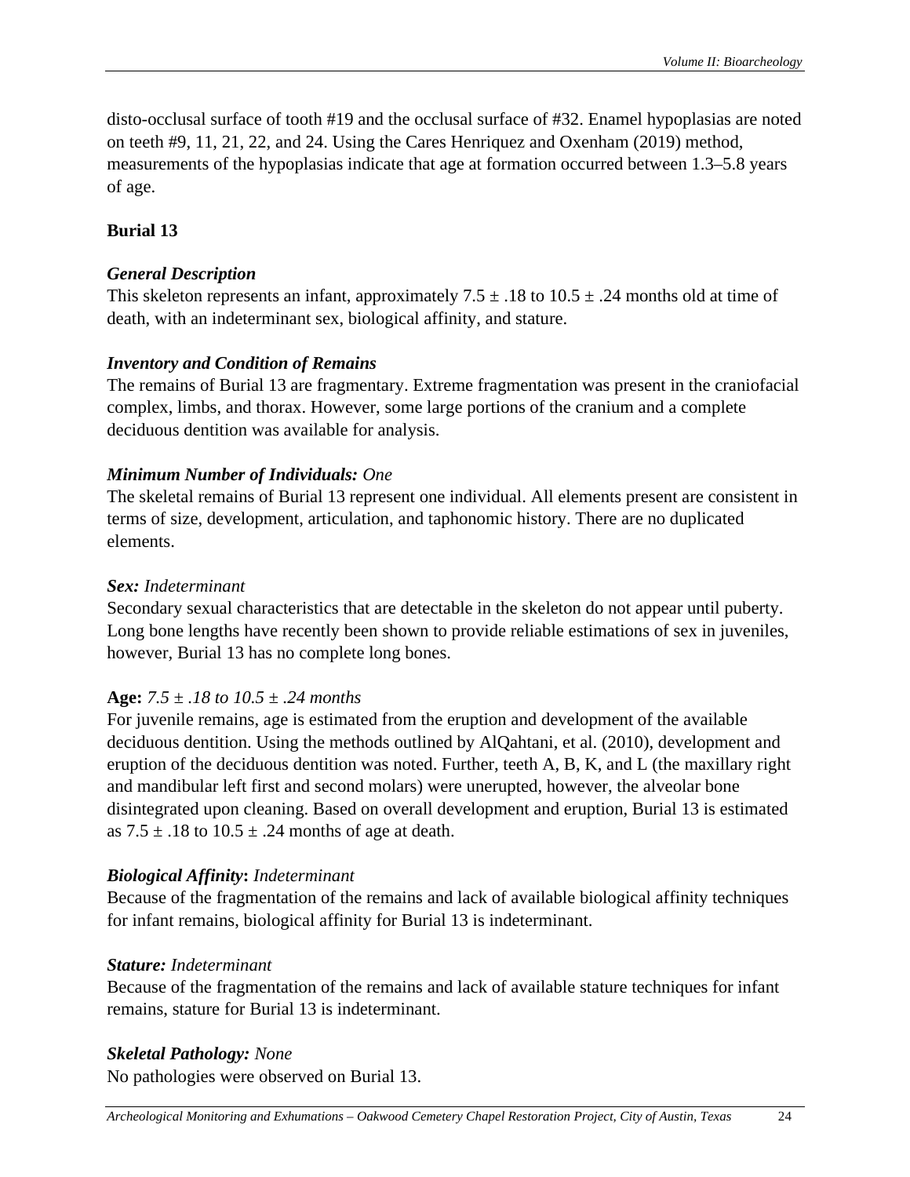disto-occlusal surface of tooth #19 and the occlusal surface of #32. Enamel hypoplasias are noted on teeth #9, 11, 21, 22, and 24. Using the Cares Henriquez and Oxenham (2019) method, measurements of the hypoplasias indicate that age at formation occurred between 1.3–5.8 years of age.

## Burial 13

### *General Description*

This skeleton represents an infant, approximately 7.5 ± .18 to 10.5 ± .24 months old at time of death, with an indeterminant sex, biological affinity, and stature.

### *Inventory and Condition of Remains*

The remains of Burial 13 are fragmentary. Extreme fragmentation was present in the craniofacial complex, limbs, and thorax. However, some large portions of the cranium and a complete deciduous dentition was available for analysis.

### *Minimum Number of Individuals:* One

The skeletal remains of Burial 13 represent one individual. All elements present are consistent in terms of size, development, articulation, and taphonomic history. There are no duplicated elements.

### *Sex:* Indeterminant

Secondary sexual characteristics that are detectable in the skeleton do not appear until puberty. Long bone lengths have recently been shown to provide reliable estimations of sex in juveniles, however, Burial 13 has no complete long bones.

### **Age:** *7.5 ± .18 to 10.5 ± .24 months*

For juvenile remains, age is estimated from the eruption and development of the available deciduous dentition. Using the methods outlined by AlQahtani, et al. (2010), development and eruption of the deciduous dentition was noted. Further, teeth A, B, K, and L (the maxillary right and mandibular left first and second molars) were unerupted, however, the alveolar bone disintegrated upon cleaning. Based on overall development and eruption, Burial 13 is estimated as 7.5 ± .18 to 10.5 ± .24 months of age at death.

### *Biological Affinity***:** *Indeterminant*

Because of the fragmentation of the remains and lack of available biological affinity techniques for infant remains, biological affinity for Burial 13 is indeterminant.

### *Stature:* Indeterminant

Because of the fragmentation of the remains and lack of available stature techniques for infant remains, stature for Burial 13 is indeterminant.

### *Skeletal Pathology:* None

No pathologies were observed on Burial 13.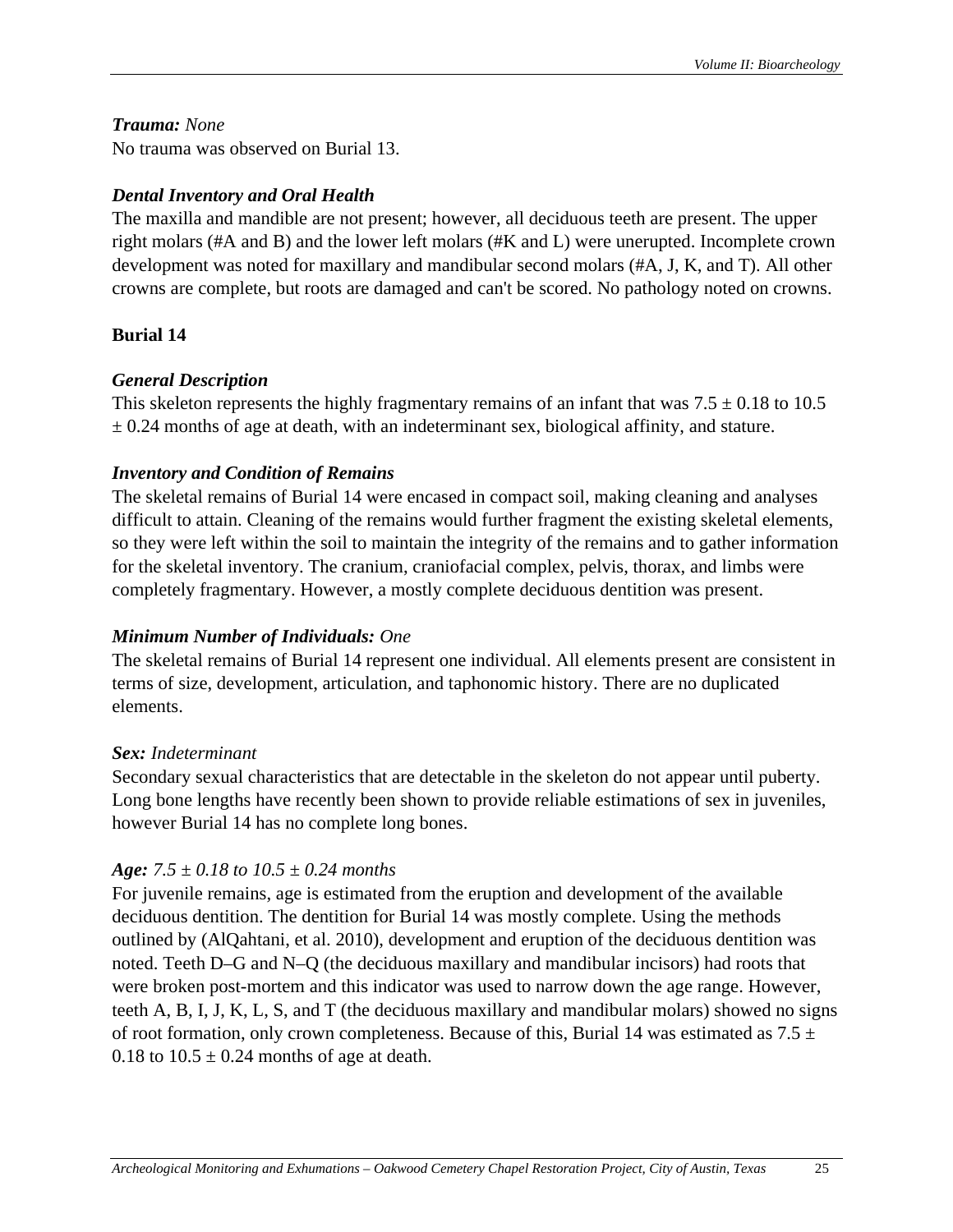***Trauma:*** *None*
No trauma was observed on Burial 13.

***Dental Inventory and Oral Health***
The maxilla and mandible are not present; however, all deciduous teeth are present. The upper right molars (#A and B) and the lower left molars (#K and L) were unerupted. Incomplete crown development was noted for maxillary and mandibular second molars (#A, J, K, and T). All other crowns are complete, but roots are damaged and can't be scored. No pathology noted on crowns.

**Burial 14**

***General Description***
This skeleton represents the highly fragmentary remains of an infant that was 7.5 ± 0.18 to 10.5 ± 0.24 months of age at death, with an indeterminant sex, biological affinity, and stature.

***Inventory and Condition of Remains***
The skeletal remains of Burial 14 were encased in compact soil, making cleaning and analyses difficult to attain. Cleaning of the remains would further fragment the existing skeletal elements, so they were left within the soil to maintain the integrity of the remains and to gather information for the skeletal inventory. The cranium, craniofacial complex, pelvis, thorax, and limbs were completely fragmentary. However, a mostly complete deciduous dentition was present.

***Minimum Number of Individuals:*** *One*
The skeletal remains of Burial 14 represent one individual. All elements present are consistent in terms of size, development, articulation, and taphonomic history. There are no duplicated elements.

***Sex:*** *Indeterminant*
Secondary sexual characteristics that are detectable in the skeleton do not appear until puberty. Long bone lengths have recently been shown to provide reliable estimations of sex in juveniles, however Burial 14 has no complete long bones.

***Age:*** *7.5 ± 0.18 to 10.5 ± 0.24 months*
For juvenile remains, age is estimated from the eruption and development of the available deciduous dentition. The dentition for Burial 14 was mostly complete. Using the methods outlined by (AlQahtani, et al. 2010), development and eruption of the deciduous dentition was noted. Teeth D–G and N–Q (the deciduous maxillary and mandibular incisors) had roots that were broken post-mortem and this indicator was used to narrow down the age range. However, teeth A, B, I, J, K, L, S, and T (the deciduous maxillary and mandibular molars) showed no signs of root formation, only crown completeness. Because of this, Burial 14 was estimated as 7.5 ± 0.18 to 10.5 ± 0.24 months of age at death.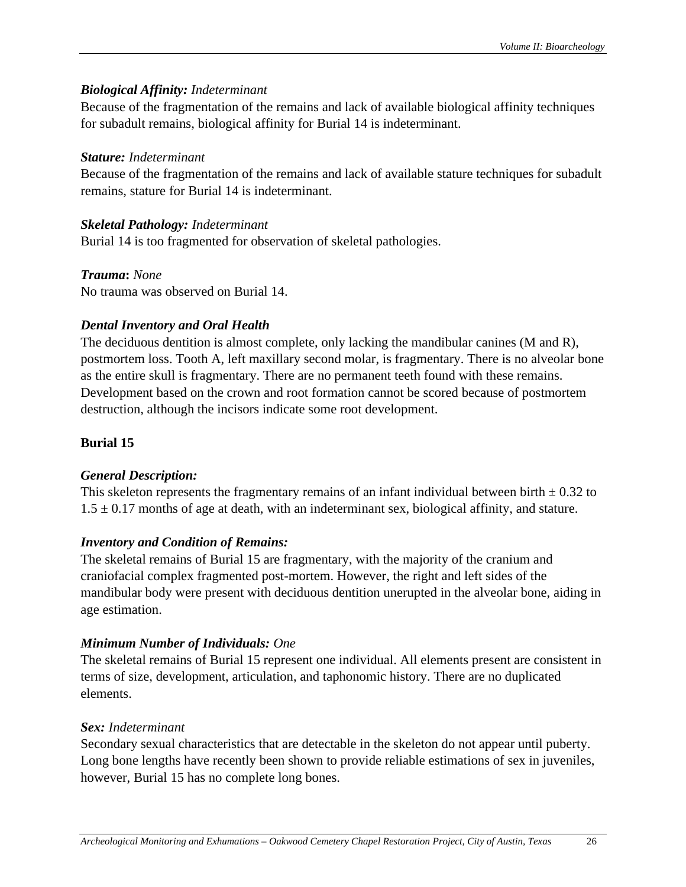***Biological Affinity:*** *Indeterminant*
Because of the fragmentation of the remains and lack of available biological affinity techniques for subadult remains, biological affinity for Burial 14 is indeterminant.

***Stature:*** *Indeterminant*
Because of the fragmentation of the remains and lack of available stature techniques for subadult remains, stature for Burial 14 is indeterminant.

***Skeletal Pathology:*** *Indeterminant*
Burial 14 is too fragmented for observation of skeletal pathologies.

***Trauma*****:** *None*
No trauma was observed on Burial 14.

***Dental Inventory and Oral Health***
The deciduous dentition is almost complete, only lacking the mandibular canines (M and R), postmortem loss. Tooth A, left maxillary second molar, is fragmentary. There is no alveolar bone as the entire skull is fragmentary. There are no permanent teeth found with these remains. Development based on the crown and root formation cannot be scored because of postmortem destruction, although the incisors indicate some root development.

## Burial 15

***General Description:***
This skeleton represents the fragmentary remains of an infant individual between birth $\pm$ 0.32 to 1.5 $\pm$ 0.17 months of age at death, with an indeterminant sex, biological affinity, and stature.

***Inventory and Condition of Remains:***
The skeletal remains of Burial 15 are fragmentary, with the majority of the cranium and craniofacial complex fragmented post-mortem. However, the right and left sides of the mandibular body were present with deciduous dentition unerupted in the alveolar bone, aiding in age estimation.

***Minimum Number of Individuals:*** *One*
The skeletal remains of Burial 15 represent one individual. All elements present are consistent in terms of size, development, articulation, and taphonomic history. There are no duplicated elements.

***Sex:*** *Indeterminant*
Secondary sexual characteristics that are detectable in the skeleton do not appear until puberty. Long bone lengths have recently been shown to provide reliable estimations of sex in juveniles, however, Burial 15 has no complete long bones.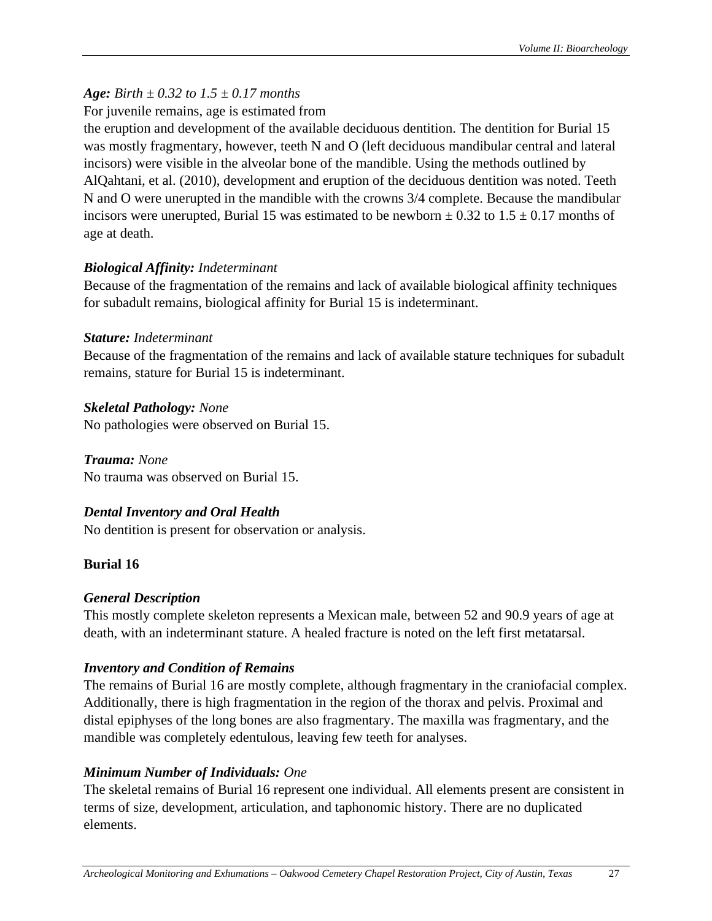***Age:*** *Birth ± 0.32 to 1.5 ± 0.17 months*

For juvenile remains, age is estimated from the eruption and development of the available deciduous dentition. The dentition for Burial 15 was mostly fragmentary, however, teeth N and O (left deciduous mandibular central and lateral incisors) were visible in the alveolar bone of the mandible. Using the methods outlined by AlQahtani, et al. (2010), development and eruption of the deciduous dentition was noted. Teeth N and O were unerupted in the mandible with the crowns 3/4 complete. Because the mandibular incisors were unerupted, Burial 15 was estimated to be newborn ± 0.32 to 1.5 ± 0.17 months of age at death.

***Biological Affinity:*** *Indeterminant*

Because of the fragmentation of the remains and lack of available biological affinity techniques for subadult remains, biological affinity for Burial 15 is indeterminant.

***Stature:*** *Indeterminant*

Because of the fragmentation of the remains and lack of available stature techniques for subadult remains, stature for Burial 15 is indeterminant.

***Skeletal Pathology:*** *None*

No pathologies were observed on Burial 15.

***Trauma:*** *None*

No trauma was observed on Burial 15.

***Dental Inventory and Oral Health***

No dentition is present for observation or analysis.

**Burial 16**

***General Description***

This mostly complete skeleton represents a Mexican male, between 52 and 90.9 years of age at death, with an indeterminant stature. A healed fracture is noted on the left first metatarsal.

***Inventory and Condition of Remains***

The remains of Burial 16 are mostly complete, although fragmentary in the craniofacial complex. Additionally, there is high fragmentation in the region of the thorax and pelvis. Proximal and distal epiphyses of the long bones are also fragmentary. The maxilla was fragmentary, and the mandible was completely edentulous, leaving few teeth for analyses.

***Minimum Number of Individuals:*** *One*

The skeletal remains of Burial 16 represent one individual. All elements present are consistent in terms of size, development, articulation, and taphonomic history. There are no duplicated elements.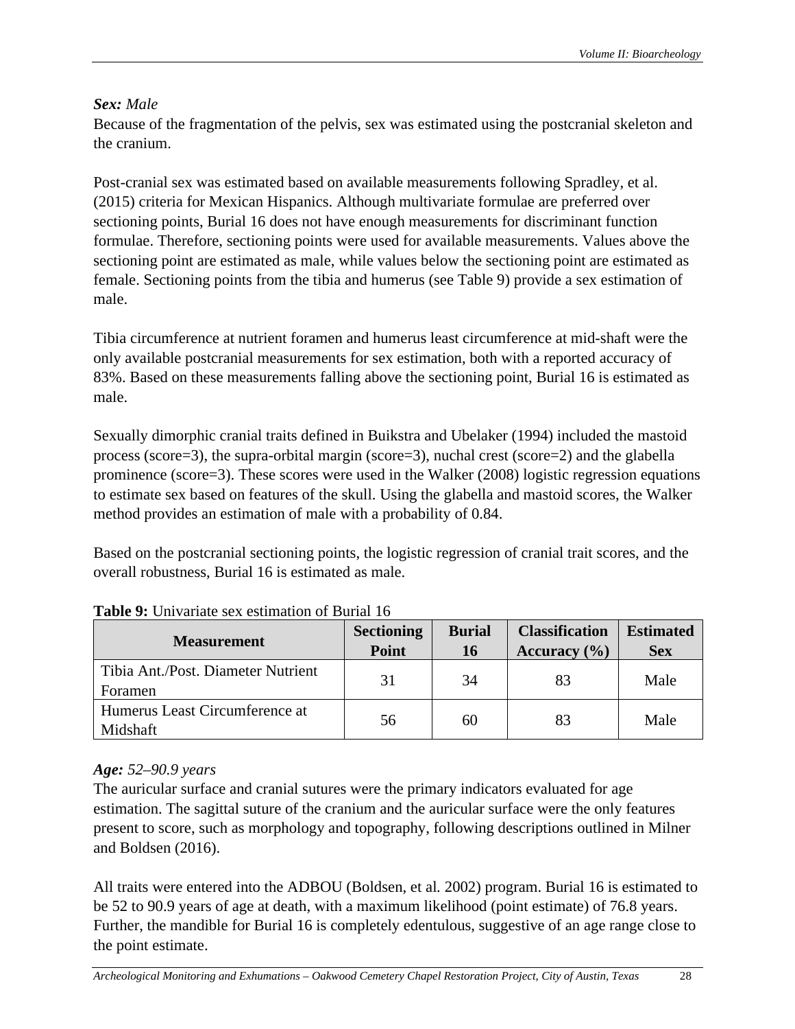***Sex:*** *Male*

Because of the fragmentation of the pelvis, sex was estimated using the postcranial skeleton and the cranium.

Post-cranial sex was estimated based on available measurements following Spradley, et al. (2015) criteria for Mexican Hispanics. Although multivariate formulae are preferred over sectioning points, Burial 16 does not have enough measurements for discriminant function formulae. Therefore, sectioning points were used for available measurements. Values above the sectioning point are estimated as male, while values below the sectioning point are estimated as female. Sectioning points from the tibia and humerus (see Table 9) provide a sex estimation of male.

Tibia circumference at nutrient foramen and humerus least circumference at mid-shaft were the only available postcranial measurements for sex estimation, both with a reported accuracy of 83%. Based on these measurements falling above the sectioning point, Burial 16 is estimated as male.

Sexually dimorphic cranial traits defined in Buikstra and Ubelaker (1994) included the mastoid process (score=3), the supra-orbital margin (score=3), nuchal crest (score=2) and the glabella prominence (score=3). These scores were used in the Walker (2008) logistic regression equations to estimate sex based on features of the skull. Using the glabella and mastoid scores, the Walker method provides an estimation of male with a probability of 0.84.

Based on the postcranial sectioning points, the logistic regression of cranial trait scores, and the overall robustness, Burial 16 is estimated as male.

**Table 9:** Univariate sex estimation of Burial 16

| Measurement | Sectioning Point | Burial 16 | Classification Accuracy (%) | Estimated Sex |
|---|---|---|---|---|
| Tibia Ant./Post. Diameter Nutrient Foramen | 31 | 34 | 83 | Male |
| Humerus Least Circumference at Midshaft | 56 | 60 | 83 | Male |

***Age:*** *52–90.9 years*

The auricular surface and cranial sutures were the primary indicators evaluated for age estimation. The sagittal suture of the cranium and the auricular surface were the only features present to score, such as morphology and topography, following descriptions outlined in Milner and Boldsen (2016).

All traits were entered into the ADBOU (Boldsen, et al. 2002) program. Burial 16 is estimated to be 52 to 90.9 years of age at death, with a maximum likelihood (point estimate) of 76.8 years. Further, the mandible for Burial 16 is completely edentulous, suggestive of an age range close to the point estimate.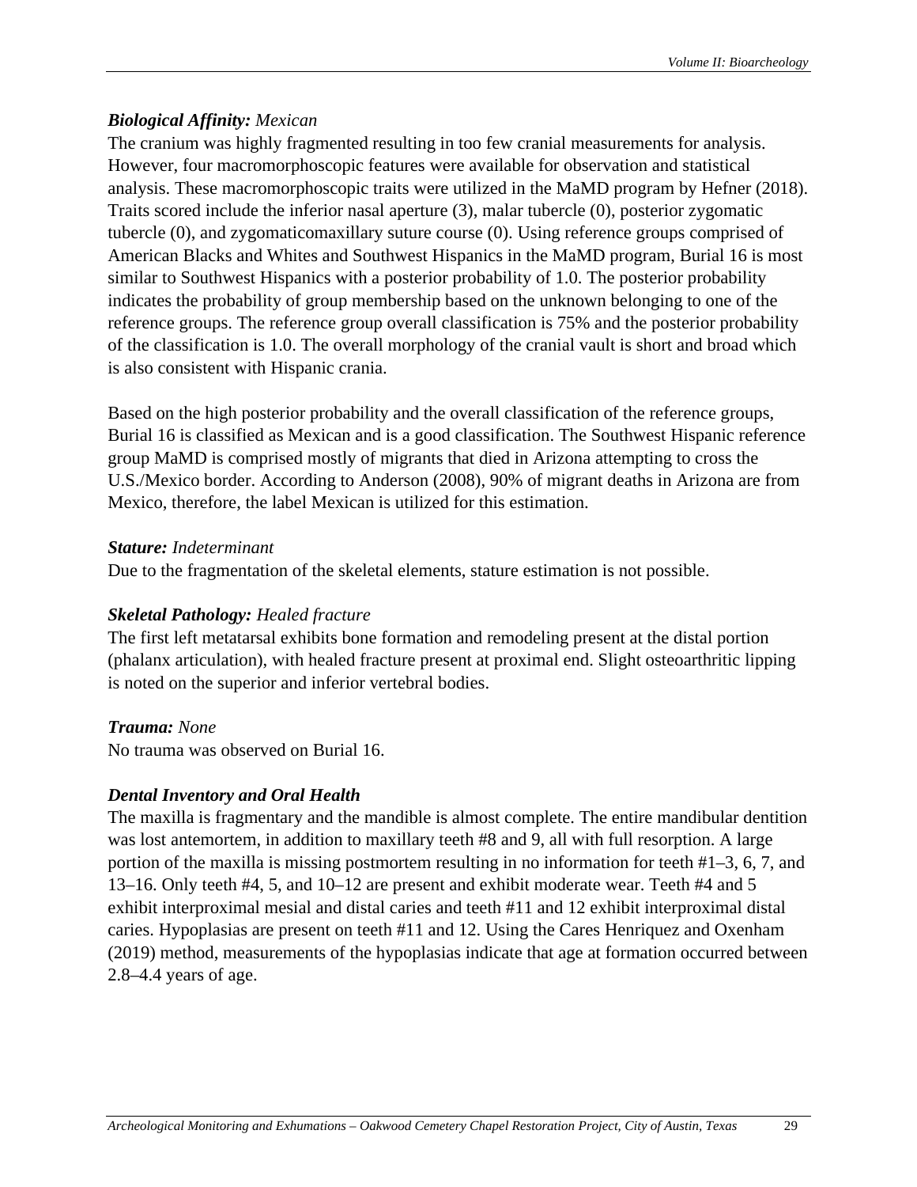***Biological Affinity:*** *Mexican*

The cranium was highly fragmented resulting in too few cranial measurements for analysis. However, four macromorphoscopic features were available for observation and statistical analysis. These macromorphoscopic traits were utilized in the MaMD program by Hefner (2018). Traits scored include the inferior nasal aperture (3), malar tubercle (0), posterior zygomatic tubercle (0), and zygomaticomaxillary suture course (0). Using reference groups comprised of American Blacks and Whites and Southwest Hispanics in the MaMD program, Burial 16 is most similar to Southwest Hispanics with a posterior probability of 1.0. The posterior probability indicates the probability of group membership based on the unknown belonging to one of the reference groups. The reference group overall classification is 75% and the posterior probability of the classification is 1.0. The overall morphology of the cranial vault is short and broad which is also consistent with Hispanic crania.

Based on the high posterior probability and the overall classification of the reference groups, Burial 16 is classified as Mexican and is a good classification. The Southwest Hispanic reference group MaMD is comprised mostly of migrants that died in Arizona attempting to cross the U.S./Mexico border. According to Anderson (2008), 90% of migrant deaths in Arizona are from Mexico, therefore, the label Mexican is utilized for this estimation.

***Stature:*** *Indeterminant*

Due to the fragmentation of the skeletal elements, stature estimation is not possible.

***Skeletal Pathology:*** *Healed fracture*

The first left metatarsal exhibits bone formation and remodeling present at the distal portion (phalanx articulation), with healed fracture present at proximal end. Slight osteoarthritic lipping is noted on the superior and inferior vertebral bodies.

***Trauma:*** *None*

No trauma was observed on Burial 16.

***Dental Inventory and Oral Health***

The maxilla is fragmentary and the mandible is almost complete. The entire mandibular dentition was lost antemortem, in addition to maxillary teeth #8 and 9, all with full resorption. A large portion of the maxilla is missing postmortem resulting in no information for teeth #1–3, 6, 7, and 13–16. Only teeth #4, 5, and 10–12 are present and exhibit moderate wear. Teeth #4 and 5 exhibit interproximal mesial and distal caries and teeth #11 and 12 exhibit interproximal distal caries. Hypoplasias are present on teeth #11 and 12. Using the Cares Henriquez and Oxenham (2019) method, measurements of the hypoplasias indicate that age at formation occurred between 2.8–4.4 years of age.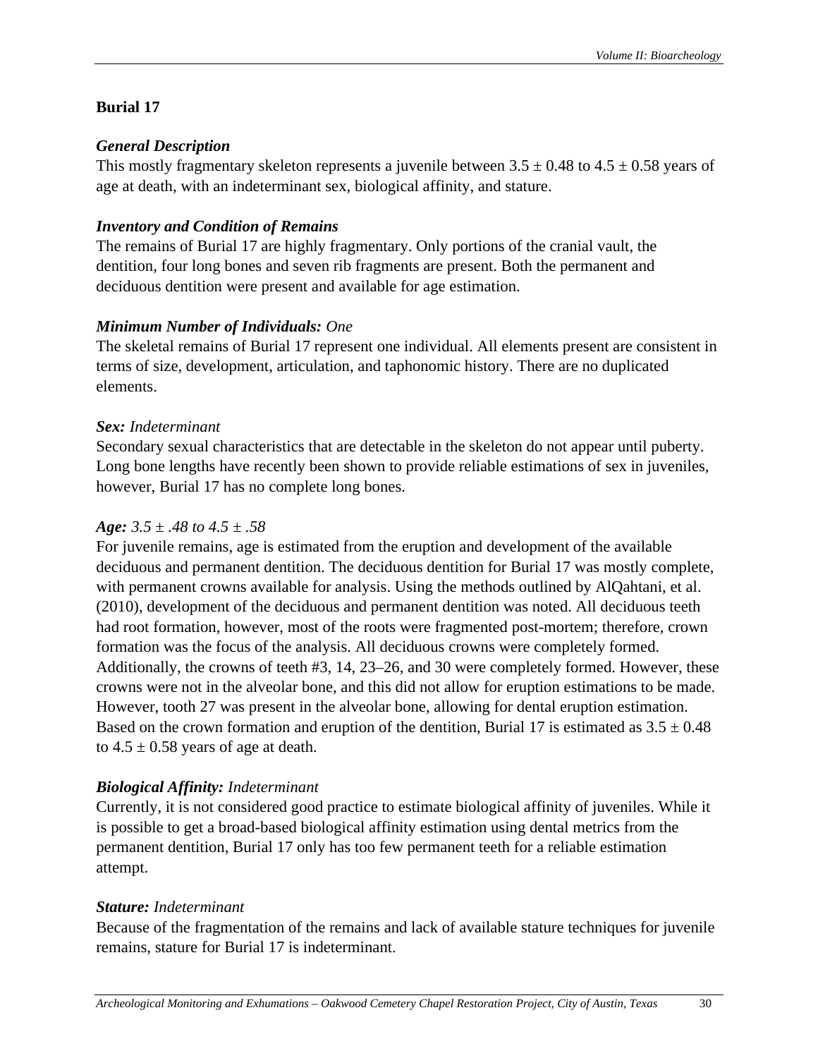## Burial 17

### *General Description*

This mostly fragmentary skeleton represents a juvenile between $3.5 \pm 0.48$ to $4.5 \pm 0.58$ years of age at death, with an indeterminant sex, biological affinity, and stature.

### *Inventory and Condition of Remains*

The remains of Burial 17 are highly fragmentary. Only portions of the cranial vault, the dentition, four long bones and seven rib fragments are present. Both the permanent and deciduous dentition were present and available for age estimation.

### *Minimum Number of Individuals:* One

The skeletal remains of Burial 17 represent one individual. All elements present are consistent in terms of size, development, articulation, and taphonomic history. There are no duplicated elements.

### *Sex:* Indeterminant

Secondary sexual characteristics that are detectable in the skeleton do not appear until puberty. Long bone lengths have recently been shown to provide reliable estimations of sex in juveniles, however, Burial 17 has no complete long bones.

### *Age: 3.5 ± .48 to 4.5 ± .58*

For juvenile remains, age is estimated from the eruption and development of the available deciduous and permanent dentition. The deciduous dentition for Burial 17 was mostly complete, with permanent crowns available for analysis. Using the methods outlined by AlQahtani, et al. (2010), development of the deciduous and permanent dentition was noted. All deciduous teeth had root formation, however, most of the roots were fragmented post-mortem; therefore, crown formation was the focus of the analysis. All deciduous crowns were completely formed. Additionally, the crowns of teeth #3, 14, 23–26, and 30 were completely formed. However, these crowns were not in the alveolar bone, and this did not allow for eruption estimations to be made. However, tooth 27 was present in the alveolar bone, allowing for dental eruption estimation. Based on the crown formation and eruption of the dentition, Burial 17 is estimated as $3.5 \pm 0.48$ to $4.5 \pm 0.58$ years of age at death.

### *Biological Affinity:* Indeterminant

Currently, it is not considered good practice to estimate biological affinity of juveniles. While it is possible to get a broad-based biological affinity estimation using dental metrics from the permanent dentition, Burial 17 only has too few permanent teeth for a reliable estimation attempt.

### *Stature:* Indeterminant

Because of the fragmentation of the remains and lack of available stature techniques for juvenile remains, stature for Burial 17 is indeterminant.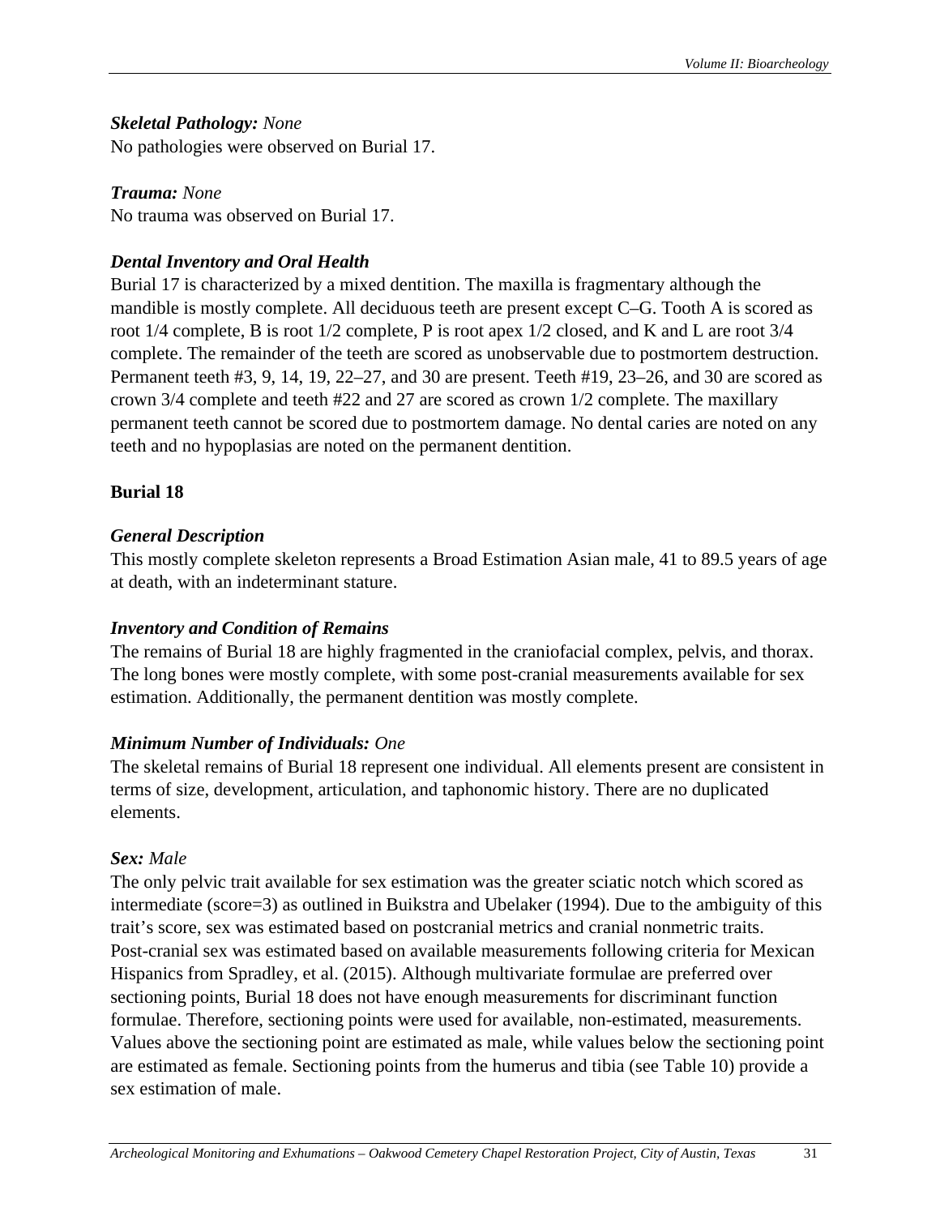***Skeletal Pathology:*** *None*
No pathologies were observed on Burial 17.

***Trauma:*** *None*
No trauma was observed on Burial 17.

***Dental Inventory and Oral Health***
Burial 17 is characterized by a mixed dentition. The maxilla is fragmentary although the mandible is mostly complete. All deciduous teeth are present except C–G. Tooth A is scored as root 1/4 complete, B is root 1/2 complete, P is root apex 1/2 closed, and K and L are root 3/4 complete. The remainder of the teeth are scored as unobservable due to postmortem destruction. Permanent teeth #3, 9, 14, 19, 22–27, and 30 are present. Teeth #19, 23–26, and 30 are scored as crown 3/4 complete and teeth #22 and 27 are scored as crown 1/2 complete. The maxillary permanent teeth cannot be scored due to postmortem damage. No dental caries are noted on any teeth and no hypoplasias are noted on the permanent dentition.

**Burial 18**

***General Description***
This mostly complete skeleton represents a Broad Estimation Asian male, 41 to 89.5 years of age at death, with an indeterminant stature.

***Inventory and Condition of Remains***
The remains of Burial 18 are highly fragmented in the craniofacial complex, pelvis, and thorax. The long bones were mostly complete, with some post-cranial measurements available for sex estimation. Additionally, the permanent dentition was mostly complete.

***Minimum Number of Individuals:*** *One*
The skeletal remains of Burial 18 represent one individual. All elements present are consistent in terms of size, development, articulation, and taphonomic history. There are no duplicated elements.

***Sex:*** *Male*
The only pelvic trait available for sex estimation was the greater sciatic notch which scored as intermediate (score=3) as outlined in Buikstra and Ubelaker (1994). Due to the ambiguity of this trait's score, sex was estimated based on postcranial metrics and cranial nonmetric traits. Post-cranial sex was estimated based on available measurements following criteria for Mexican Hispanics from Spradley, et al. (2015). Although multivariate formulae are preferred over sectioning points, Burial 18 does not have enough measurements for discriminant function formulae. Therefore, sectioning points were used for available, non-estimated, measurements. Values above the sectioning point are estimated as male, while values below the sectioning point are estimated as female. Sectioning points from the humerus and tibia (see Table 10) provide a sex estimation of male.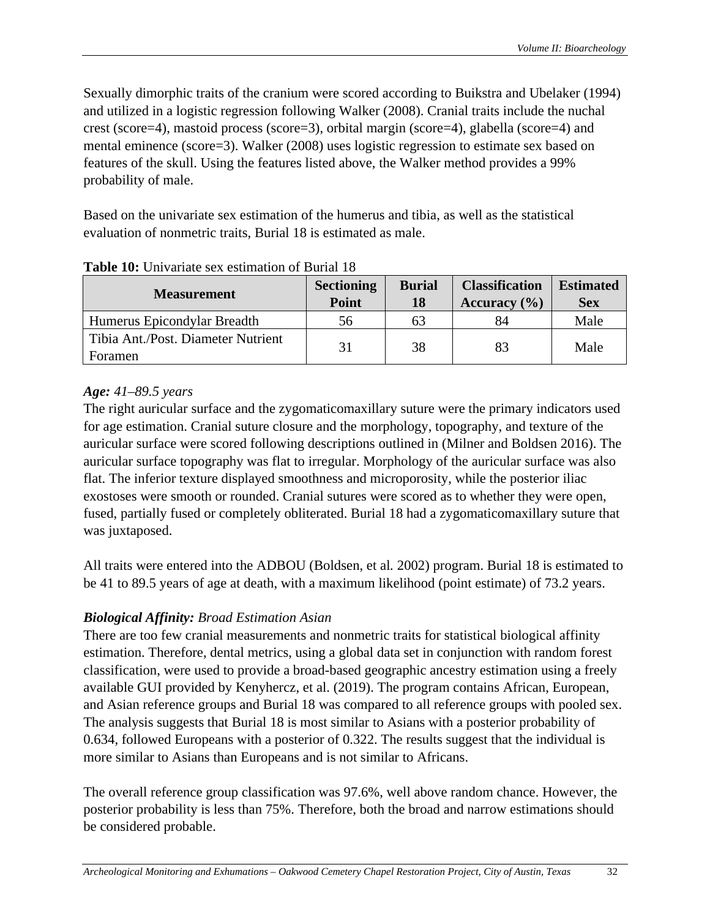Sexually dimorphic traits of the cranium were scored according to Buikstra and Ubelaker (1994) and utilized in a logistic regression following Walker (2008). Cranial traits include the nuchal crest (score=4), mastoid process (score=3), orbital margin (score=4), glabella (score=4) and mental eminence (score=3). Walker (2008) uses logistic regression to estimate sex based on features of the skull. Using the features listed above, the Walker method provides a 99% probability of male.

Based on the univariate sex estimation of the humerus and tibia, as well as the statistical evaluation of nonmetric traits, Burial 18 is estimated as male.

**Table 10:** Univariate sex estimation of Burial 18

| Measurement | Sectioning Point | Burial 18 | Classification Accuracy (%) | Estimated Sex |
|---|---|---|---|---|
| Humerus Epicondylar Breadth | 56 | 63 | 84 | Male |
| Tibia Ant./Post. Diameter Nutrient Foramen | 31 | 38 | 83 | Male |

***Age:*** *41–89.5 years*

The right auricular surface and the zygomaticomaxillary suture were the primary indicators used for age estimation. Cranial suture closure and the morphology, topography, and texture of the auricular surface were scored following descriptions outlined in (Milner and Boldsen 2016). The auricular surface topography was flat to irregular. Morphology of the auricular surface was also flat. The inferior texture displayed smoothness and microporosity, while the posterior iliac exostoses were smooth or rounded. Cranial sutures were scored as to whether they were open, fused, partially fused or completely obliterated. Burial 18 had a zygomaticomaxillary suture that was juxtaposed.

All traits were entered into the ADBOU (Boldsen, et al. 2002) program. Burial 18 is estimated to be 41 to 89.5 years of age at death, with a maximum likelihood (point estimate) of 73.2 years.

***Biological Affinity:*** *Broad Estimation Asian*

There are too few cranial measurements and nonmetric traits for statistical biological affinity estimation. Therefore, dental metrics, using a global data set in conjunction with random forest classification, were used to provide a broad-based geographic ancestry estimation using a freely available GUI provided by Kenyhercz, et al. (2019). The program contains African, European, and Asian reference groups and Burial 18 was compared to all reference groups with pooled sex. The analysis suggests that Burial 18 is most similar to Asians with a posterior probability of 0.634, followed Europeans with a posterior of 0.322. The results suggest that the individual is more similar to Asians than Europeans and is not similar to Africans.

The overall reference group classification was 97.6%, well above random chance. However, the posterior probability is less than 75%. Therefore, both the broad and narrow estimations should be considered probable.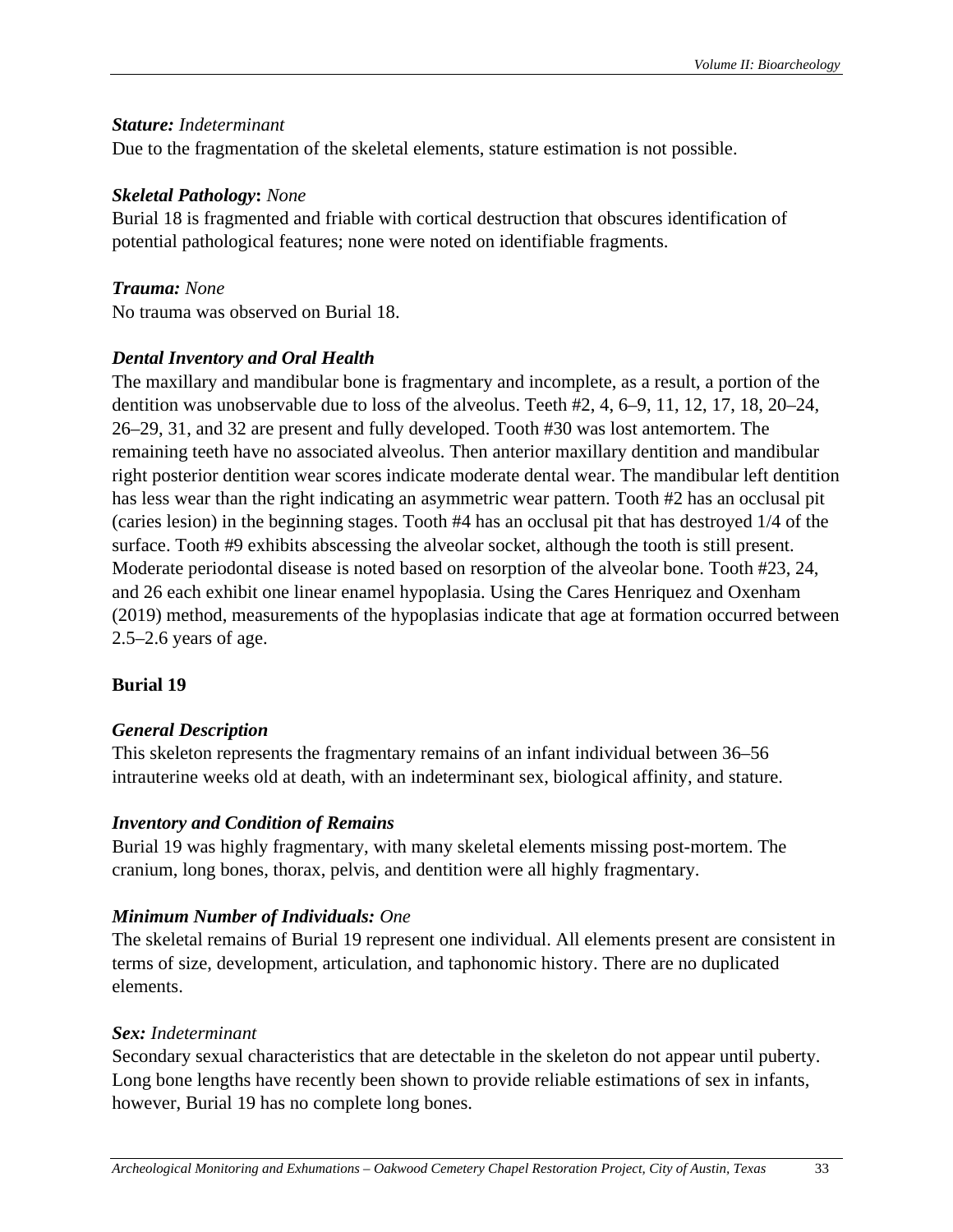***Stature:*** *Indeterminant*
Due to the fragmentation of the skeletal elements, stature estimation is not possible.

***Skeletal Pathology*****:** *None*
Burial 18 is fragmented and friable with cortical destruction that obscures identification of potential pathological features; none were noted on identifiable fragments.

***Trauma:*** *None*
No trauma was observed on Burial 18.

***Dental Inventory and Oral Health***
The maxillary and mandibular bone is fragmentary and incomplete, as a result, a portion of the dentition was unobservable due to loss of the alveolus. Teeth #2, 4, 6–9, 11, 12, 17, 18, 20–24, 26–29, 31, and 32 are present and fully developed. Tooth #30 was lost antemortem. The remaining teeth have no associated alveolus. Then anterior maxillary dentition and mandibular right posterior dentition wear scores indicate moderate dental wear. The mandibular left dentition has less wear than the right indicating an asymmetric wear pattern. Tooth #2 has an occlusal pit (caries lesion) in the beginning stages. Tooth #4 has an occlusal pit that has destroyed 1/4 of the surface. Tooth #9 exhibits abscessing the alveolar socket, although the tooth is still present. Moderate periodontal disease is noted based on resorption of the alveolar bone. Tooth #23, 24, and 26 each exhibit one linear enamel hypoplasia. Using the Cares Henriquez and Oxenham (2019) method, measurements of the hypoplasias indicate that age at formation occurred between 2.5–2.6 years of age.

## Burial 19

***General Description***
This skeleton represents the fragmentary remains of an infant individual between 36–56 intrauterine weeks old at death, with an indeterminant sex, biological affinity, and stature.

***Inventory and Condition of Remains***
Burial 19 was highly fragmentary, with many skeletal elements missing post-mortem. The cranium, long bones, thorax, pelvis, and dentition were all highly fragmentary.

***Minimum Number of Individuals:*** *One*
The skeletal remains of Burial 19 represent one individual. All elements present are consistent in terms of size, development, articulation, and taphonomic history. There are no duplicated elements.

***Sex:*** *Indeterminant*
Secondary sexual characteristics that are detectable in the skeleton do not appear until puberty. Long bone lengths have recently been shown to provide reliable estimations of sex in infants, however, Burial 19 has no complete long bones.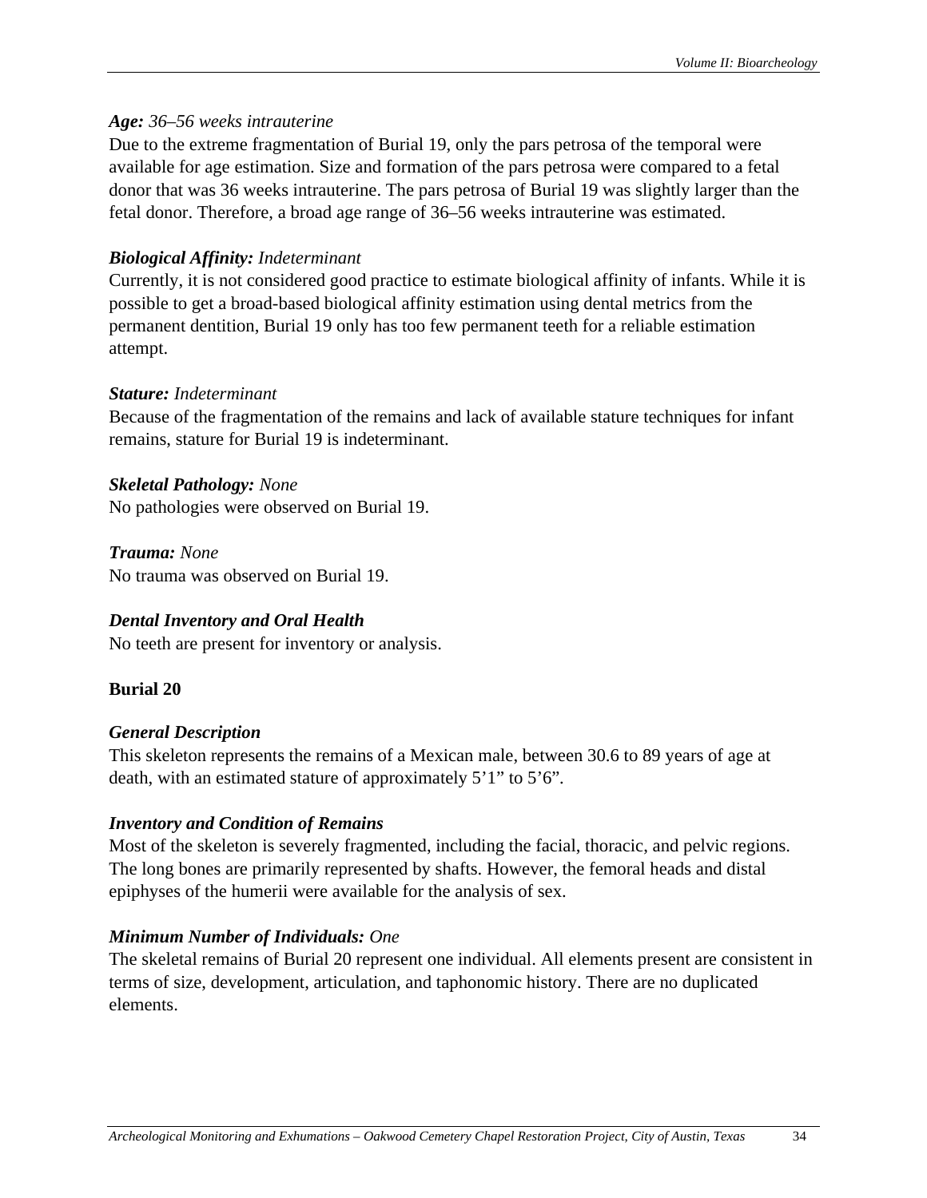***Age:*** *36–56 weeks intrauterine*
Due to the extreme fragmentation of Burial 19, only the pars petrosa of the temporal were available for age estimation. Size and formation of the pars petrosa were compared to a fetal donor that was 36 weeks intrauterine. The pars petrosa of Burial 19 was slightly larger than the fetal donor. Therefore, a broad age range of 36–56 weeks intrauterine was estimated.

***Biological Affinity:*** *Indeterminant*
Currently, it is not considered good practice to estimate biological affinity of infants. While it is possible to get a broad-based biological affinity estimation using dental metrics from the permanent dentition, Burial 19 only has too few permanent teeth for a reliable estimation attempt.

***Stature:*** *Indeterminant*
Because of the fragmentation of the remains and lack of available stature techniques for infant remains, stature for Burial 19 is indeterminant.

***Skeletal Pathology:*** *None*
No pathologies were observed on Burial 19.

***Trauma:*** *None*
No trauma was observed on Burial 19.

***Dental Inventory and Oral Health***
No teeth are present for inventory or analysis.

### Burial 20

***General Description***
This skeleton represents the remains of a Mexican male, between 30.6 to 89 years of age at death, with an estimated stature of approximately 5'1" to 5'6".

***Inventory and Condition of Remains***
Most of the skeleton is severely fragmented, including the facial, thoracic, and pelvic regions. The long bones are primarily represented by shafts. However, the femoral heads and distal epiphyses of the humerii were available for the analysis of sex.

***Minimum Number of Individuals:*** *One*
The skeletal remains of Burial 20 represent one individual. All elements present are consistent in terms of size, development, articulation, and taphonomic history. There are no duplicated elements.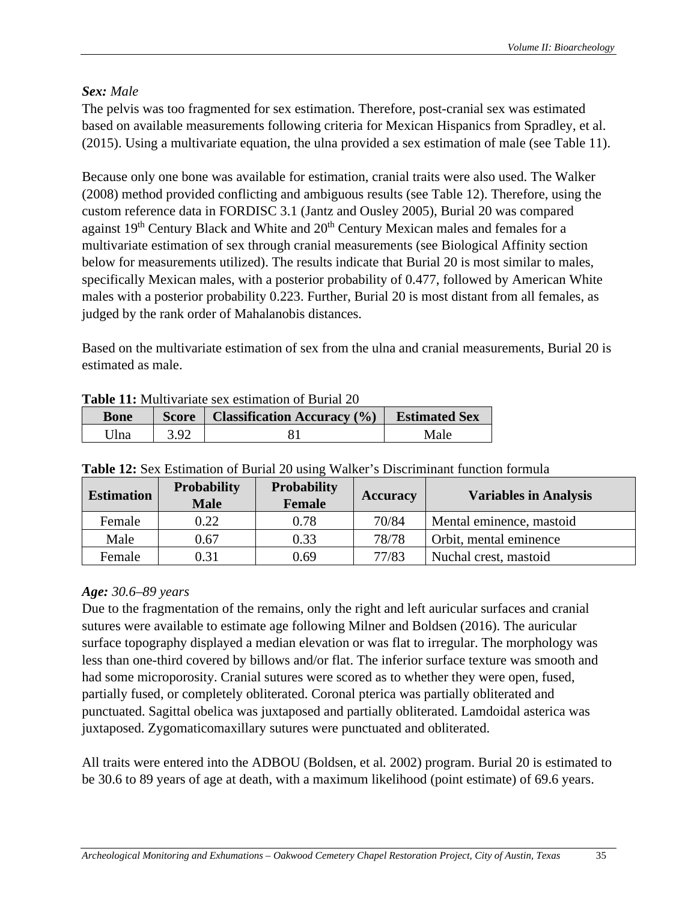***Sex:*** *Male*

The pelvis was too fragmented for sex estimation. Therefore, post-cranial sex was estimated based on available measurements following criteria for Mexican Hispanics from Spradley, et al. (2015). Using a multivariate equation, the ulna provided a sex estimation of male (see Table 11).

Because only one bone was available for estimation, cranial traits were also used. The Walker (2008) method provided conflicting and ambiguous results (see Table 12). Therefore, using the custom reference data in FORDISC 3.1 (Jantz and Ousley 2005), Burial 20 was compared against 19th Century Black and White and 20th Century Mexican males and females for a multivariate estimation of sex through cranial measurements (see Biological Affinity section below for measurements utilized). The results indicate that Burial 20 is most similar to males, specifically Mexican males, with a posterior probability of 0.477, followed by American White males with a posterior probability 0.223. Further, Burial 20 is most distant from all females, as judged by the rank order of Mahalanobis distances.

Based on the multivariate estimation of sex from the ulna and cranial measurements, Burial 20 is estimated as male.

**Table 11:** Multivariate sex estimation of Burial 20

| Bone | Score | Classification Accuracy (%) | Estimated Sex |
|---|---|---|---|
| Ulna | 3.92 | 81 | Male |

**Table 12:** Sex Estimation of Burial 20 using Walker's Discriminant function formula

| Estimation | Probability Male | Probability Female | Accuracy | Variables in Analysis |
|---|---|---|---|---|
| Female | 0.22 | 0.78 | 70/84 | Mental eminence, mastoid |
| Male | 0.67 | 0.33 | 78/78 | Orbit, mental eminence |
| Female | 0.31 | 0.69 | 77/83 | Nuchal crest, mastoid |

***Age:*** *30.6–89 years*

Due to the fragmentation of the remains, only the right and left auricular surfaces and cranial sutures were available to estimate age following Milner and Boldsen (2016). The auricular surface topography displayed a median elevation or was flat to irregular. The morphology was less than one-third covered by billows and/or flat. The inferior surface texture was smooth and had some microporosity. Cranial sutures were scored as to whether they were open, fused, partially fused, or completely obliterated. Coronal pterica was partially obliterated and punctuated. Sagittal obelica was juxtaposed and partially obliterated. Lamdoidal asterica was juxtaposed. Zygomaticomaxillary sutures were punctuated and obliterated.

All traits were entered into the ADBOU (Boldsen, et al. 2002) program. Burial 20 is estimated to be 30.6 to 89 years of age at death, with a maximum likelihood (point estimate) of 69.6 years.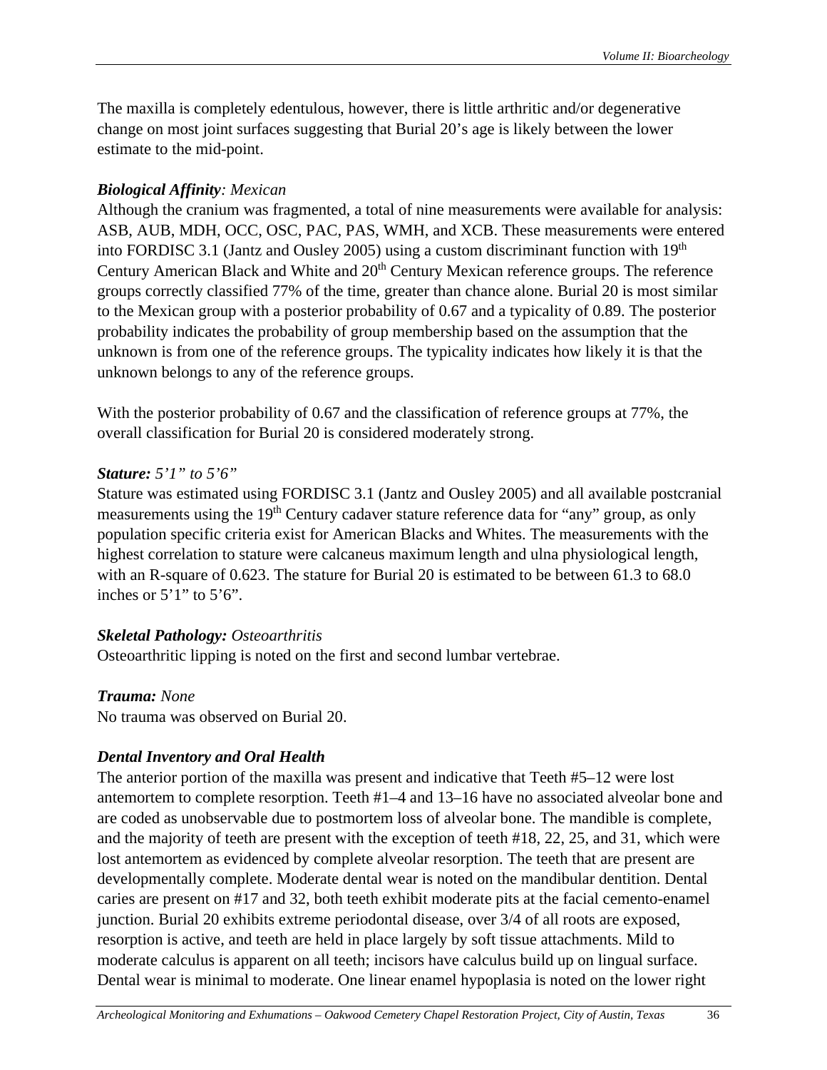The maxilla is completely edentulous, however, there is little arthritic and/or degenerative change on most joint surfaces suggesting that Burial 20's age is likely between the lower estimate to the mid-point.

***Biological Affinity**: Mexican*

Although the cranium was fragmented, a total of nine measurements were available for analysis: ASB, AUB, MDH, OCC, OSC, PAC, PAS, WMH, and XCB. These measurements were entered into FORDISC 3.1 (Jantz and Ousley 2005) using a custom discriminant function with 19th Century American Black and White and 20th Century Mexican reference groups. The reference groups correctly classified 77% of the time, greater than chance alone. Burial 20 is most similar to the Mexican group with a posterior probability of 0.67 and a typicality of 0.89. The posterior probability indicates the probability of group membership based on the assumption that the unknown is from one of the reference groups. The typicality indicates how likely it is that the unknown belongs to any of the reference groups.

With the posterior probability of 0.67 and the classification of reference groups at 77%, the overall classification for Burial 20 is considered moderately strong.

***Stature:** 5'1" to 5'6"*

Stature was estimated using FORDISC 3.1 (Jantz and Ousley 2005) and all available postcranial measurements using the 19th Century cadaver stature reference data for "any" group, as only population specific criteria exist for American Blacks and Whites. The measurements with the highest correlation to stature were calcaneus maximum length and ulna physiological length, with an R-square of 0.623. The stature for Burial 20 is estimated to be between 61.3 to 68.0 inches or 5'1" to 5'6".

***Skeletal Pathology:** Osteoarthritis*

Osteoarthritic lipping is noted on the first and second lumbar vertebrae.

***Trauma:** None*

No trauma was observed on Burial 20.

***Dental Inventory and Oral Health***

The anterior portion of the maxilla was present and indicative that Teeth #5–12 were lost antemortem to complete resorption. Teeth #1–4 and 13–16 have no associated alveolar bone and are coded as unobservable due to postmortem loss of alveolar bone. The mandible is complete, and the majority of teeth are present with the exception of teeth #18, 22, 25, and 31, which were lost antemortem as evidenced by complete alveolar resorption. The teeth that are present are developmentally complete. Moderate dental wear is noted on the mandibular dentition. Dental caries are present on #17 and 32, both teeth exhibit moderate pits at the facial cemento-enamel junction. Burial 20 exhibits extreme periodontal disease, over 3/4 of all roots are exposed, resorption is active, and teeth are held in place largely by soft tissue attachments. Mild to moderate calculus is apparent on all teeth; incisors have calculus build up on lingual surface. Dental wear is minimal to moderate. One linear enamel hypoplasia is noted on the lower right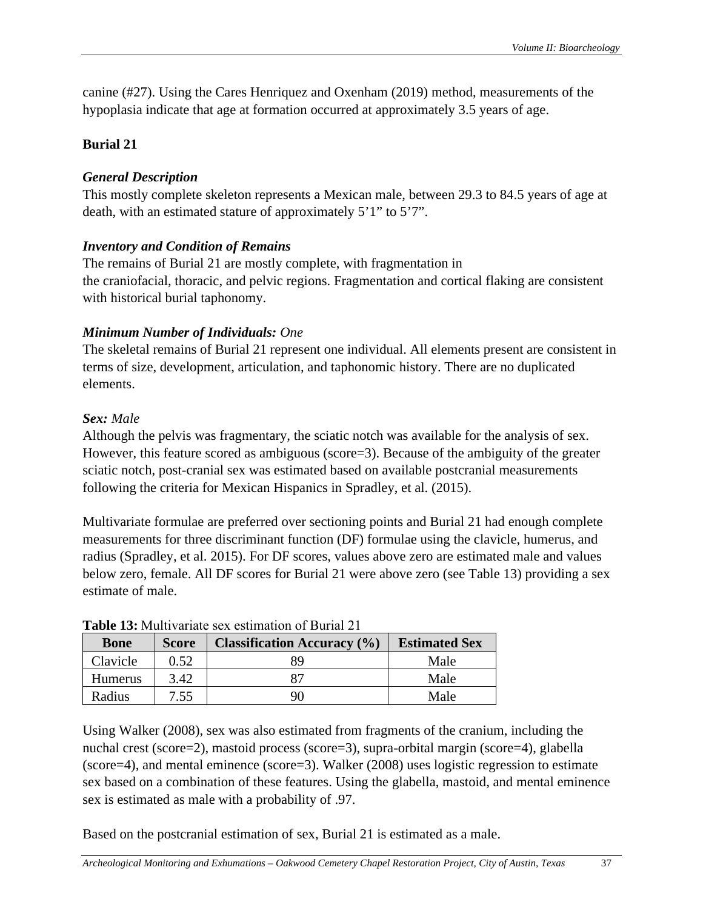canine (#27). Using the Cares Henriquez and Oxenham (2019) method, measurements of the hypoplasia indicate that age at formation occurred at approximately 3.5 years of age.

**Burial 21**

***General Description***

This mostly complete skeleton represents a Mexican male, between 29.3 to 84.5 years of age at death, with an estimated stature of approximately 5’1” to 5’7”.

***Inventory and Condition of Remains***

The remains of Burial 21 are mostly complete, with fragmentation in the craniofacial, thoracic, and pelvic regions. Fragmentation and cortical flaking are consistent with historical burial taphonomy.

***Minimum Number of Individuals:*** *One*

The skeletal remains of Burial 21 represent one individual. All elements present are consistent in terms of size, development, articulation, and taphonomic history. There are no duplicated elements.

***Sex:*** *Male*

Although the pelvis was fragmentary, the sciatic notch was available for the analysis of sex. However, this feature scored as ambiguous (score=3). Because of the ambiguity of the greater sciatic notch, post-cranial sex was estimated based on available postcranial measurements following the criteria for Mexican Hispanics in Spradley, et al. (2015).

Multivariate formulae are preferred over sectioning points and Burial 21 had enough complete measurements for three discriminant function (DF) formulae using the clavicle, humerus, and radius (Spradley, et al. 2015). For DF scores, values above zero are estimated male and values below zero, female. All DF scores for Burial 21 were above zero (see Table 13) providing a sex estimate of male.

**Table 13:** Multivariate sex estimation of Burial 21

| Bone | Score | Classification Accuracy (%) | Estimated Sex |
|---|---|---|---|
| Clavicle | 0.52 | 89 | Male |
| Humerus | 3.42 | 87 | Male |
| Radius | 7.55 | 90 | Male |

Using Walker (2008), sex was also estimated from fragments of the cranium, including the nuchal crest (score=2), mastoid process (score=3), supra-orbital margin (score=4), glabella (score=4), and mental eminence (score=3). Walker (2008) uses logistic regression to estimate sex based on a combination of these features. Using the glabella, mastoid, and mental eminence sex is estimated as male with a probability of .97.

Based on the postcranial estimation of sex, Burial 21 is estimated as a male.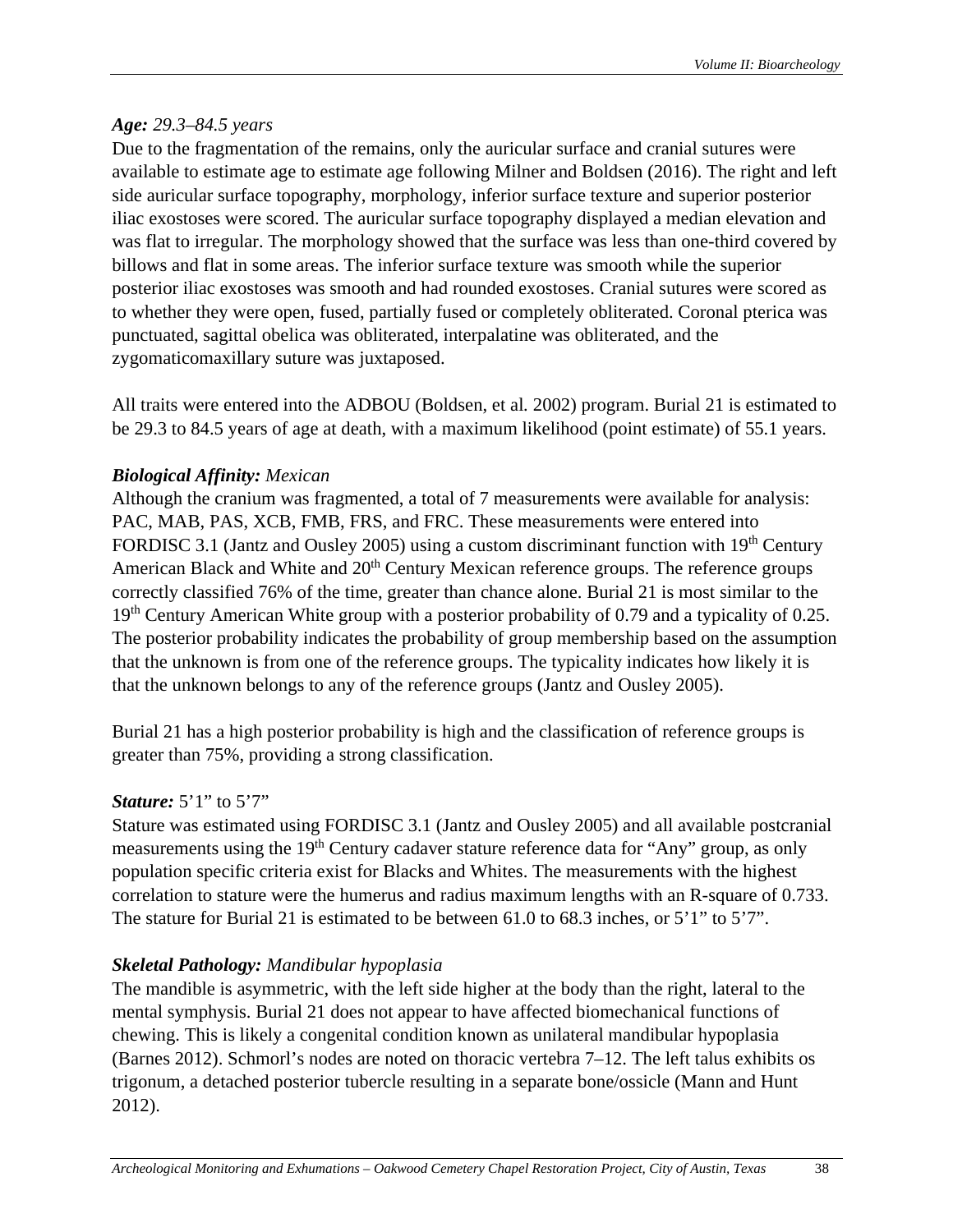***Age:*** *29.3–84.5 years*

Due to the fragmentation of the remains, only the auricular surface and cranial sutures were available to estimate age to estimate age following Milner and Boldsen (2016). The right and left side auricular surface topography, morphology, inferior surface texture and superior posterior iliac exostoses were scored. The auricular surface topography displayed a median elevation and was flat to irregular. The morphology showed that the surface was less than one-third covered by billows and flat in some areas. The inferior surface texture was smooth while the superior posterior iliac exostoses was smooth and had rounded exostoses. Cranial sutures were scored as to whether they were open, fused, partially fused or completely obliterated. Coronal pterica was punctuated, sagittal obelica was obliterated, interpalatine was obliterated, and the zygomaticomaxillary suture was juxtaposed.

All traits were entered into the ADBOU (Boldsen, et al. 2002) program. Burial 21 is estimated to be 29.3 to 84.5 years of age at death, with a maximum likelihood (point estimate) of 55.1 years.

***Biological Affinity:*** *Mexican*

Although the cranium was fragmented, a total of 7 measurements were available for analysis: PAC, MAB, PAS, XCB, FMB, FRS, and FRC. These measurements were entered into FORDISC 3.1 (Jantz and Ousley 2005) using a custom discriminant function with 19th Century American Black and White and 20th Century Mexican reference groups. The reference groups correctly classified 76% of the time, greater than chance alone. Burial 21 is most similar to the 19th Century American White group with a posterior probability of 0.79 and a typicality of 0.25. The posterior probability indicates the probability of group membership based on the assumption that the unknown is from one of the reference groups. The typicality indicates how likely it is that the unknown belongs to any of the reference groups (Jantz and Ousley 2005).

Burial 21 has a high posterior probability is high and the classification of reference groups is greater than 75%, providing a strong classification.

***Stature:*** 5’1” to 5’7”

Stature was estimated using FORDISC 3.1 (Jantz and Ousley 2005) and all available postcranial measurements using the 19th Century cadaver stature reference data for “Any” group, as only population specific criteria exist for Blacks and Whites. The measurements with the highest correlation to stature were the humerus and radius maximum lengths with an R-square of 0.733. The stature for Burial 21 is estimated to be between 61.0 to 68.3 inches, or 5’1” to 5’7”.

***Skeletal Pathology:*** *Mandibular hypoplasia*

The mandible is asymmetric, with the left side higher at the body than the right, lateral to the mental symphysis. Burial 21 does not appear to have affected biomechanical functions of chewing. This is likely a congenital condition known as unilateral mandibular hypoplasia (Barnes 2012). Schmorl’s nodes are noted on thoracic vertebra 7–12. The left talus exhibits os trigonum, a detached posterior tubercle resulting in a separate bone/ossicle (Mann and Hunt 2012).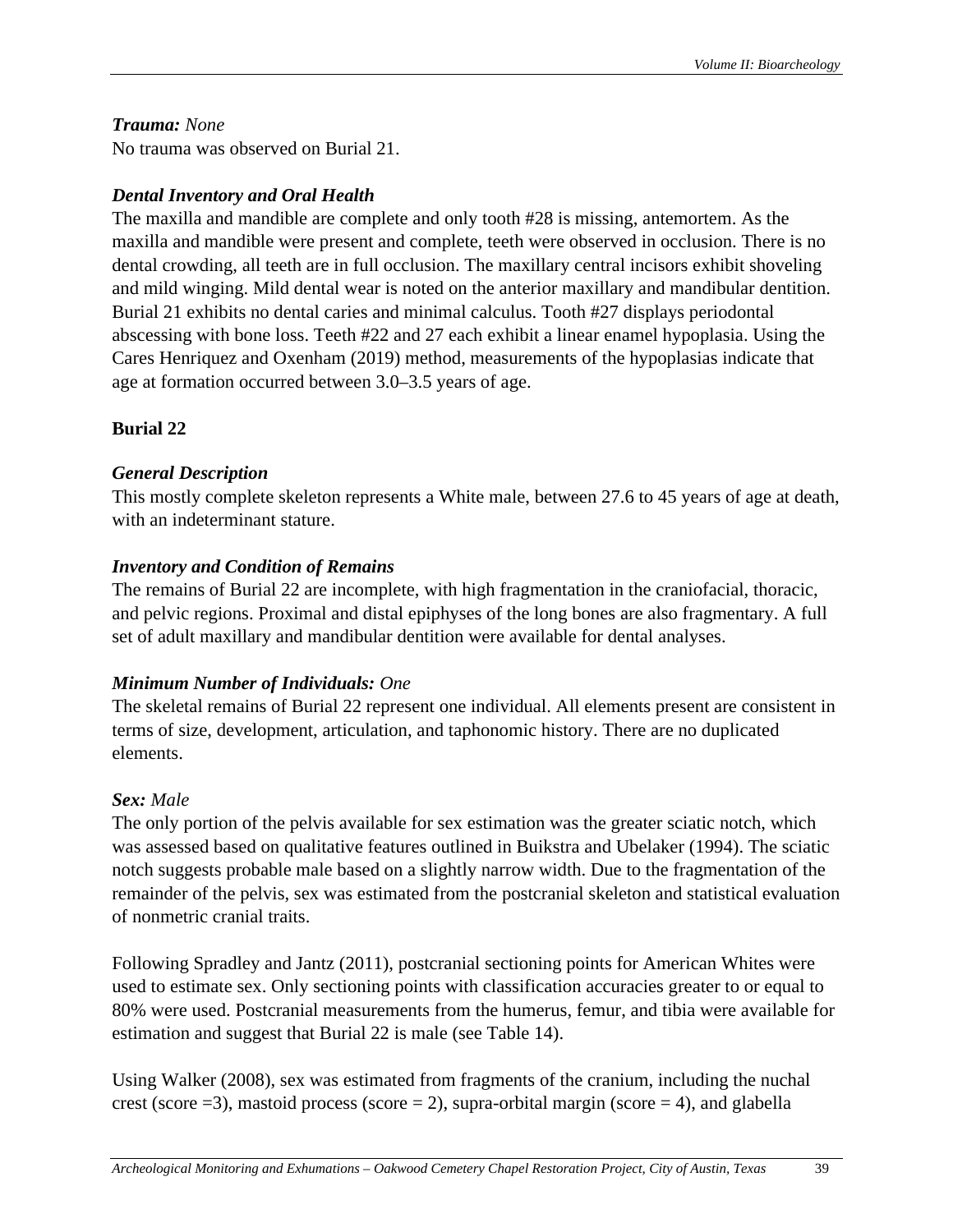***Trauma:*** *None*
No trauma was observed on Burial 21.

***Dental Inventory and Oral Health***
The maxilla and mandible are complete and only tooth #28 is missing, antemortem. As the maxilla and mandible were present and complete, teeth were observed in occlusion. There is no dental crowding, all teeth are in full occlusion. The maxillary central incisors exhibit shoveling and mild winging. Mild dental wear is noted on the anterior maxillary and mandibular dentition. Burial 21 exhibits no dental caries and minimal calculus. Tooth #27 displays periodontal abscessing with bone loss. Teeth #22 and 27 each exhibit a linear enamel hypoplasia. Using the Cares Henriquez and Oxenham (2019) method, measurements of the hypoplasias indicate that age at formation occurred between 3.0–3.5 years of age.

**Burial 22**

***General Description***
This mostly complete skeleton represents a White male, between 27.6 to 45 years of age at death, with an indeterminant stature.

***Inventory and Condition of Remains***
The remains of Burial 22 are incomplete, with high fragmentation in the craniofacial, thoracic, and pelvic regions. Proximal and distal epiphyses of the long bones are also fragmentary. A full set of adult maxillary and mandibular dentition were available for dental analyses.

***Minimum Number of Individuals:*** *One*
The skeletal remains of Burial 22 represent one individual. All elements present are consistent in terms of size, development, articulation, and taphonomic history. There are no duplicated elements.

***Sex:*** *Male*
The only portion of the pelvis available for sex estimation was the greater sciatic notch, which was assessed based on qualitative features outlined in Buikstra and Ubelaker (1994). The sciatic notch suggests probable male based on a slightly narrow width. Due to the fragmentation of the remainder of the pelvis, sex was estimated from the postcranial skeleton and statistical evaluation of nonmetric cranial traits.

Following Spradley and Jantz (2011), postcranial sectioning points for American Whites were used to estimate sex. Only sectioning points with classification accuracies greater to or equal to 80% were used. Postcranial measurements from the humerus, femur, and tibia were available for estimation and suggest that Burial 22 is male (see Table 14).

Using Walker (2008), sex was estimated from fragments of the cranium, including the nuchal crest (score =3), mastoid process (score = 2), supra-orbital margin (score = 4), and glabella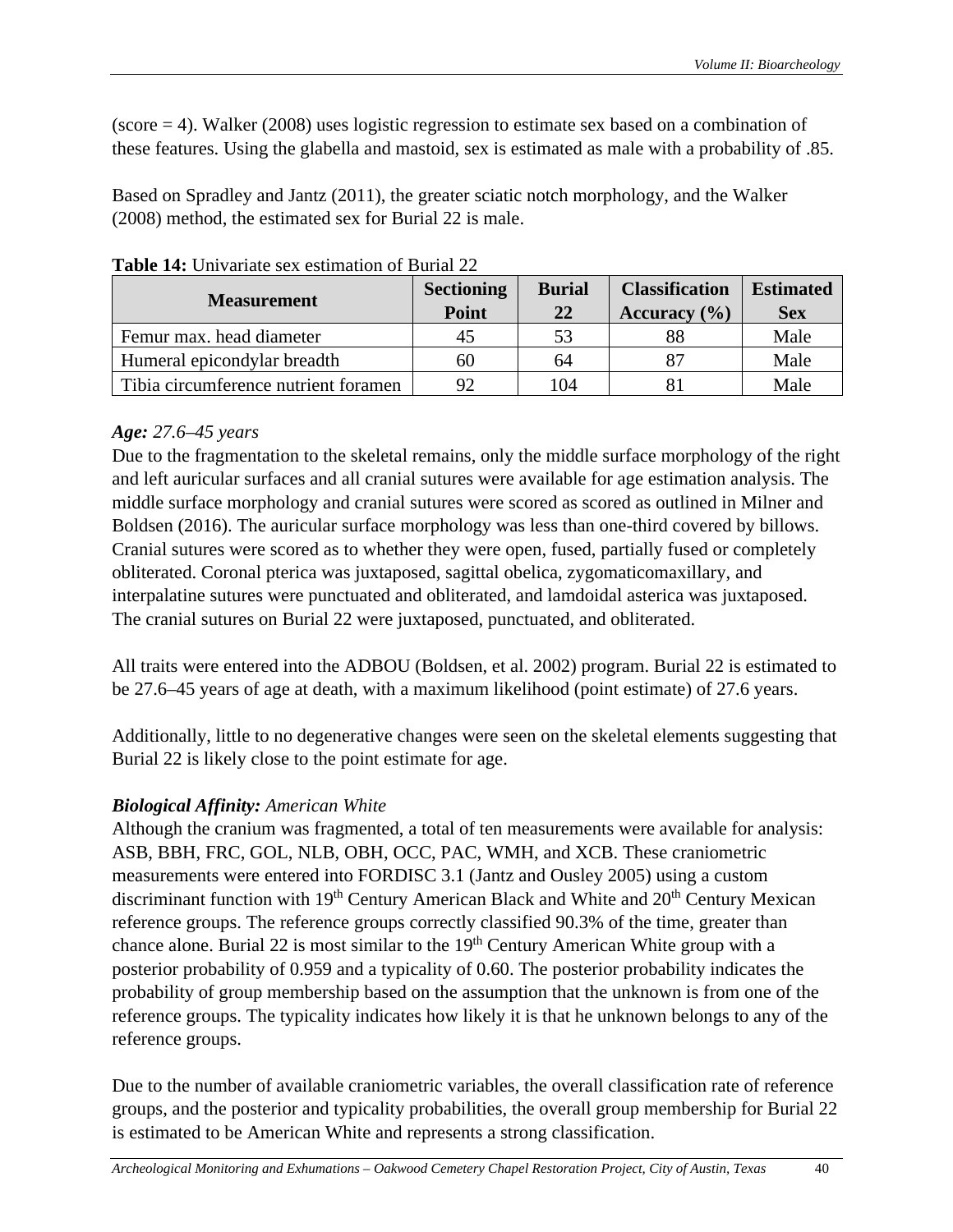(score = 4). Walker (2008) uses logistic regression to estimate sex based on a combination of these features. Using the glabella and mastoid, sex is estimated as male with a probability of .85.

Based on Spradley and Jantz (2011), the greater sciatic notch morphology, and the Walker (2008) method, the estimated sex for Burial 22 is male.

**Table 14:** Univariate sex estimation of Burial 22

| Measurement | Sectioning Point | Burial 22 | Classification Accuracy (%) | Estimated Sex |
|---|---|---|---|---|
| Femur max. head diameter | 45 | 53 | 88 | Male |
| Humeral epicondylar breadth | 60 | 64 | 87 | Male |
| Tibia circumference nutrient foramen | 92 | 104 | 81 | Male |

***Age:*** *27.6–45 years*

Due to the fragmentation to the skeletal remains, only the middle surface morphology of the right and left auricular surfaces and all cranial sutures were available for age estimation analysis. The middle surface morphology and cranial sutures were scored as scored as outlined in Milner and Boldsen (2016). The auricular surface morphology was less than one-third covered by billows. Cranial sutures were scored as to whether they were open, fused, partially fused or completely obliterated. Coronal pterica was juxtaposed, sagittal obelica, zygomaticomaxillary, and interpalatine sutures were punctuated and obliterated, and lamdoidal asterica was juxtaposed. The cranial sutures on Burial 22 were juxtaposed, punctuated, and obliterated.

All traits were entered into the ADBOU (Boldsen, et al. 2002) program. Burial 22 is estimated to be 27.6–45 years of age at death, with a maximum likelihood (point estimate) of 27.6 years.

Additionally, little to no degenerative changes were seen on the skeletal elements suggesting that Burial 22 is likely close to the point estimate for age.

***Biological Affinity:*** *American White*

Although the cranium was fragmented, a total of ten measurements were available for analysis: ASB, BBH, FRC, GOL, NLB, OBH, OCC, PAC, WMH, and XCB. These craniometric measurements were entered into FORDISC 3.1 (Jantz and Ousley 2005) using a custom discriminant function with 19th Century American Black and White and 20th Century Mexican reference groups. The reference groups correctly classified 90.3% of the time, greater than chance alone. Burial 22 is most similar to the 19th Century American White group with a posterior probability of 0.959 and a typicality of 0.60. The posterior probability indicates the probability of group membership based on the assumption that the unknown is from one of the reference groups. The typicality indicates how likely it is that he unknown belongs to any of the reference groups.

Due to the number of available craniometric variables, the overall classification rate of reference groups, and the posterior and typicality probabilities, the overall group membership for Burial 22 is estimated to be American White and represents a strong classification.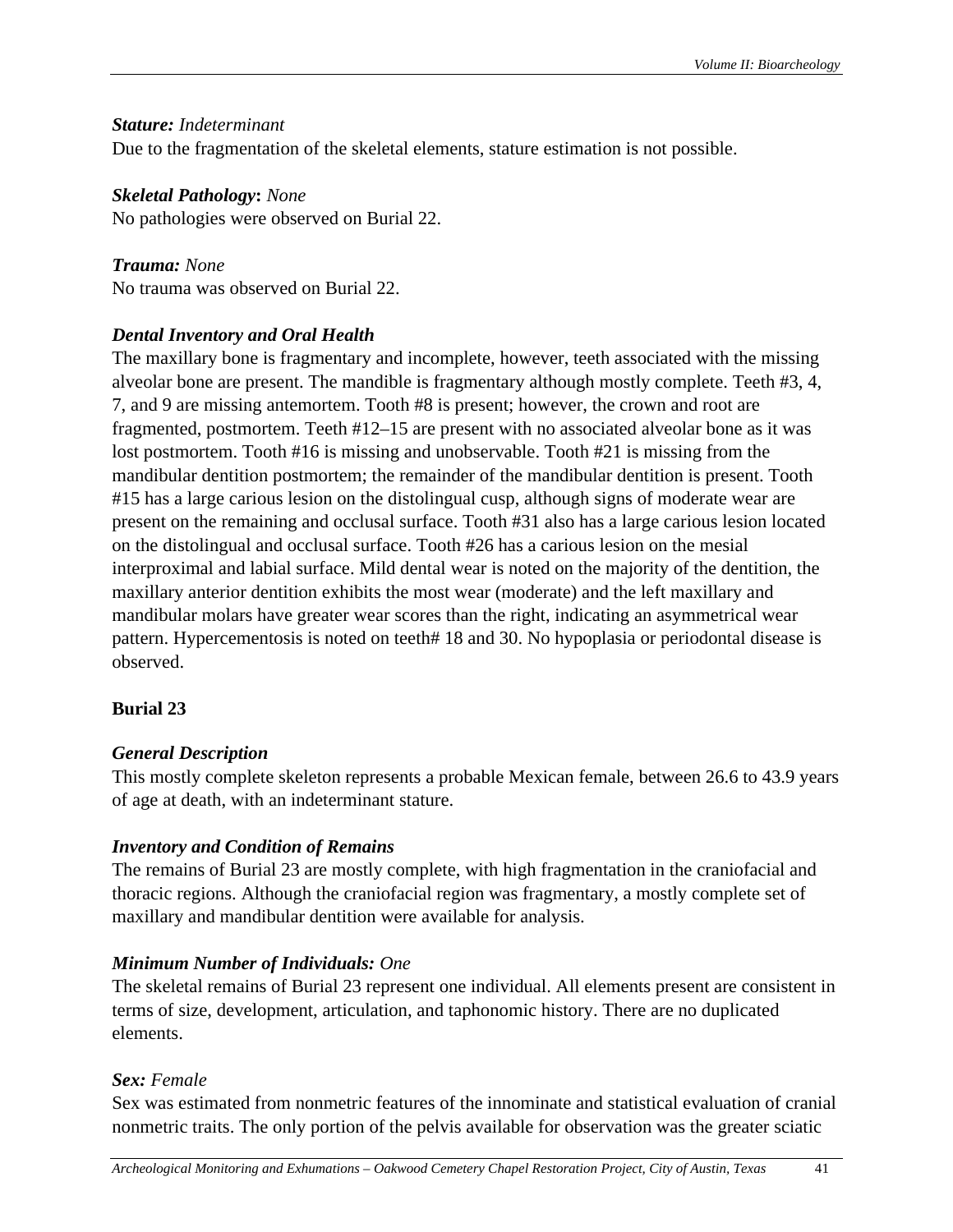***Stature:*** *Indeterminant*

Due to the fragmentation of the skeletal elements, stature estimation is not possible.

***Skeletal Pathology*:** *None*

No pathologies were observed on Burial 22.

***Trauma:*** *None*

No trauma was observed on Burial 22.

***Dental Inventory and Oral Health***

The maxillary bone is fragmentary and incomplete, however, teeth associated with the missing alveolar bone are present. The mandible is fragmentary although mostly complete. Teeth #3, 4, 7, and 9 are missing antemortem. Tooth #8 is present; however, the crown and root are fragmented, postmortem. Teeth #12–15 are present with no associated alveolar bone as it was lost postmortem. Tooth #16 is missing and unobservable. Tooth #21 is missing from the mandibular dentition postmortem; the remainder of the mandibular dentition is present. Tooth #15 has a large carious lesion on the distolingual cusp, although signs of moderate wear are present on the remaining and occlusal surface. Tooth #31 also has a large carious lesion located on the distolingual and occlusal surface. Tooth #26 has a carious lesion on the mesial interproximal and labial surface. Mild dental wear is noted on the majority of the dentition, the maxillary anterior dentition exhibits the most wear (moderate) and the left maxillary and mandibular molars have greater wear scores than the right, indicating an asymmetrical wear pattern. Hypercementosis is noted on teeth# 18 and 30. No hypoplasia or periodontal disease is observed.

## Burial 23

***General Description***

This mostly complete skeleton represents a probable Mexican female, between 26.6 to 43.9 years of age at death, with an indeterminant stature.

***Inventory and Condition of Remains***

The remains of Burial 23 are mostly complete, with high fragmentation in the craniofacial and thoracic regions. Although the craniofacial region was fragmentary, a mostly complete set of maxillary and mandibular dentition were available for analysis.

***Minimum Number of Individuals:*** *One*

The skeletal remains of Burial 23 represent one individual. All elements present are consistent in terms of size, development, articulation, and taphonomic history. There are no duplicated elements.

***Sex:*** *Female*

Sex was estimated from nonmetric features of the innominate and statistical evaluation of cranial nonmetric traits. The only portion of the pelvis available for observation was the greater sciatic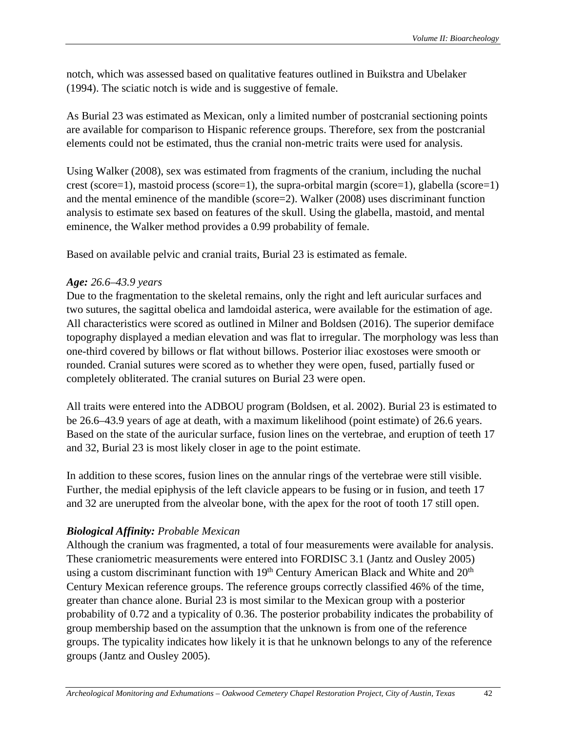notch, which was assessed based on qualitative features outlined in Buikstra and Ubelaker (1994). The sciatic notch is wide and is suggestive of female.

As Burial 23 was estimated as Mexican, only a limited number of postcranial sectioning points are available for comparison to Hispanic reference groups. Therefore, sex from the postcranial elements could not be estimated, thus the cranial non-metric traits were used for analysis.

Using Walker (2008), sex was estimated from fragments of the cranium, including the nuchal crest (score=1), mastoid process (score=1), the supra-orbital margin (score=1), glabella (score=1) and the mental eminence of the mandible (score=2). Walker (2008) uses discriminant function analysis to estimate sex based on features of the skull. Using the glabella, mastoid, and mental eminence, the Walker method provides a 0.99 probability of female.

Based on available pelvic and cranial traits, Burial 23 is estimated as female.

***Age:*** *26.6–43.9 years*

Due to the fragmentation to the skeletal remains, only the right and left auricular surfaces and two sutures, the sagittal obelica and lamdoidal asterica, were available for the estimation of age. All characteristics were scored as outlined in Milner and Boldsen (2016). The superior demiface topography displayed a median elevation and was flat to irregular. The morphology was less than one-third covered by billows or flat without billows. Posterior iliac exostoses were smooth or rounded. Cranial sutures were scored as to whether they were open, fused, partially fused or completely obliterated. The cranial sutures on Burial 23 were open.

All traits were entered into the ADBOU program (Boldsen, et al. 2002). Burial 23 is estimated to be 26.6–43.9 years of age at death, with a maximum likelihood (point estimate) of 26.6 years. Based on the state of the auricular surface, fusion lines on the vertebrae, and eruption of teeth 17 and 32, Burial 23 is most likely closer in age to the point estimate.

In addition to these scores, fusion lines on the annular rings of the vertebrae were still visible. Further, the medial epiphysis of the left clavicle appears to be fusing or in fusion, and teeth 17 and 32 are unerupted from the alveolar bone, with the apex for the root of tooth 17 still open.

***Biological Affinity:*** *Probable Mexican*

Although the cranium was fragmented, a total of four measurements were available for analysis. These craniometric measurements were entered into FORDISC 3.1 (Jantz and Ousley 2005) using a custom discriminant function with 19th Century American Black and White and 20th Century Mexican reference groups. The reference groups correctly classified 46% of the time, greater than chance alone. Burial 23 is most similar to the Mexican group with a posterior probability of 0.72 and a typicality of 0.36. The posterior probability indicates the probability of group membership based on the assumption that the unknown is from one of the reference groups. The typicality indicates how likely it is that he unknown belongs to any of the reference groups (Jantz and Ousley 2005).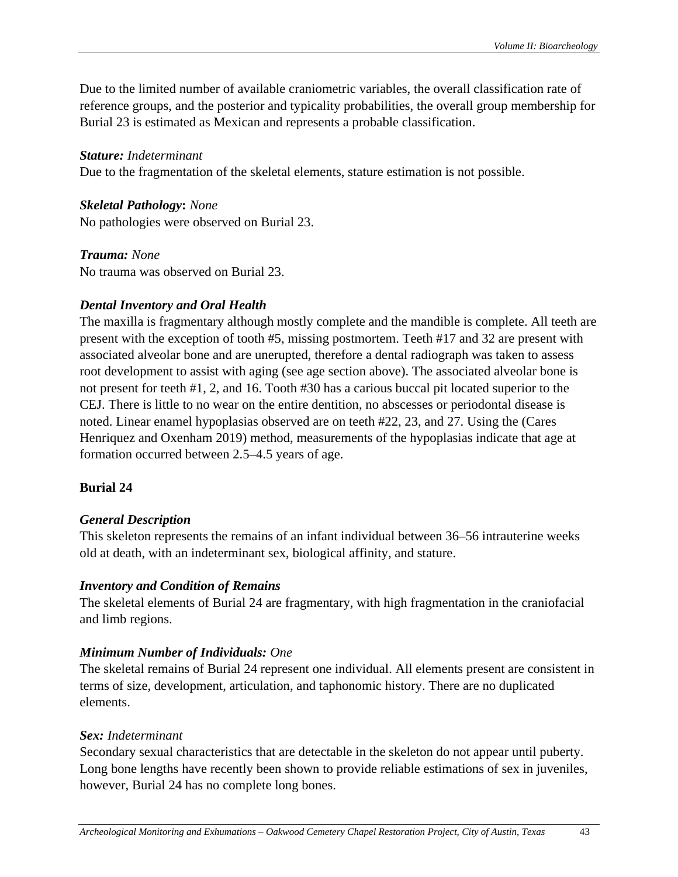Due to the limited number of available craniometric variables, the overall classification rate of reference groups, and the posterior and typicality probabilities, the overall group membership for Burial 23 is estimated as Mexican and represents a probable classification.

***Stature:*** *Indeterminant*
Due to the fragmentation of the skeletal elements, stature estimation is not possible.

***Skeletal Pathology*****:** *None*
No pathologies were observed on Burial 23.

***Trauma:*** *None*
No trauma was observed on Burial 23.

***Dental Inventory and Oral Health***
The maxilla is fragmentary although mostly complete and the mandible is complete. All teeth are present with the exception of tooth #5, missing postmortem. Teeth #17 and 32 are present with associated alveolar bone and are unerupted, therefore a dental radiograph was taken to assess root development to assist with aging (see age section above). The associated alveolar bone is not present for teeth #1, 2, and 16. Tooth #30 has a carious buccal pit located superior to the CEJ. There is little to no wear on the entire dentition, no abscesses or periodontal disease is noted. Linear enamel hypoplasias observed are on teeth #22, 23, and 27. Using the (Cares Henriquez and Oxenham 2019) method, measurements of the hypoplasias indicate that age at formation occurred between 2.5–4.5 years of age.

**Burial 24**

***General Description***
This skeleton represents the remains of an infant individual between 36–56 intrauterine weeks old at death, with an indeterminant sex, biological affinity, and stature.

***Inventory and Condition of Remains***
The skeletal elements of Burial 24 are fragmentary, with high fragmentation in the craniofacial and limb regions.

***Minimum Number of Individuals:*** *One*
The skeletal remains of Burial 24 represent one individual. All elements present are consistent in terms of size, development, articulation, and taphonomic history. There are no duplicated elements.

***Sex:*** *Indeterminant*
Secondary sexual characteristics that are detectable in the skeleton do not appear until puberty. Long bone lengths have recently been shown to provide reliable estimations of sex in juveniles, however, Burial 24 has no complete long bones.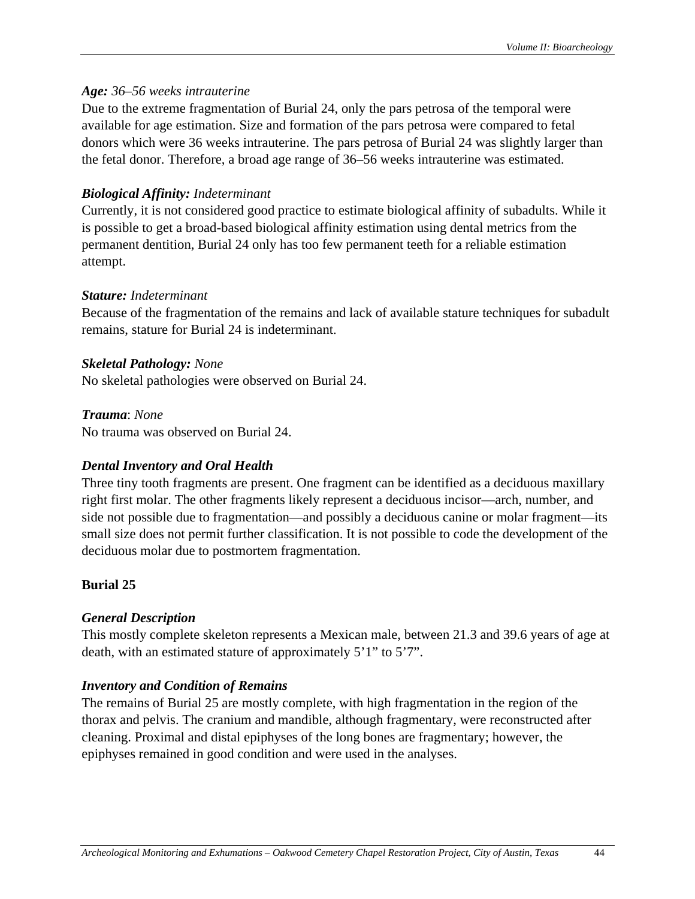***Age:*** *36–56 weeks intrauterine*

Due to the extreme fragmentation of Burial 24, only the pars petrosa of the temporal were available for age estimation. Size and formation of the pars petrosa were compared to fetal donors which were 36 weeks intrauterine. The pars petrosa of Burial 24 was slightly larger than the fetal donor. Therefore, a broad age range of 36–56 weeks intrauterine was estimated.

***Biological Affinity:*** *Indeterminant*

Currently, it is not considered good practice to estimate biological affinity of subadults. While it is possible to get a broad-based biological affinity estimation using dental metrics from the permanent dentition, Burial 24 only has too few permanent teeth for a reliable estimation attempt.

***Stature:*** *Indeterminant*

Because of the fragmentation of the remains and lack of available stature techniques for subadult remains, stature for Burial 24 is indeterminant.

***Skeletal Pathology:*** *None*

No skeletal pathologies were observed on Burial 24.

***Trauma***: *None*

No trauma was observed on Burial 24.

***Dental Inventory and Oral Health***

Three tiny tooth fragments are present. One fragment can be identified as a deciduous maxillary right first molar. The other fragments likely represent a deciduous incisor—arch, number, and side not possible due to fragmentation—and possibly a deciduous canine or molar fragment—its small size does not permit further classification. It is not possible to code the development of the deciduous molar due to postmortem fragmentation.

**Burial 25**

***General Description***

This mostly complete skeleton represents a Mexican male, between 21.3 and 39.6 years of age at death, with an estimated stature of approximately 5’1” to 5’7”.

***Inventory and Condition of Remains***

The remains of Burial 25 are mostly complete, with high fragmentation in the region of the thorax and pelvis. The cranium and mandible, although fragmentary, were reconstructed after cleaning. Proximal and distal epiphyses of the long bones are fragmentary; however, the epiphyses remained in good condition and were used in the analyses.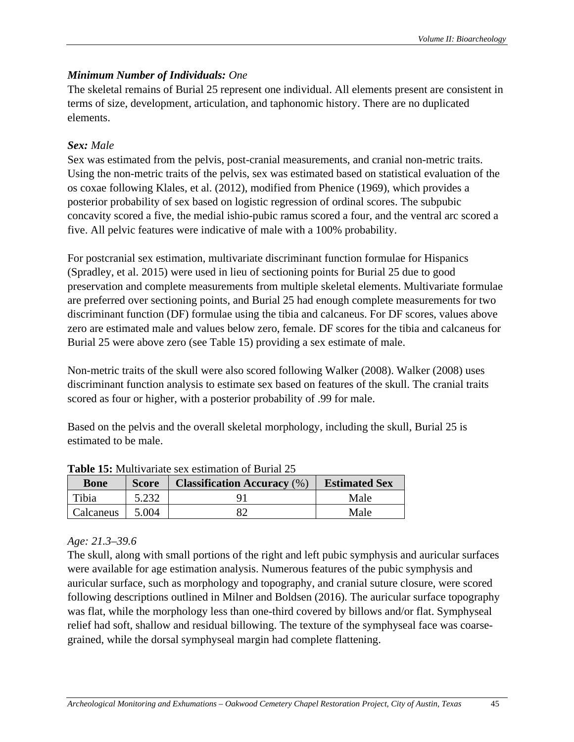***Minimum Number of Individuals:*** *One*

The skeletal remains of Burial 25 represent one individual. All elements present are consistent in terms of size, development, articulation, and taphonomic history. There are no duplicated elements.

***Sex:*** *Male*

Sex was estimated from the pelvis, post-cranial measurements, and cranial non-metric traits. Using the non-metric traits of the pelvis, sex was estimated based on statistical evaluation of the os coxae following Klales, et al. (2012), modified from Phenice (1969), which provides a posterior probability of sex based on logistic regression of ordinal scores. The subpubic concavity scored a five, the medial ishio-pubic ramus scored a four, and the ventral arc scored a five. All pelvic features were indicative of male with a 100% probability.

For postcranial sex estimation, multivariate discriminant function formulae for Hispanics (Spradley, et al. 2015) were used in lieu of sectioning points for Burial 25 due to good preservation and complete measurements from multiple skeletal elements. Multivariate formulae are preferred over sectioning points, and Burial 25 had enough complete measurements for two discriminant function (DF) formulae using the tibia and calcaneus. For DF scores, values above zero are estimated male and values below zero, female. DF scores for the tibia and calcaneus for Burial 25 were above zero (see Table 15) providing a sex estimate of male.

Non-metric traits of the skull were also scored following Walker (2008). Walker (2008) uses discriminant function analysis to estimate sex based on features of the skull. The cranial traits scored as four or higher, with a posterior probability of .99 for male.

Based on the pelvis and the overall skeletal morphology, including the skull, Burial 25 is estimated to be male.

**Table 15:** Multivariate sex estimation of Burial 25

| Bone | Score | Classification Accuracy (%) | Estimated Sex |
|---|---|---|---|
| Tibia | 5.232 | 91 | Male |
| Calcaneus | 5.004 | 82 | Male |

*Age: 21.3–39.6*

The skull, along with small portions of the right and left pubic symphysis and auricular surfaces were available for age estimation analysis. Numerous features of the pubic symphysis and auricular surface, such as morphology and topography, and cranial suture closure, were scored following descriptions outlined in Milner and Boldsen (2016). The auricular surface topography was flat, while the morphology less than one-third covered by billows and/or flat. Symphyseal relief had soft, shallow and residual billowing. The texture of the symphyseal face was coarse-grained, while the dorsal symphyseal margin had complete flattening.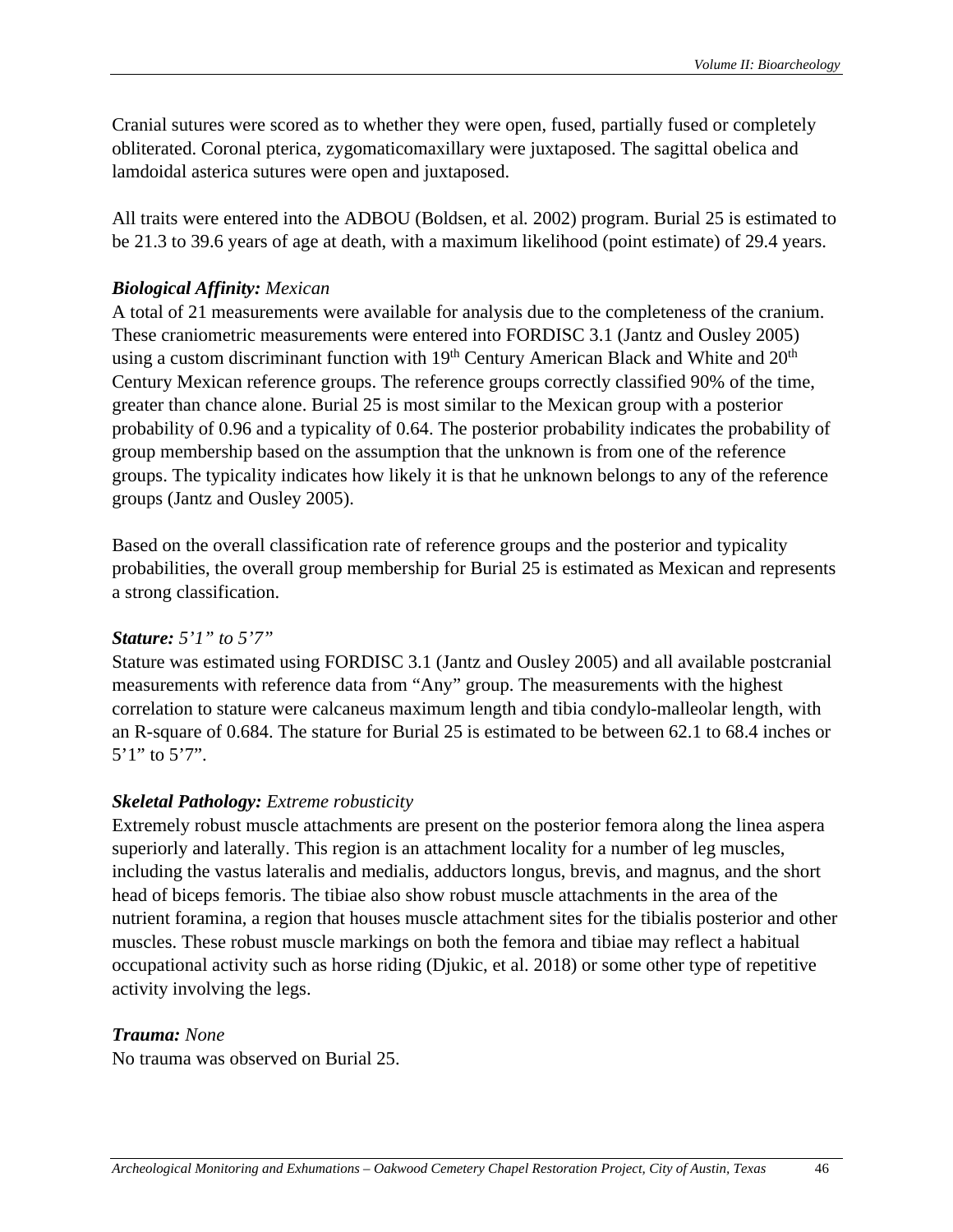Cranial sutures were scored as to whether they were open, fused, partially fused or completely obliterated. Coronal pterica, zygomaticomaxillary were juxtaposed. The sagittal obelica and lamdoidal asterica sutures were open and juxtaposed.

All traits were entered into the ADBOU (Boldsen, et al. 2002) program. Burial 25 is estimated to be 21.3 to 39.6 years of age at death, with a maximum likelihood (point estimate) of 29.4 years.

***Biological Affinity:*** *Mexican*

A total of 21 measurements were available for analysis due to the completeness of the cranium. These craniometric measurements were entered into FORDISC 3.1 (Jantz and Ousley 2005) using a custom discriminant function with 19th Century American Black and White and 20th Century Mexican reference groups. The reference groups correctly classified 90% of the time, greater than chance alone. Burial 25 is most similar to the Mexican group with a posterior probability of 0.96 and a typicality of 0.64. The posterior probability indicates the probability of group membership based on the assumption that the unknown is from one of the reference groups. The typicality indicates how likely it is that he unknown belongs to any of the reference groups (Jantz and Ousley 2005).

Based on the overall classification rate of reference groups and the posterior and typicality probabilities, the overall group membership for Burial 25 is estimated as Mexican and represents a strong classification.

***Stature:*** *5'1" to 5'7"*

Stature was estimated using FORDISC 3.1 (Jantz and Ousley 2005) and all available postcranial measurements with reference data from "Any" group. The measurements with the highest correlation to stature were calcaneus maximum length and tibia condylo-malleolar length, with an R-square of 0.684. The stature for Burial 25 is estimated to be between 62.1 to 68.4 inches or 5'1" to 5'7".

***Skeletal Pathology:*** *Extreme robusticity*

Extremely robust muscle attachments are present on the posterior femora along the linea aspera superiorly and laterally. This region is an attachment locality for a number of leg muscles, including the vastus lateralis and medialis, adductors longus, brevis, and magnus, and the short head of biceps femoris. The tibiae also show robust muscle attachments in the area of the nutrient foramina, a region that houses muscle attachment sites for the tibialis posterior and other muscles. These robust muscle markings on both the femora and tibiae may reflect a habitual occupational activity such as horse riding (Djukic, et al. 2018) or some other type of repetitive activity involving the legs.

***Trauma:*** *None*

No trauma was observed on Burial 25.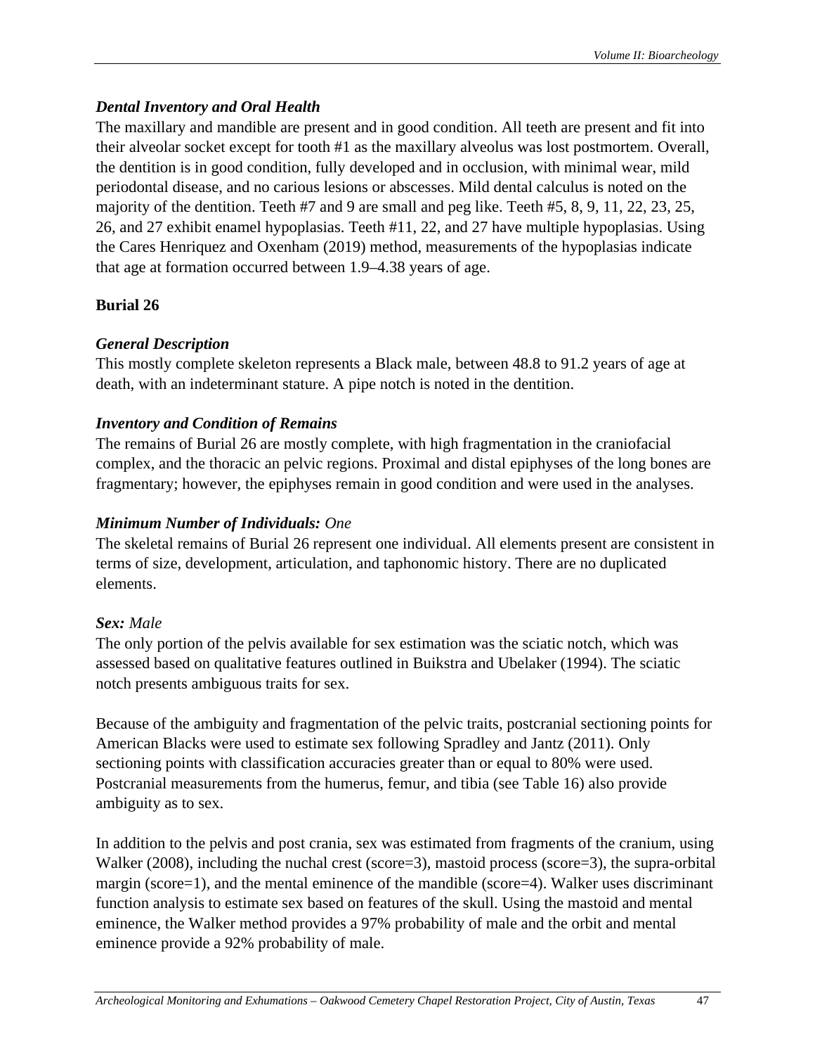### *Dental Inventory and Oral Health*

The maxillary and mandible are present and in good condition. All teeth are present and fit into their alveolar socket except for tooth #1 as the maxillary alveolus was lost postmortem. Overall, the dentition is in good condition, fully developed and in occlusion, with minimal wear, mild periodontal disease, and no carious lesions or abscesses. Mild dental calculus is noted on the majority of the dentition. Teeth #7 and 9 are small and peg like. Teeth #5, 8, 9, 11, 22, 23, 25, 26, and 27 exhibit enamel hypoplasias. Teeth #11, 22, and 27 have multiple hypoplasias. Using the Cares Henriquez and Oxenham (2019) method, measurements of the hypoplasias indicate that age at formation occurred between 1.9–4.38 years of age.

## Burial 26

### *General Description*

This mostly complete skeleton represents a Black male, between 48.8 to 91.2 years of age at death, with an indeterminant stature. A pipe notch is noted in the dentition.

### *Inventory and Condition of Remains*

The remains of Burial 26 are mostly complete, with high fragmentation in the craniofacial complex, and the thoracic an pelvic regions. Proximal and distal epiphyses of the long bones are fragmentary; however, the epiphyses remain in good condition and were used in the analyses.

### ***Minimum Number of Individuals:*** *One*

The skeletal remains of Burial 26 represent one individual. All elements present are consistent in terms of size, development, articulation, and taphonomic history. There are no duplicated elements.

### ***Sex:*** *Male*

The only portion of the pelvis available for sex estimation was the sciatic notch, which was assessed based on qualitative features outlined in Buikstra and Ubelaker (1994). The sciatic notch presents ambiguous traits for sex.

Because of the ambiguity and fragmentation of the pelvic traits, postcranial sectioning points for American Blacks were used to estimate sex following Spradley and Jantz (2011). Only sectioning points with classification accuracies greater than or equal to 80% were used. Postcranial measurements from the humerus, femur, and tibia (see Table 16) also provide ambiguity as to sex.

In addition to the pelvis and post crania, sex was estimated from fragments of the cranium, using Walker (2008), including the nuchal crest (score=3), mastoid process (score=3), the supra-orbital margin (score=1), and the mental eminence of the mandible (score=4). Walker uses discriminant function analysis to estimate sex based on features of the skull. Using the mastoid and mental eminence, the Walker method provides a 97% probability of male and the orbit and mental eminence provide a 92% probability of male.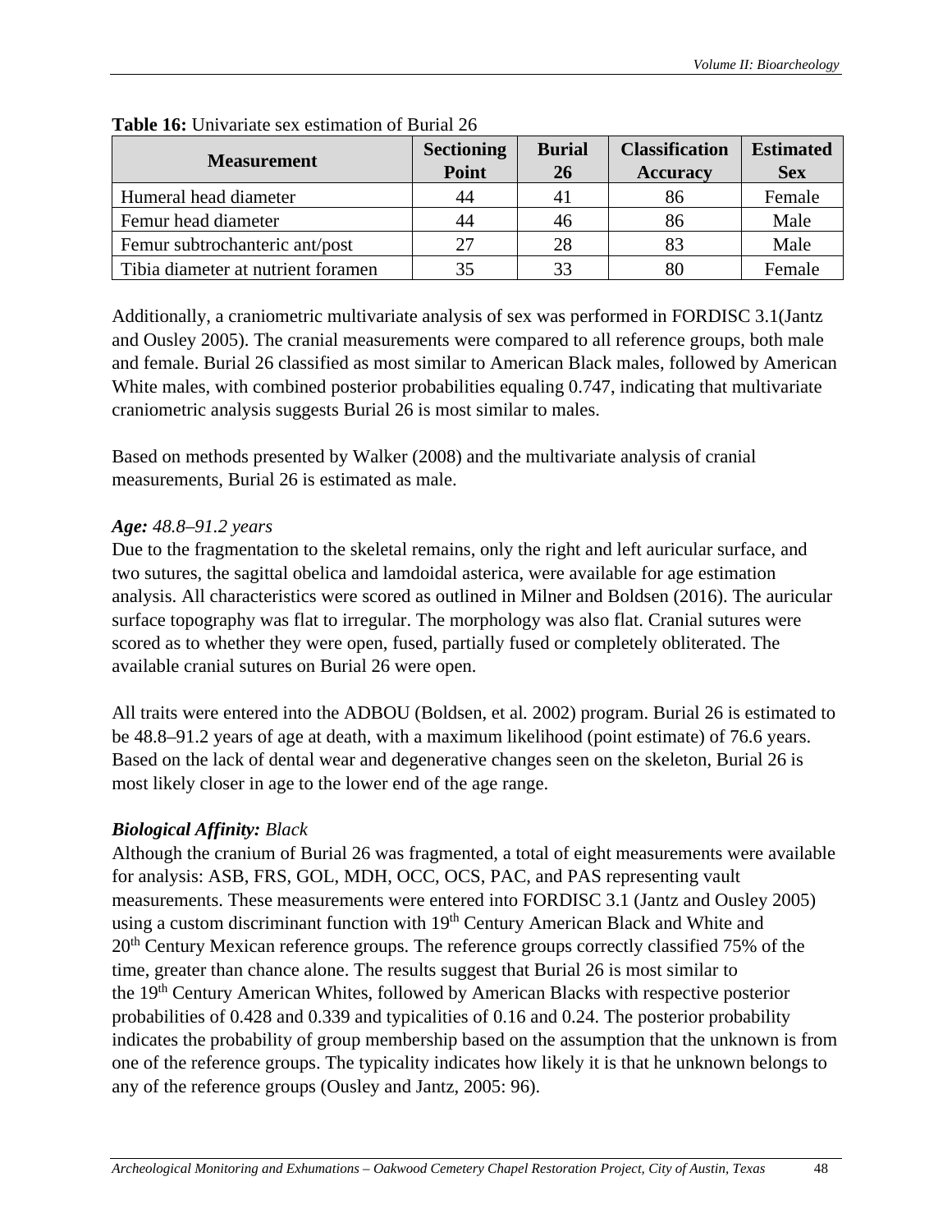**Table 16:** Univariate sex estimation of Burial 26

| Measurement | Sectioning Point | Burial 26 | Classification Accuracy | Estimated Sex |
|---|---|---|---|---|
| Humeral head diameter | 44 | 41 | 86 | Female |
| Femur head diameter | 44 | 46 | 86 | Male |
| Femur subtrochanteric ant/post | 27 | 28 | 83 | Male |
| Tibia diameter at nutrient foramen | 35 | 33 | 80 | Female |

Additionally, a craniometric multivariate analysis of sex was performed in FORDISC 3.1(Jantz and Ousley 2005). The cranial measurements were compared to all reference groups, both male and female. Burial 26 classified as most similar to American Black males, followed by American White males, with combined posterior probabilities equaling 0.747, indicating that multivariate craniometric analysis suggests Burial 26 is most similar to males.

Based on methods presented by Walker (2008) and the multivariate analysis of cranial measurements, Burial 26 is estimated as male.

***Age:*** *48.8–91.2 years*

Due to the fragmentation to the skeletal remains, only the right and left auricular surface, and two sutures, the sagittal obelica and lamdoidal asterica, were available for age estimation analysis. All characteristics were scored as outlined in Milner and Boldsen (2016). The auricular surface topography was flat to irregular. The morphology was also flat. Cranial sutures were scored as to whether they were open, fused, partially fused or completely obliterated. The available cranial sutures on Burial 26 were open.

All traits were entered into the ADBOU (Boldsen, et al. 2002) program. Burial 26 is estimated to be 48.8–91.2 years of age at death, with a maximum likelihood (point estimate) of 76.6 years. Based on the lack of dental wear and degenerative changes seen on the skeleton, Burial 26 is most likely closer in age to the lower end of the age range.

***Biological Affinity:*** *Black*

Although the cranium of Burial 26 was fragmented, a total of eight measurements were available for analysis: ASB, FRS, GOL, MDH, OCC, OCS, PAC, and PAS representing vault measurements. These measurements were entered into FORDISC 3.1 (Jantz and Ousley 2005) using a custom discriminant function with 19th Century American Black and White and 20th Century Mexican reference groups. The reference groups correctly classified 75% of the time, greater than chance alone. The results suggest that Burial 26 is most similar to the 19th Century American Whites, followed by American Blacks with respective posterior probabilities of 0.428 and 0.339 and typicalities of 0.16 and 0.24. The posterior probability indicates the probability of group membership based on the assumption that the unknown is from one of the reference groups. The typicality indicates how likely it is that he unknown belongs to any of the reference groups (Ousley and Jantz, 2005: 96).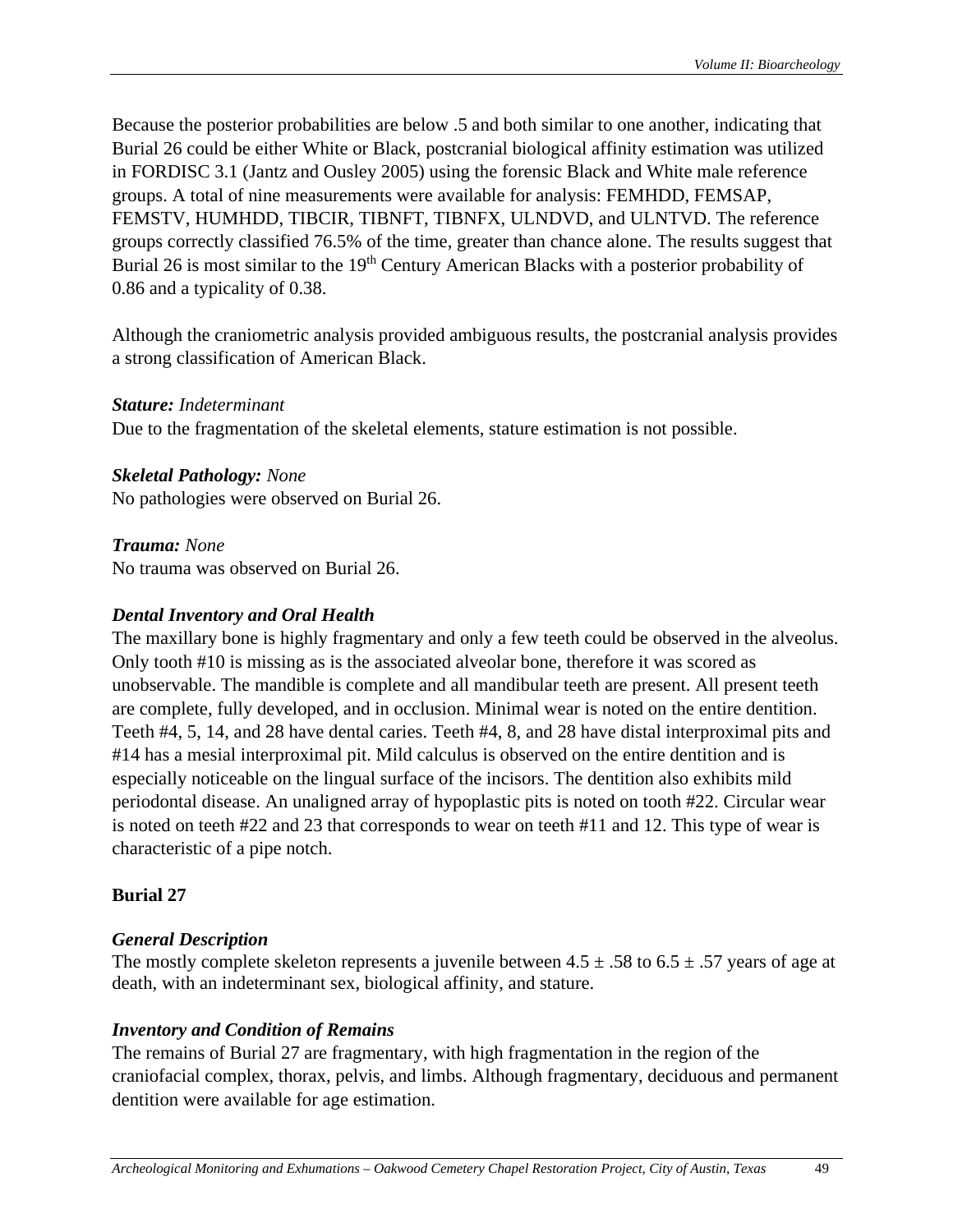Because the posterior probabilities are below .5 and both similar to one another, indicating that Burial 26 could be either White or Black, postcranial biological affinity estimation was utilized in FORDISC 3.1 (Jantz and Ousley 2005) using the forensic Black and White male reference groups. A total of nine measurements were available for analysis: FEMHDD, FEMSAP, FEMSTV, HUMHDD, TIBCIR, TIBNFT, TIBNFX, ULNDVD, and ULNTVD. The reference groups correctly classified 76.5% of the time, greater than chance alone. The results suggest that Burial 26 is most similar to the 19th Century American Blacks with a posterior probability of 0.86 and a typicality of 0.38.

Although the craniometric analysis provided ambiguous results, the postcranial analysis provides a strong classification of American Black.

***Stature:*** *Indeterminant*
Due to the fragmentation of the skeletal elements, stature estimation is not possible.

***Skeletal Pathology:*** *None*
No pathologies were observed on Burial 26.

***Trauma:*** *None*
No trauma was observed on Burial 26.

### *Dental Inventory and Oral Health*

The maxillary bone is highly fragmentary and only a few teeth could be observed in the alveolus. Only tooth #10 is missing as is the associated alveolar bone, therefore it was scored as unobservable. The mandible is complete and all mandibular teeth are present. All present teeth are complete, fully developed, and in occlusion. Minimal wear is noted on the entire dentition. Teeth #4, 5, 14, and 28 have dental caries. Teeth #4, 8, and 28 have distal interproximal pits and #14 has a mesial interproximal pit. Mild calculus is observed on the entire dentition and is especially noticeable on the lingual surface of the incisors. The dentition also exhibits mild periodontal disease. An unaligned array of hypoplastic pits is noted on tooth #22. Circular wear is noted on teeth #22 and 23 that corresponds to wear on teeth #11 and 12. This type of wear is characteristic of a pipe notch.

## Burial 27

### *General Description*

The mostly complete skeleton represents a juvenile between $4.5 \pm .58$ to $6.5 \pm .57$ years of age at death, with an indeterminant sex, biological affinity, and stature.

### *Inventory and Condition of Remains*

The remains of Burial 27 are fragmentary, with high fragmentation in the region of the craniofacial complex, thorax, pelvis, and limbs. Although fragmentary, deciduous and permanent dentition were available for age estimation.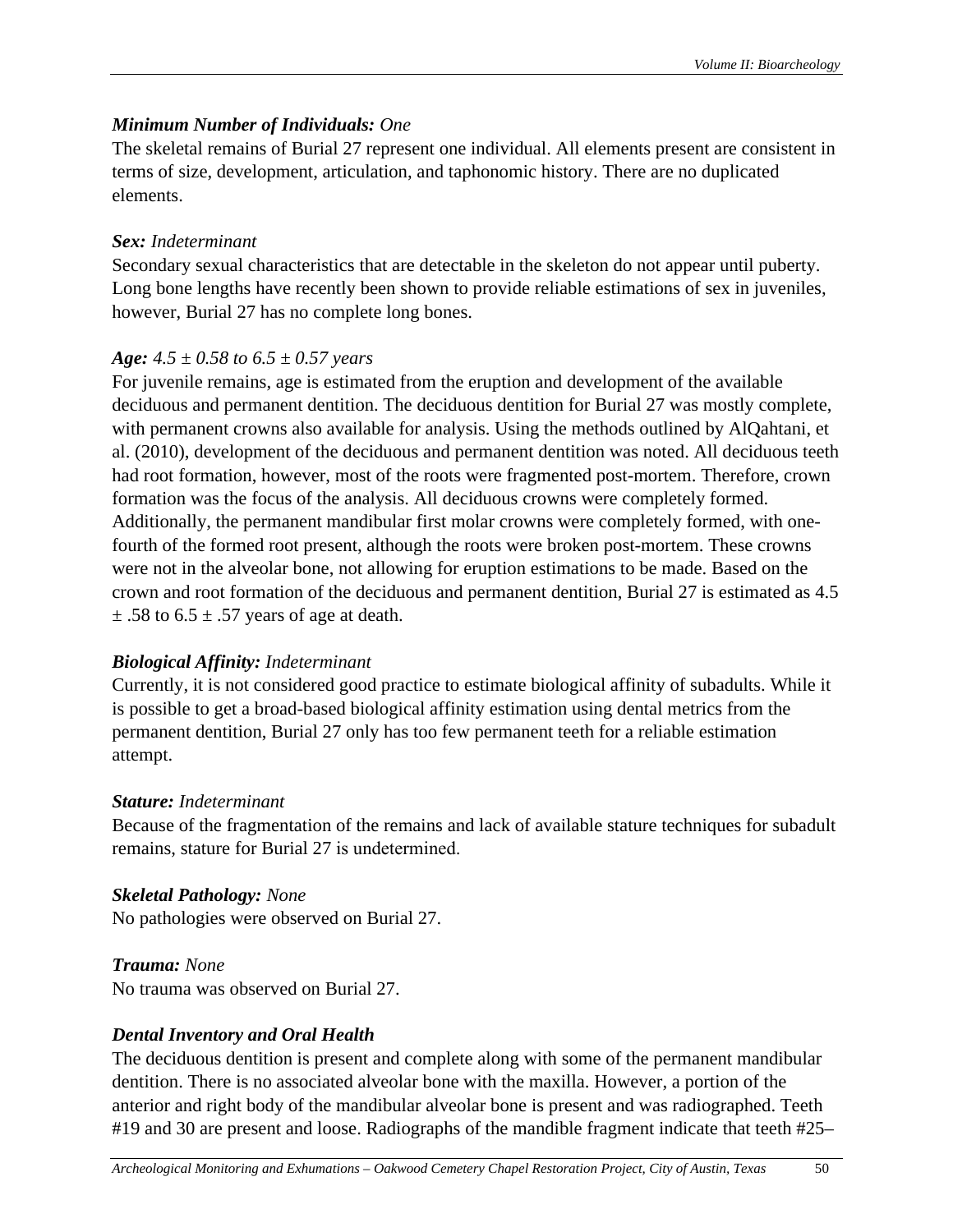***Minimum Number of Individuals:*** *One*
The skeletal remains of Burial 27 represent one individual. All elements present are consistent in terms of size, development, articulation, and taphonomic history. There are no duplicated elements.

***Sex:*** *Indeterminant*
Secondary sexual characteristics that are detectable in the skeleton do not appear until puberty. Long bone lengths have recently been shown to provide reliable estimations of sex in juveniles, however, Burial 27 has no complete long bones.

***Age:*** *4.5 ± 0.58 to 6.5 ± 0.57 years*
For juvenile remains, age is estimated from the eruption and development of the available deciduous and permanent dentition. The deciduous dentition for Burial 27 was mostly complete, with permanent crowns also available for analysis. Using the methods outlined by AlQahtani, et al. (2010), development of the deciduous and permanent dentition was noted. All deciduous teeth had root formation, however, most of the roots were fragmented post-mortem. Therefore, crown formation was the focus of the analysis. All deciduous crowns were completely formed. Additionally, the permanent mandibular first molar crowns were completely formed, with one-fourth of the formed root present, although the roots were broken post-mortem. These crowns were not in the alveolar bone, not allowing for eruption estimations to be made. Based on the crown and root formation of the deciduous and permanent dentition, Burial 27 is estimated as 4.5 ± .58 to 6.5 ± .57 years of age at death.

***Biological Affinity:*** *Indeterminant*
Currently, it is not considered good practice to estimate biological affinity of subadults. While it is possible to get a broad-based biological affinity estimation using dental metrics from the permanent dentition, Burial 27 only has too few permanent teeth for a reliable estimation attempt.

***Stature:*** *Indeterminant*
Because of the fragmentation of the remains and lack of available stature techniques for subadult remains, stature for Burial 27 is undetermined.

***Skeletal Pathology:*** *None*
No pathologies were observed on Burial 27.

***Trauma:*** *None*
No trauma was observed on Burial 27.

***Dental Inventory and Oral Health***
The deciduous dentition is present and complete along with some of the permanent mandibular dentition. There is no associated alveolar bone with the maxilla. However, a portion of the anterior and right body of the mandibular alveolar bone is present and was radiographed. Teeth #19 and 30 are present and loose. Radiographs of the mandible fragment indicate that teeth #25–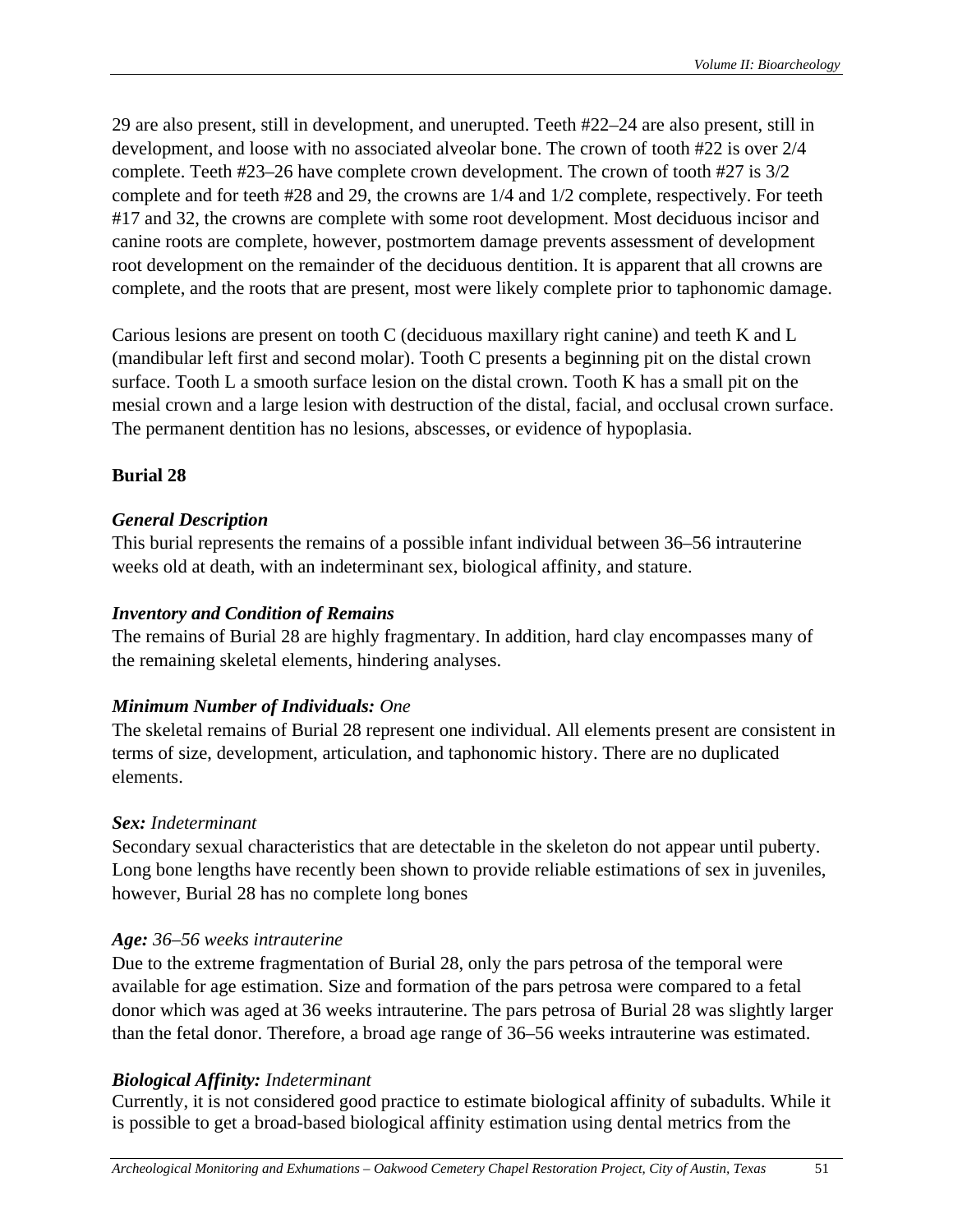29 are also present, still in development, and unerupted. Teeth #22–24 are also present, still in development, and loose with no associated alveolar bone. The crown of tooth #22 is over 2/4 complete. Teeth #23–26 have complete crown development. The crown of tooth #27 is 3/2 complete and for teeth #28 and 29, the crowns are 1/4 and 1/2 complete, respectively. For teeth #17 and 32, the crowns are complete with some root development. Most deciduous incisor and canine roots are complete, however, postmortem damage prevents assessment of development root development on the remainder of the deciduous dentition. It is apparent that all crowns are complete, and the roots that are present, most were likely complete prior to taphonomic damage.

Carious lesions are present on tooth C (deciduous maxillary right canine) and teeth K and L (mandibular left first and second molar). Tooth C presents a beginning pit on the distal crown surface. Tooth L a smooth surface lesion on the distal crown. Tooth K has a small pit on the mesial crown and a large lesion with destruction of the distal, facial, and occlusal crown surface. The permanent dentition has no lesions, abscesses, or evidence of hypoplasia.

## Burial 28

### *General Description*

This burial represents the remains of a possible infant individual between 36–56 intrauterine weeks old at death, with an indeterminant sex, biological affinity, and stature.

### *Inventory and Condition of Remains*

The remains of Burial 28 are highly fragmentary. In addition, hard clay encompasses many of the remaining skeletal elements, hindering analyses.

### *Minimum Number of Individuals:* One

The skeletal remains of Burial 28 represent one individual. All elements present are consistent in terms of size, development, articulation, and taphonomic history. There are no duplicated elements.

### *Sex:* Indeterminant

Secondary sexual characteristics that are detectable in the skeleton do not appear until puberty. Long bone lengths have recently been shown to provide reliable estimations of sex in juveniles, however, Burial 28 has no complete long bones

### *Age:* 36–56 weeks intrauterine

Due to the extreme fragmentation of Burial 28, only the pars petrosa of the temporal were available for age estimation. Size and formation of the pars petrosa were compared to a fetal donor which was aged at 36 weeks intrauterine. The pars petrosa of Burial 28 was slightly larger than the fetal donor. Therefore, a broad age range of 36–56 weeks intrauterine was estimated.

### *Biological Affinity:* Indeterminant

Currently, it is not considered good practice to estimate biological affinity of subadults. While it is possible to get a broad-based biological affinity estimation using dental metrics from the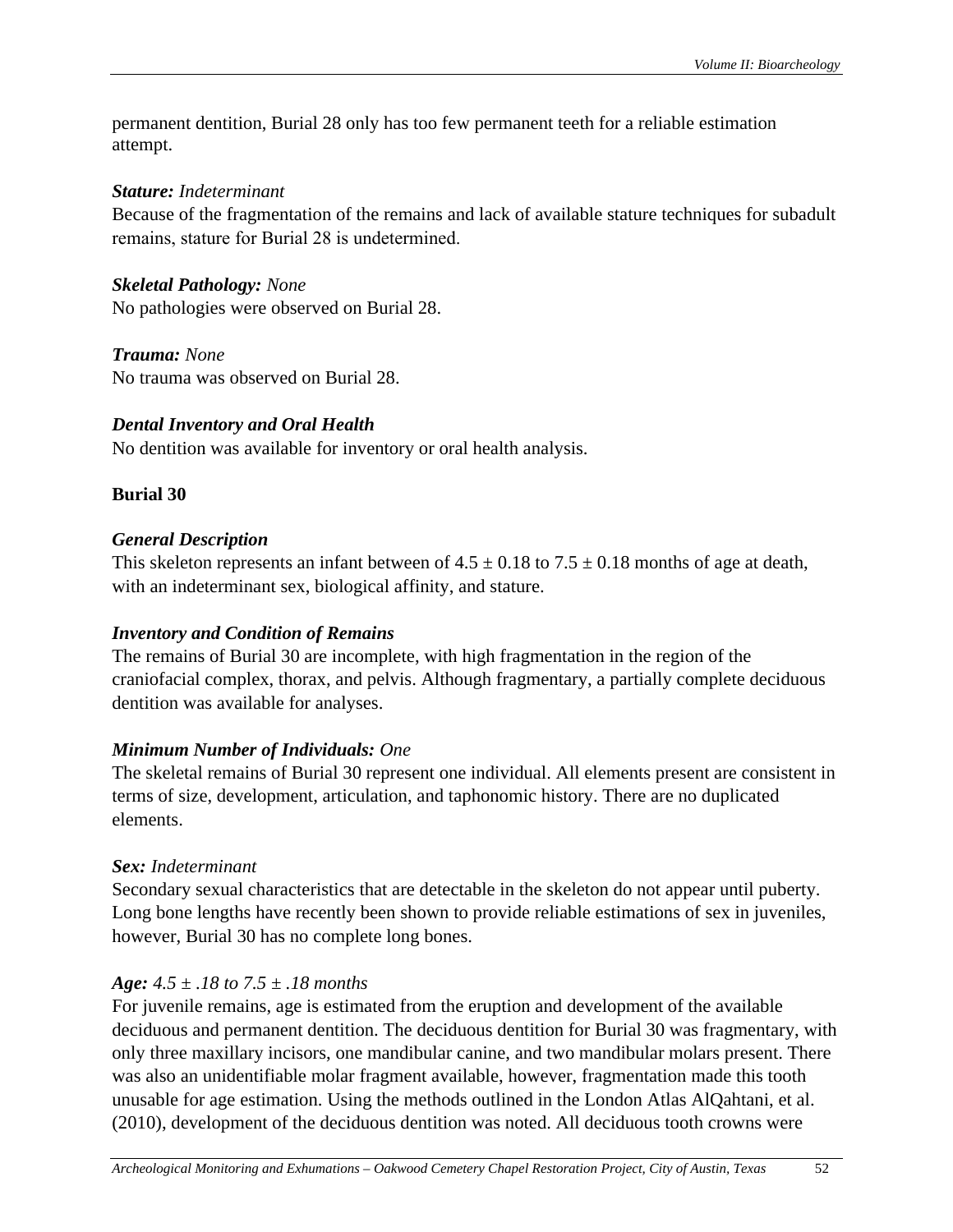permanent dentition, Burial 28 only has too few permanent teeth for a reliable estimation attempt.

***Stature:*** *Indeterminant*
Because of the fragmentation of the remains and lack of available stature techniques for subadult remains, stature for Burial 28 is undetermined.

***Skeletal Pathology:*** *None*
No pathologies were observed on Burial 28.

***Trauma:*** *None*
No trauma was observed on Burial 28.

***Dental Inventory and Oral Health***
No dentition was available for inventory or oral health analysis.

**Burial 30**

***General Description***
This skeleton represents an infant between of $4.5 \pm 0.18$ to $7.5 \pm 0.18$ months of age at death, with an indeterminant sex, biological affinity, and stature.

***Inventory and Condition of Remains***
The remains of Burial 30 are incomplete, with high fragmentation in the region of the craniofacial complex, thorax, and pelvis. Although fragmentary, a partially complete deciduous dentition was available for analyses.

***Minimum Number of Individuals:*** *One*
The skeletal remains of Burial 30 represent one individual. All elements present are consistent in terms of size, development, articulation, and taphonomic history. There are no duplicated elements.

***Sex:*** *Indeterminant*
Secondary sexual characteristics that are detectable in the skeleton do not appear until puberty. Long bone lengths have recently been shown to provide reliable estimations of sex in juveniles, however, Burial 30 has no complete long bones.

***Age:*** *$4.5 \pm .18$ to $7.5 \pm .18$ months*
For juvenile remains, age is estimated from the eruption and development of the available deciduous and permanent dentition. The deciduous dentition for Burial 30 was fragmentary, with only three maxillary incisors, one mandibular canine, and two mandibular molars present. There was also an unidentifiable molar fragment available, however, fragmentation made this tooth unusable for age estimation. Using the methods outlined in the London Atlas AlQahtani, et al. (2010), development of the deciduous dentition was noted. All deciduous tooth crowns were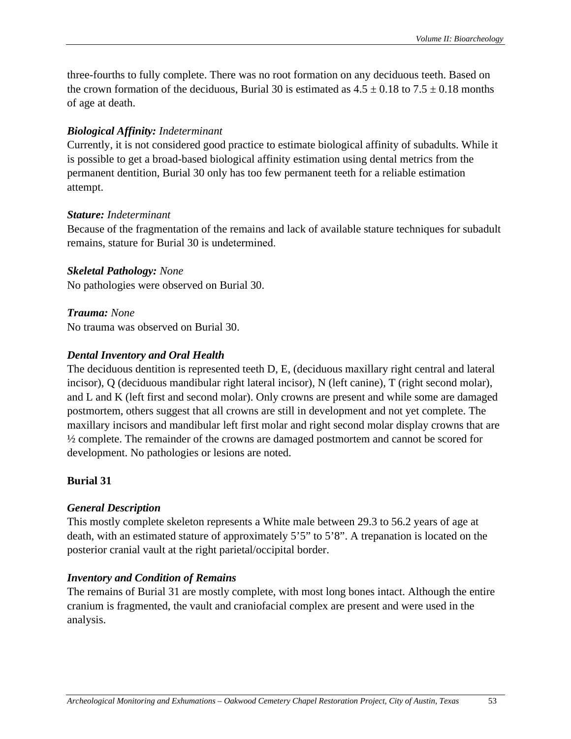three-fourths to fully complete. There was no root formation on any deciduous teeth. Based on the crown formation of the deciduous, Burial 30 is estimated as 4.5 ± 0.18 to 7.5 ± 0.18 months of age at death.

***Biological Affinity:*** *Indeterminant*

Currently, it is not considered good practice to estimate biological affinity of subadults. While it is possible to get a broad-based biological affinity estimation using dental metrics from the permanent dentition, Burial 30 only has too few permanent teeth for a reliable estimation attempt.

***Stature:*** *Indeterminant*

Because of the fragmentation of the remains and lack of available stature techniques for subadult remains, stature for Burial 30 is undetermined.

***Skeletal Pathology:*** *None*

No pathologies were observed on Burial 30.

***Trauma:*** *None*

No trauma was observed on Burial 30.

***Dental Inventory and Oral Health***

The deciduous dentition is represented teeth D, E, (deciduous maxillary right central and lateral incisor), Q (deciduous mandibular right lateral incisor), N (left canine), T (right second molar), and L and K (left first and second molar). Only crowns are present and while some are damaged postmortem, others suggest that all crowns are still in development and not yet complete. The maxillary incisors and mandibular left first molar and right second molar display crowns that are ½ complete. The remainder of the crowns are damaged postmortem and cannot be scored for development. No pathologies or lesions are noted.

**Burial 31**

***General Description***

This mostly complete skeleton represents a White male between 29.3 to 56.2 years of age at death, with an estimated stature of approximately 5’5” to 5’8”. A trepanation is located on the posterior cranial vault at the right parietal/occipital border.

***Inventory and Condition of Remains***

The remains of Burial 31 are mostly complete, with most long bones intact. Although the entire cranium is fragmented, the vault and craniofacial complex are present and were used in the analysis.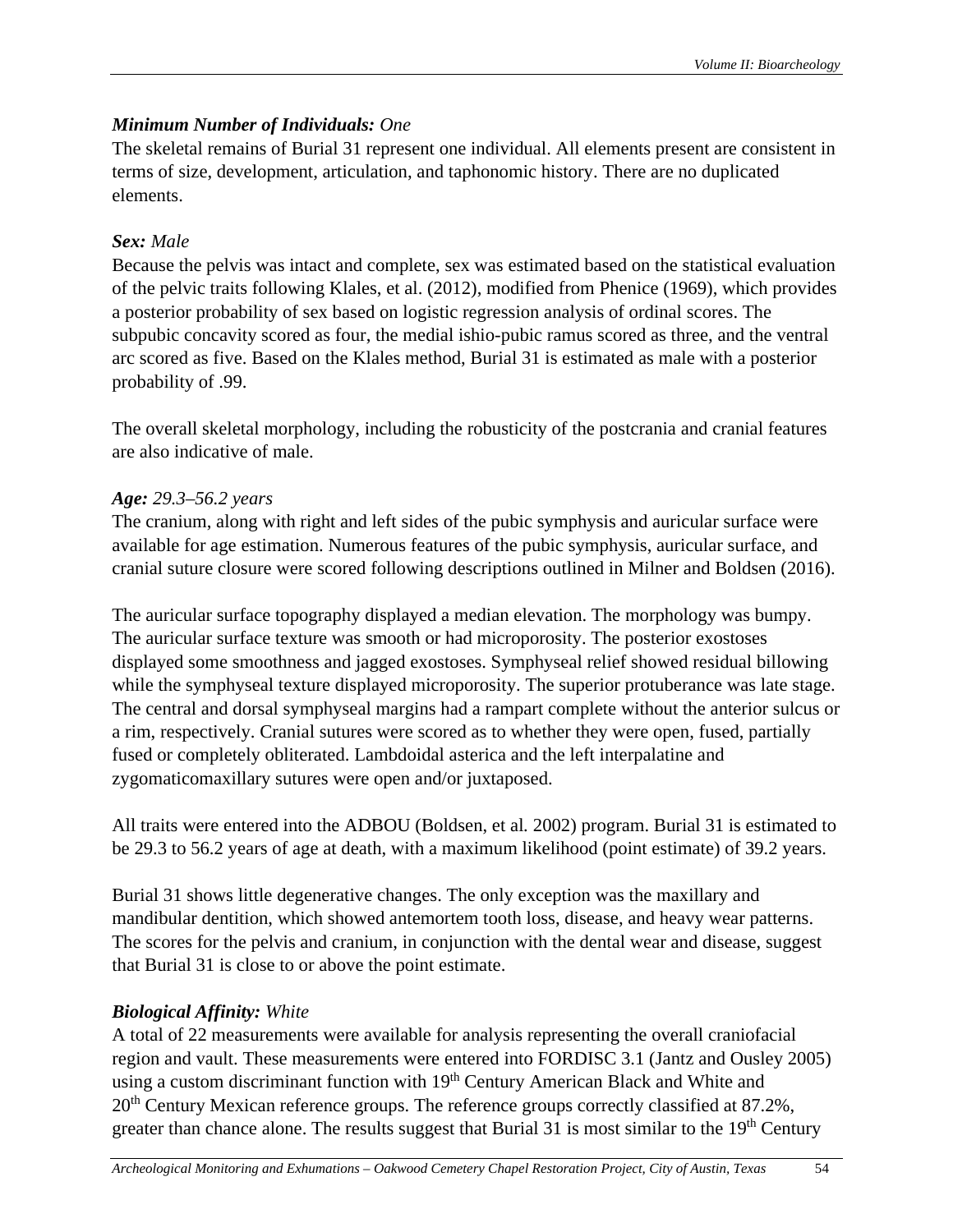***Minimum Number of Individuals:*** *One*

The skeletal remains of Burial 31 represent one individual. All elements present are consistent in terms of size, development, articulation, and taphonomic history. There are no duplicated elements.

***Sex:*** *Male*

Because the pelvis was intact and complete, sex was estimated based on the statistical evaluation of the pelvic traits following Klales, et al. (2012), modified from Phenice (1969), which provides a posterior probability of sex based on logistic regression analysis of ordinal scores. The subpubic concavity scored as four, the medial ishio-pubic ramus scored as three, and the ventral arc scored as five. Based on the Klales method, Burial 31 is estimated as male with a posterior probability of .99.

The overall skeletal morphology, including the robusticity of the postcrania and cranial features are also indicative of male.

***Age:*** *29.3–56.2 years*

The cranium, along with right and left sides of the pubic symphysis and auricular surface were available for age estimation. Numerous features of the pubic symphysis, auricular surface, and cranial suture closure were scored following descriptions outlined in Milner and Boldsen (2016).

The auricular surface topography displayed a median elevation. The morphology was bumpy. The auricular surface texture was smooth or had microporosity. The posterior exostoses displayed some smoothness and jagged exostoses. Symphyseal relief showed residual billowing while the symphyseal texture displayed microporosity. The superior protuberance was late stage. The central and dorsal symphyseal margins had a rampart complete without the anterior sulcus or a rim, respectively. Cranial sutures were scored as to whether they were open, fused, partially fused or completely obliterated. Lambdoidal asterica and the left interpalatine and zygomaticomaxillary sutures were open and/or juxtaposed.

All traits were entered into the ADBOU (Boldsen, et al. 2002) program. Burial 31 is estimated to be 29.3 to 56.2 years of age at death, with a maximum likelihood (point estimate) of 39.2 years.

Burial 31 shows little degenerative changes. The only exception was the maxillary and mandibular dentition, which showed antemortem tooth loss, disease, and heavy wear patterns. The scores for the pelvis and cranium, in conjunction with the dental wear and disease, suggest that Burial 31 is close to or above the point estimate.

***Biological Affinity:*** *White*

A total of 22 measurements were available for analysis representing the overall craniofacial region and vault. These measurements were entered into FORDISC 3.1 (Jantz and Ousley 2005) using a custom discriminant function with 19th Century American Black and White and 20th Century Mexican reference groups. The reference groups correctly classified at 87.2%, greater than chance alone. The results suggest that Burial 31 is most similar to the 19th Century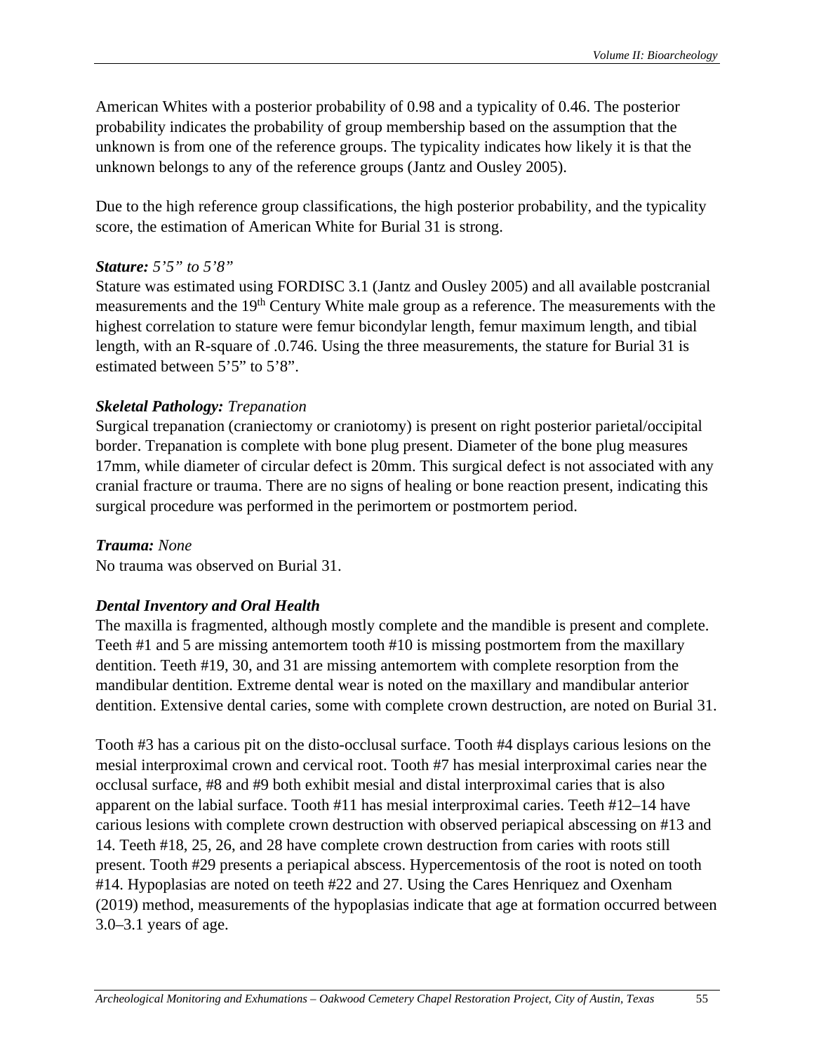American Whites with a posterior probability of 0.98 and a typicality of 0.46. The posterior probability indicates the probability of group membership based on the assumption that the unknown is from one of the reference groups. The typicality indicates how likely it is that the unknown belongs to any of the reference groups (Jantz and Ousley 2005).

Due to the high reference group classifications, the high posterior probability, and the typicality score, the estimation of American White for Burial 31 is strong.

***Stature:*** *5'5" to 5'8"*
Stature was estimated using FORDISC 3.1 (Jantz and Ousley 2005) and all available postcranial measurements and the 19th Century White male group as a reference. The measurements with the highest correlation to stature were femur bicondylar length, femur maximum length, and tibial length, with an R-square of .0.746. Using the three measurements, the stature for Burial 31 is estimated between 5'5" to 5'8".

***Skeletal Pathology:*** *Trepanation*
Surgical trepanation (craniectomy or craniotomy) is present on right posterior parietal/occipital border. Trepanation is complete with bone plug present. Diameter of the bone plug measures 17mm, while diameter of circular defect is 20mm. This surgical defect is not associated with any cranial fracture or trauma. There are no signs of healing or bone reaction present, indicating this surgical procedure was performed in the perimortem or postmortem period.

***Trauma:*** *None*
No trauma was observed on Burial 31.

***Dental Inventory and Oral Health***
The maxilla is fragmented, although mostly complete and the mandible is present and complete. Teeth #1 and 5 are missing antemortem tooth #10 is missing postmortem from the maxillary dentition. Teeth #19, 30, and 31 are missing antemortem with complete resorption from the mandibular dentition. Extreme dental wear is noted on the maxillary and mandibular anterior dentition. Extensive dental caries, some with complete crown destruction, are noted on Burial 31.

Tooth #3 has a carious pit on the disto-occlusal surface. Tooth #4 displays carious lesions on the mesial interproximal crown and cervical root. Tooth #7 has mesial interproximal caries near the occlusal surface, #8 and #9 both exhibit mesial and distal interproximal caries that is also apparent on the labial surface. Tooth #11 has mesial interproximal caries. Teeth #12–14 have carious lesions with complete crown destruction with observed periapical abscessing on #13 and 14. Teeth #18, 25, 26, and 28 have complete crown destruction from caries with roots still present. Tooth #29 presents a periapical abscess. Hypercementosis of the root is noted on tooth #14. Hypoplasias are noted on teeth #22 and 27. Using the Cares Henriquez and Oxenham (2019) method, measurements of the hypoplasias indicate that age at formation occurred between 3.0–3.1 years of age.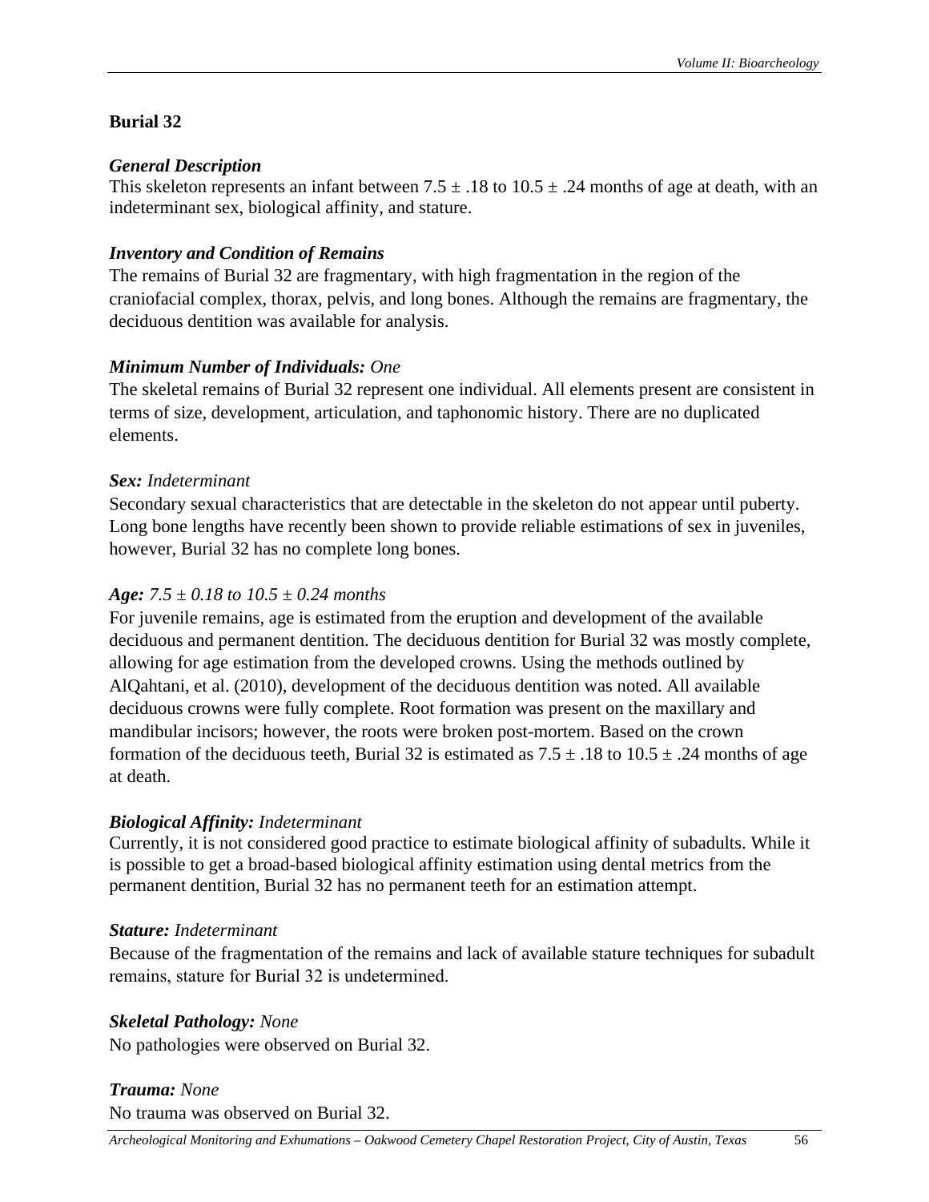## Burial 32

### *General Description*

This skeleton represents an infant between 7.5 ± .18 to 10.5 ± .24 months of age at death, with an indeterminant sex, biological affinity, and stature.

### *Inventory and Condition of Remains*

The remains of Burial 32 are fragmentary, with high fragmentation in the region of the craniofacial complex, thorax, pelvis, and long bones. Although the remains are fragmentary, the deciduous dentition was available for analysis.

### *Minimum Number of Individuals: One*

The skeletal remains of Burial 32 represent one individual. All elements present are consistent in terms of size, development, articulation, and taphonomic history. There are no duplicated elements.

### *Sex: Indeterminant*

Secondary sexual characteristics that are detectable in the skeleton do not appear until puberty. Long bone lengths have recently been shown to provide reliable estimations of sex in juveniles, however, Burial 32 has no complete long bones.

### *Age: 7.5 ± 0.18 to 10.5 ± 0.24 months*

For juvenile remains, age is estimated from the eruption and development of the available deciduous and permanent dentition. The deciduous dentition for Burial 32 was mostly complete, allowing for age estimation from the developed crowns. Using the methods outlined by AlQahtani, et al. (2010), development of the deciduous dentition was noted. All available deciduous crowns were fully complete. Root formation was present on the maxillary and mandibular incisors; however, the roots were broken post-mortem. Based on the crown formation of the deciduous teeth, Burial 32 is estimated as 7.5 ± .18 to 10.5 ± .24 months of age at death.

### *Biological Affinity: Indeterminant*

Currently, it is not considered good practice to estimate biological affinity of subadults. While it is possible to get a broad-based biological affinity estimation using dental metrics from the permanent dentition, Burial 32 has no permanent teeth for an estimation attempt.

### *Stature: Indeterminant*

Because of the fragmentation of the remains and lack of available stature techniques for subadult remains, stature for Burial 32 is undetermined.

### *Skeletal Pathology: None*

No pathologies were observed on Burial 32.

### *Trauma: None*

No trauma was observed on Burial 32.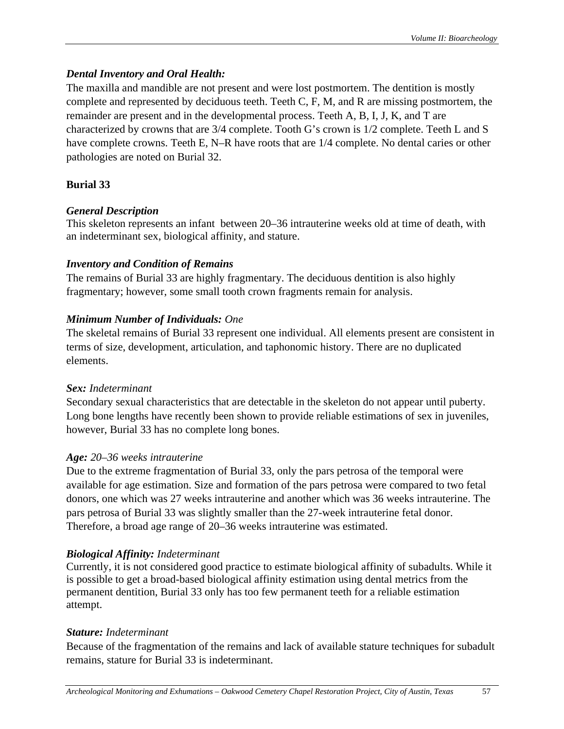***Dental Inventory and Oral Health:***

The maxilla and mandible are not present and were lost postmortem. The dentition is mostly complete and represented by deciduous teeth. Teeth C, F, M, and R are missing postmortem, the remainder are present and in the developmental process. Teeth A, B, I, J, K, and T are characterized by crowns that are 3/4 complete. Tooth G's crown is 1/2 complete. Teeth L and S have complete crowns. Teeth E, N–R have roots that are 1/4 complete. No dental caries or other pathologies are noted on Burial 32.

**Burial 33**

***General Description***

This skeleton represents an infant between 20–36 intrauterine weeks old at time of death, with an indeterminant sex, biological affinity, and stature.

***Inventory and Condition of Remains***

The remains of Burial 33 are highly fragmentary. The deciduous dentition is also highly fragmentary; however, some small tooth crown fragments remain for analysis.

***Minimum Number of Individuals:*** *One*

The skeletal remains of Burial 33 represent one individual. All elements present are consistent in terms of size, development, articulation, and taphonomic history. There are no duplicated elements.

***Sex:*** *Indeterminant*

Secondary sexual characteristics that are detectable in the skeleton do not appear until puberty. Long bone lengths have recently been shown to provide reliable estimations of sex in juveniles, however, Burial 33 has no complete long bones.

***Age:*** *20–36 weeks intrauterine*

Due to the extreme fragmentation of Burial 33, only the pars petrosa of the temporal were available for age estimation. Size and formation of the pars petrosa were compared to two fetal donors, one which was 27 weeks intrauterine and another which was 36 weeks intrauterine. The pars petrosa of Burial 33 was slightly smaller than the 27-week intrauterine fetal donor. Therefore, a broad age range of 20–36 weeks intrauterine was estimated.

***Biological Affinity:*** *Indeterminant*

Currently, it is not considered good practice to estimate biological affinity of subadults. While it is possible to get a broad-based biological affinity estimation using dental metrics from the permanent dentition, Burial 33 only has too few permanent teeth for a reliable estimation attempt.

***Stature:*** *Indeterminant*

Because of the fragmentation of the remains and lack of available stature techniques for subadult remains, stature for Burial 33 is indeterminant.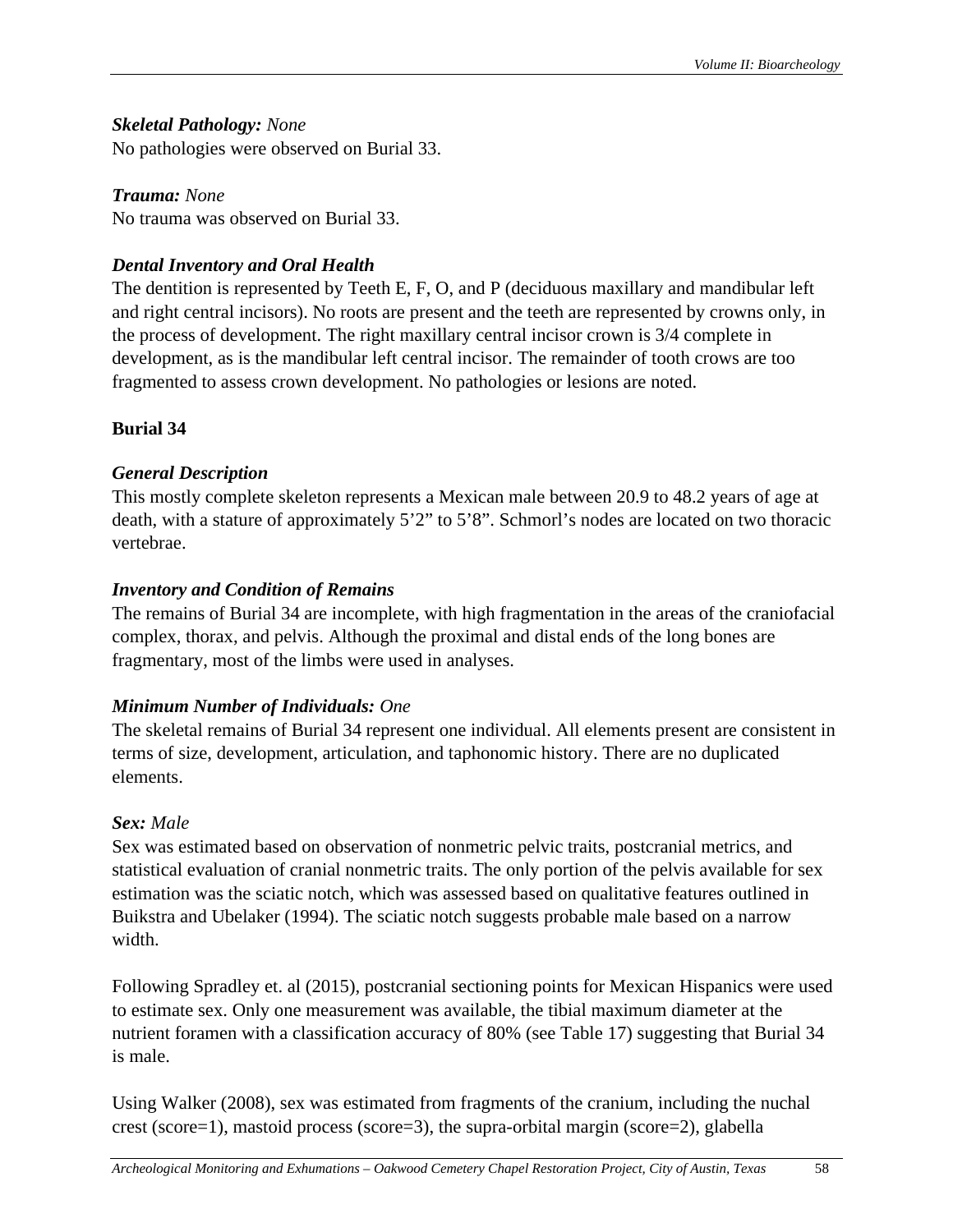***Skeletal Pathology:*** *None*
No pathologies were observed on Burial 33.

***Trauma:*** *None*
No trauma was observed on Burial 33.

***Dental Inventory and Oral Health***
The dentition is represented by Teeth E, F, O, and P (deciduous maxillary and mandibular left and right central incisors). No roots are present and the teeth are represented by crowns only, in the process of development. The right maxillary central incisor crown is 3/4 complete in development, as is the mandibular left central incisor. The remainder of tooth crows are too fragmented to assess crown development. No pathologies or lesions are noted.

**Burial 34**

***General Description***
This mostly complete skeleton represents a Mexican male between 20.9 to 48.2 years of age at death, with a stature of approximately 5'2" to 5'8". Schmorl's nodes are located on two thoracic vertebrae.

***Inventory and Condition of Remains***
The remains of Burial 34 are incomplete, with high fragmentation in the areas of the craniofacial complex, thorax, and pelvis. Although the proximal and distal ends of the long bones are fragmentary, most of the limbs were used in analyses.

***Minimum Number of Individuals:*** *One*
The skeletal remains of Burial 34 represent one individual. All elements present are consistent in terms of size, development, articulation, and taphonomic history. There are no duplicated elements.

***Sex:*** *Male*
Sex was estimated based on observation of nonmetric pelvic traits, postcranial metrics, and statistical evaluation of cranial nonmetric traits. The only portion of the pelvis available for sex estimation was the sciatic notch, which was assessed based on qualitative features outlined in Buikstra and Ubelaker (1994). The sciatic notch suggests probable male based on a narrow width.

Following Spradley et. al (2015), postcranial sectioning points for Mexican Hispanics were used to estimate sex. Only one measurement was available, the tibial maximum diameter at the nutrient foramen with a classification accuracy of 80% (see Table 17) suggesting that Burial 34 is male.

Using Walker (2008), sex was estimated from fragments of the cranium, including the nuchal crest (score=1), mastoid process (score=3), the supra-orbital margin (score=2), glabella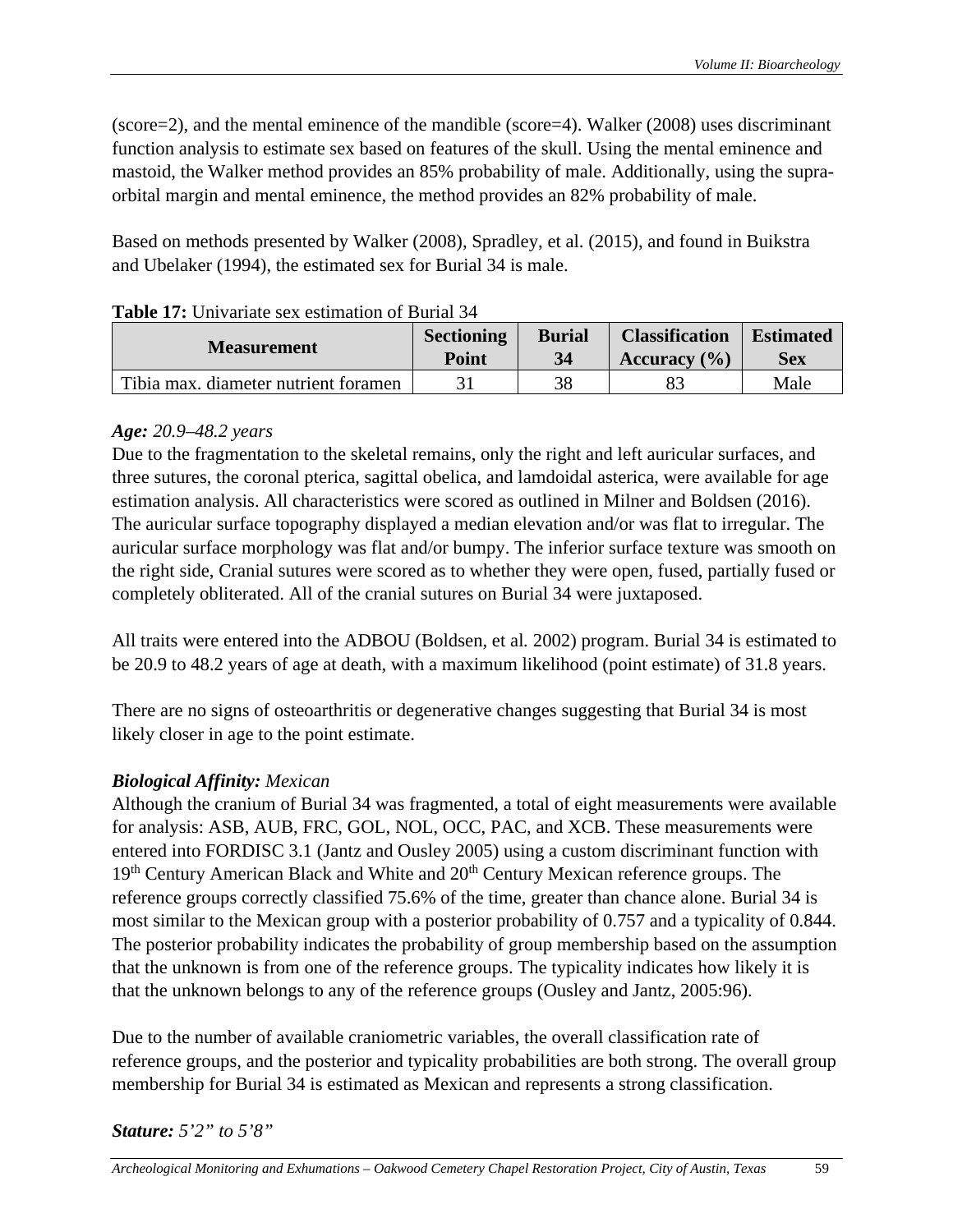(score=2), and the mental eminence of the mandible (score=4). Walker (2008) uses discriminant function analysis to estimate sex based on features of the skull. Using the mental eminence and mastoid, the Walker method provides an 85% probability of male. Additionally, using the supra-orbital margin and mental eminence, the method provides an 82% probability of male.

Based on methods presented by Walker (2008), Spradley, et al. (2015), and found in Buikstra and Ubelaker (1994), the estimated sex for Burial 34 is male.

**Table 17:** Univariate sex estimation of Burial 34

| Measurement | Sectioning Point | Burial 34 | Classification Accuracy (%) | Estimated Sex |
|---|---|---|---|---|
| Tibia max. diameter nutrient foramen | 31 | 38 | 83 | Male |

***Age:*** *20.9–48.2 years*

Due to the fragmentation to the skeletal remains, only the right and left auricular surfaces, and three sutures, the coronal pterica, sagittal obelica, and lamdoidal asterica, were available for age estimation analysis. All characteristics were scored as outlined in Milner and Boldsen (2016). The auricular surface topography displayed a median elevation and/or was flat to irregular. The auricular surface morphology was flat and/or bumpy. The inferior surface texture was smooth on the right side, Cranial sutures were scored as to whether they were open, fused, partially fused or completely obliterated. All of the cranial sutures on Burial 34 were juxtaposed.

All traits were entered into the ADBOU (Boldsen, et al. 2002) program. Burial 34 is estimated to be 20.9 to 48.2 years of age at death, with a maximum likelihood (point estimate) of 31.8 years.

There are no signs of osteoarthritis or degenerative changes suggesting that Burial 34 is most likely closer in age to the point estimate.

***Biological Affinity:*** *Mexican*

Although the cranium of Burial 34 was fragmented, a total of eight measurements were available for analysis: ASB, AUB, FRC, GOL, NOL, OCC, PAC, and XCB. These measurements were entered into FORDISC 3.1 (Jantz and Ousley 2005) using a custom discriminant function with 19th Century American Black and White and 20th Century Mexican reference groups. The reference groups correctly classified 75.6% of the time, greater than chance alone. Burial 34 is most similar to the Mexican group with a posterior probability of 0.757 and a typicality of 0.844. The posterior probability indicates the probability of group membership based on the assumption that the unknown is from one of the reference groups. The typicality indicates how likely it is that the unknown belongs to any of the reference groups (Ousley and Jantz, 2005:96).

Due to the number of available craniometric variables, the overall classification rate of reference groups, and the posterior and typicality probabilities are both strong. The overall group membership for Burial 34 is estimated as Mexican and represents a strong classification.

***Stature:*** *5'2" to 5'8"*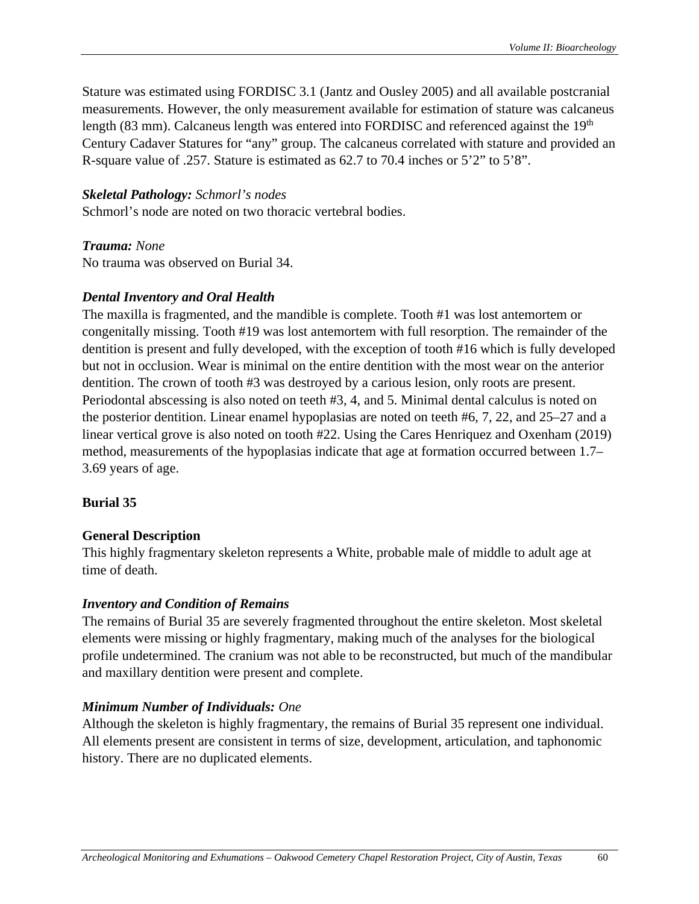Stature was estimated using FORDISC 3.1 (Jantz and Ousley 2005) and all available postcranial measurements. However, the only measurement available for estimation of stature was calcaneus length (83 mm). Calcaneus length was entered into FORDISC and referenced against the 19th Century Cadaver Statures for "any" group. The calcaneus correlated with stature and provided an R-square value of .257. Stature is estimated as 62.7 to 70.4 inches or 5'2" to 5'8".

***Skeletal Pathology:*** *Schmorl's nodes*
Schmorl's node are noted on two thoracic vertebral bodies.

***Trauma:*** *None*
No trauma was observed on Burial 34.

***Dental Inventory and Oral Health***
The maxilla is fragmented, and the mandible is complete. Tooth #1 was lost antemortem or congenitally missing. Tooth #19 was lost antemortem with full resorption. The remainder of the dentition is present and fully developed, with the exception of tooth #16 which is fully developed but not in occlusion. Wear is minimal on the entire dentition with the most wear on the anterior dentition. The crown of tooth #3 was destroyed by a carious lesion, only roots are present. Periodontal abscessing is also noted on teeth #3, 4, and 5. Minimal dental calculus is noted on the posterior dentition. Linear enamel hypoplasias are noted on teeth #6, 7, 22, and 25–27 and a linear vertical grove is also noted on tooth #22. Using the Cares Henriquez and Oxenham (2019) method, measurements of the hypoplasias indicate that age at formation occurred between 1.7–3.69 years of age.

## Burial 35

### General Description
This highly fragmentary skeleton represents a White, probable male of middle to adult age at time of death.

***Inventory and Condition of Remains***
The remains of Burial 35 are severely fragmented throughout the entire skeleton. Most skeletal elements were missing or highly fragmentary, making much of the analyses for the biological profile undetermined. The cranium was not able to be reconstructed, but much of the mandibular and maxillary dentition were present and complete.

***Minimum Number of Individuals:*** *One*
Although the skeleton is highly fragmentary, the remains of Burial 35 represent one individual. All elements present are consistent in terms of size, development, articulation, and taphonomic history. There are no duplicated elements.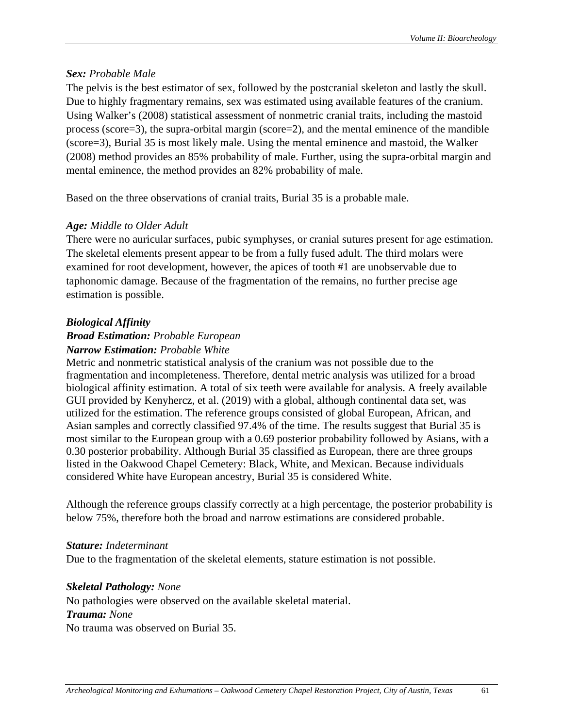***Sex:*** *Probable Male*

The pelvis is the best estimator of sex, followed by the postcranial skeleton and lastly the skull. Due to highly fragmentary remains, sex was estimated using available features of the cranium. Using Walker's (2008) statistical assessment of nonmetric cranial traits, including the mastoid process (score=3), the supra-orbital margin (score=2), and the mental eminence of the mandible (score=3), Burial 35 is most likely male. Using the mental eminence and mastoid, the Walker (2008) method provides an 85% probability of male. Further, using the supra-orbital margin and mental eminence, the method provides an 82% probability of male.

Based on the three observations of cranial traits, Burial 35 is a probable male.

***Age:*** *Middle to Older Adult*

There were no auricular surfaces, pubic symphyses, or cranial sutures present for age estimation. The skeletal elements present appear to be from a fully fused adult. The third molars were examined for root development, however, the apices of tooth #1 are unobservable due to taphonomic damage. Because of the fragmentation of the remains, no further precise age estimation is possible.

***Biological Affinity***

***Broad Estimation:*** *Probable European*

***Narrow Estimation:*** *Probable White*

Metric and nonmetric statistical analysis of the cranium was not possible due to the fragmentation and incompleteness. Therefore, dental metric analysis was utilized for a broad biological affinity estimation. A total of six teeth were available for analysis. A freely available GUI provided by Kenyhercz, et al. (2019) with a global, although continental data set, was utilized for the estimation. The reference groups consisted of global European, African, and Asian samples and correctly classified 97.4% of the time. The results suggest that Burial 35 is most similar to the European group with a 0.69 posterior probability followed by Asians, with a 0.30 posterior probability. Although Burial 35 classified as European, there are three groups listed in the Oakwood Chapel Cemetery: Black, White, and Mexican. Because individuals considered White have European ancestry, Burial 35 is considered White.

Although the reference groups classify correctly at a high percentage, the posterior probability is below 75%, therefore both the broad and narrow estimations are considered probable.

***Stature:*** *Indeterminant*

Due to the fragmentation of the skeletal elements, stature estimation is not possible.

***Skeletal Pathology:*** *None*

No pathologies were observed on the available skeletal material.

***Trauma:*** *None*

No trauma was observed on Burial 35.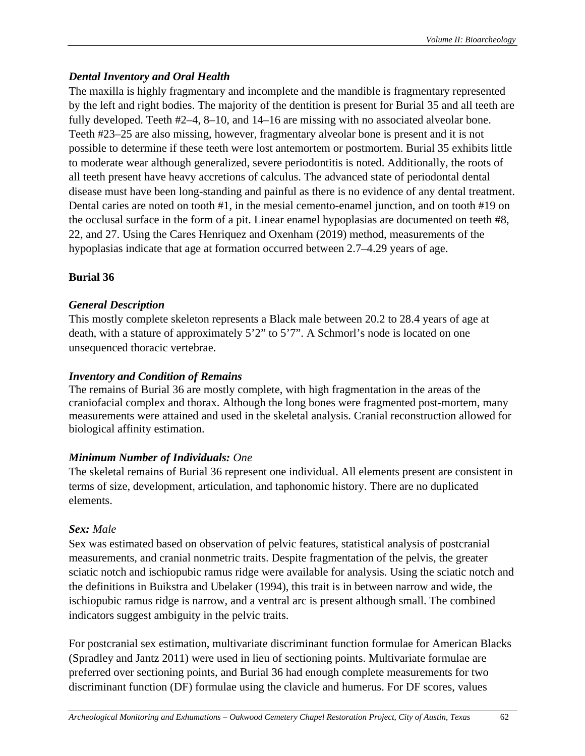### *Dental Inventory and Oral Health*

The maxilla is highly fragmentary and incomplete and the mandible is fragmentary represented by the left and right bodies. The majority of the dentition is present for Burial 35 and all teeth are fully developed. Teeth #2–4, 8–10, and 14–16 are missing with no associated alveolar bone. Teeth #23–25 are also missing, however, fragmentary alveolar bone is present and it is not possible to determine if these teeth were lost antemortem or postmortem. Burial 35 exhibits little to moderate wear although generalized, severe periodontitis is noted. Additionally, the roots of all teeth present have heavy accretions of calculus. The advanced state of periodontal dental disease must have been long-standing and painful as there is no evidence of any dental treatment. Dental caries are noted on tooth #1, in the mesial cemento-enamel junction, and on tooth #19 on the occlusal surface in the form of a pit. Linear enamel hypoplasias are documented on teeth #8, 22, and 27. Using the Cares Henriquez and Oxenham (2019) method, measurements of the hypoplasias indicate that age at formation occurred between 2.7–4.29 years of age.

## Burial 36

### *General Description*

This mostly complete skeleton represents a Black male between 20.2 to 28.4 years of age at death, with a stature of approximately 5'2" to 5'7". A Schmorl's node is located on one unsequenced thoracic vertebrae.

### *Inventory and Condition of Remains*

The remains of Burial 36 are mostly complete, with high fragmentation in the areas of the craniofacial complex and thorax. Although the long bones were fragmented post-mortem, many measurements were attained and used in the skeletal analysis. Cranial reconstruction allowed for biological affinity estimation.

### *Minimum Number of Individuals: One*

The skeletal remains of Burial 36 represent one individual. All elements present are consistent in terms of size, development, articulation, and taphonomic history. There are no duplicated elements.

### *Sex: Male*

Sex was estimated based on observation of pelvic features, statistical analysis of postcranial measurements, and cranial nonmetric traits. Despite fragmentation of the pelvis, the greater sciatic notch and ischiopubic ramus ridge were available for analysis. Using the sciatic notch and the definitions in Buikstra and Ubelaker (1994), this trait is in between narrow and wide, the ischiopubic ramus ridge is narrow, and a ventral arc is present although small. The combined indicators suggest ambiguity in the pelvic traits.

For postcranial sex estimation, multivariate discriminant function formulae for American Blacks (Spradley and Jantz 2011) were used in lieu of sectioning points. Multivariate formulae are preferred over sectioning points, and Burial 36 had enough complete measurements for two discriminant function (DF) formulae using the clavicle and humerus. For DF scores, values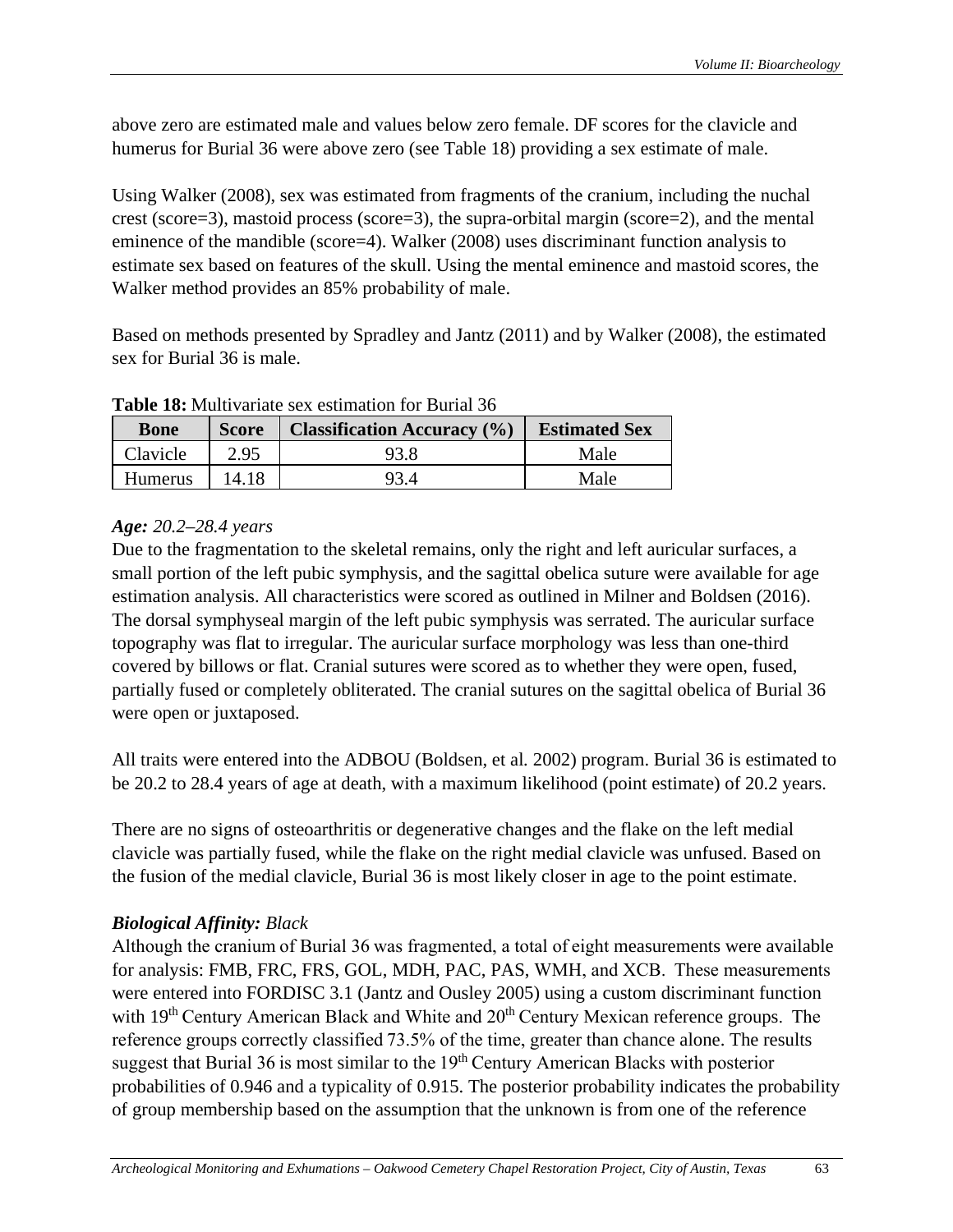above zero are estimated male and values below zero female. DF scores for the clavicle and humerus for Burial 36 were above zero (see Table 18) providing a sex estimate of male.

Using Walker (2008), sex was estimated from fragments of the cranium, including the nuchal crest (score=3), mastoid process (score=3), the supra-orbital margin (score=2), and the mental eminence of the mandible (score=4). Walker (2008) uses discriminant function analysis to estimate sex based on features of the skull. Using the mental eminence and mastoid scores, the Walker method provides an 85% probability of male.

Based on methods presented by Spradley and Jantz (2011) and by Walker (2008), the estimated sex for Burial 36 is male.

**Table 18:** Multivariate sex estimation for Burial 36

| Bone | Score | Classification Accuracy (%) | Estimated Sex |
|---|---|---|---|
| Clavicle | 2.95 | 93.8 | Male |
| Humerus | 14.18 | 93.4 | Male |

***Age:*** *20.2–28.4 years*

Due to the fragmentation to the skeletal remains, only the right and left auricular surfaces, a small portion of the left pubic symphysis, and the sagittal obelica suture were available for age estimation analysis. All characteristics were scored as outlined in Milner and Boldsen (2016). The dorsal symphyseal margin of the left pubic symphysis was serrated. The auricular surface topography was flat to irregular. The auricular surface morphology was less than one-third covered by billows or flat. Cranial sutures were scored as to whether they were open, fused, partially fused or completely obliterated. The cranial sutures on the sagittal obelica of Burial 36 were open or juxtaposed.

All traits were entered into the ADBOU (Boldsen, et al. 2002) program. Burial 36 is estimated to be 20.2 to 28.4 years of age at death, with a maximum likelihood (point estimate) of 20.2 years.

There are no signs of osteoarthritis or degenerative changes and the flake on the left medial clavicle was partially fused, while the flake on the right medial clavicle was unfused. Based on the fusion of the medial clavicle, Burial 36 is most likely closer in age to the point estimate.

***Biological Affinity:*** *Black*

Although the cranium of Burial 36 was fragmented, a total of eight measurements were available for analysis: FMB, FRC, FRS, GOL, MDH, PAC, PAS, WMH, and XCB. These measurements were entered into FORDISC 3.1 (Jantz and Ousley 2005) using a custom discriminant function with 19th Century American Black and White and 20th Century Mexican reference groups. The reference groups correctly classified 73.5% of the time, greater than chance alone. The results suggest that Burial 36 is most similar to the 19th Century American Blacks with posterior probabilities of 0.946 and a typicality of 0.915. The posterior probability indicates the probability of group membership based on the assumption that the unknown is from one of the reference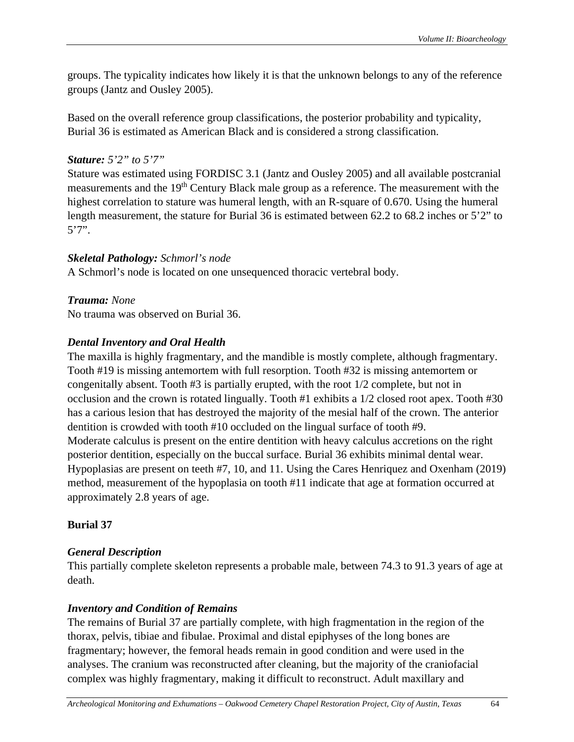groups. The typicality indicates how likely it is that the unknown belongs to any of the reference groups (Jantz and Ousley 2005).

Based on the overall reference group classifications, the posterior probability and typicality, Burial 36 is estimated as American Black and is considered a strong classification.

***Stature:*** *5'2" to 5'7"*

Stature was estimated using FORDISC 3.1 (Jantz and Ousley 2005) and all available postcranial measurements and the 19th Century Black male group as a reference. The measurement with the highest correlation to stature was humeral length, with an R-square of 0.670. Using the humeral length measurement, the stature for Burial 36 is estimated between 62.2 to 68.2 inches or 5'2" to 5'7".

***Skeletal Pathology:*** *Schmorl's node*

A Schmorl's node is located on one unsequenced thoracic vertebral body.

***Trauma:*** *None*

No trauma was observed on Burial 36.

***Dental Inventory and Oral Health***

The maxilla is highly fragmentary, and the mandible is mostly complete, although fragmentary. Tooth #19 is missing antemortem with full resorption. Tooth #32 is missing antemortem or congenitally absent. Tooth #3 is partially erupted, with the root 1/2 complete, but not in occlusion and the crown is rotated lingually. Tooth #1 exhibits a 1/2 closed root apex. Tooth #30 has a carious lesion that has destroyed the majority of the mesial half of the crown. The anterior dentition is crowded with tooth #10 occluded on the lingual surface of tooth #9.
Moderate calculus is present on the entire dentition with heavy calculus accretions on the right posterior dentition, especially on the buccal surface. Burial 36 exhibits minimal dental wear. Hypoplasias are present on teeth #7, 10, and 11. Using the Cares Henriquez and Oxenham (2019) method, measurement of the hypoplasia on tooth #11 indicate that age at formation occurred at approximately 2.8 years of age.

**Burial 37**

***General Description***

This partially complete skeleton represents a probable male, between 74.3 to 91.3 years of age at death.

***Inventory and Condition of Remains***

The remains of Burial 37 are partially complete, with high fragmentation in the region of the thorax, pelvis, tibiae and fibulae. Proximal and distal epiphyses of the long bones are fragmentary; however, the femoral heads remain in good condition and were used in the analyses. The cranium was reconstructed after cleaning, but the majority of the craniofacial complex was highly fragmentary, making it difficult to reconstruct. Adult maxillary and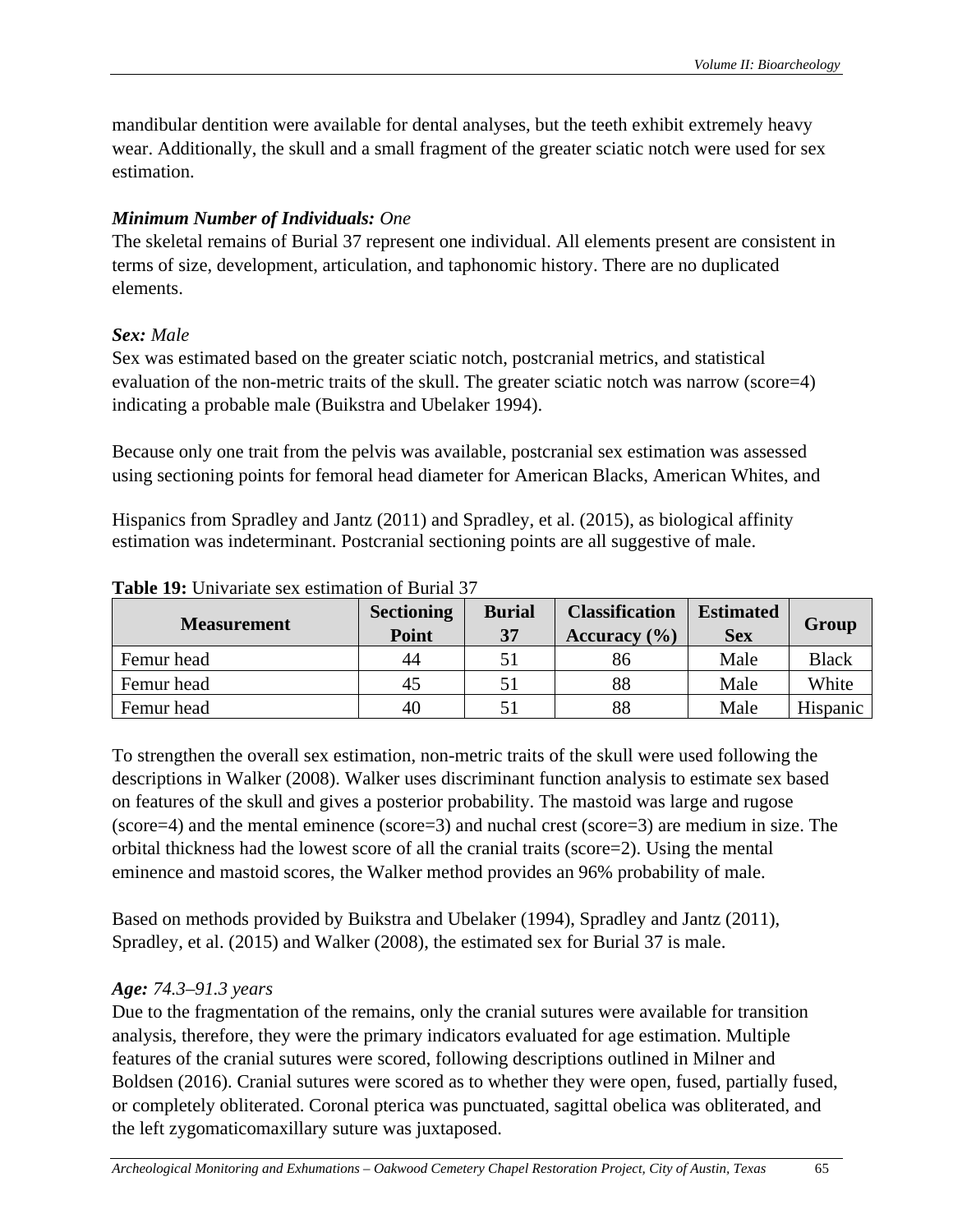mandibular dentition were available for dental analyses, but the teeth exhibit extremely heavy wear. Additionally, the skull and a small fragment of the greater sciatic notch were used for sex estimation.

***Minimum Number of Individuals:*** *One*

The skeletal remains of Burial 37 represent one individual. All elements present are consistent in terms of size, development, articulation, and taphonomic history. There are no duplicated elements.

***Sex:*** *Male*

Sex was estimated based on the greater sciatic notch, postcranial metrics, and statistical evaluation of the non-metric traits of the skull. The greater sciatic notch was narrow (score=4) indicating a probable male (Buikstra and Ubelaker 1994).

Because only one trait from the pelvis was available, postcranial sex estimation was assessed using sectioning points for femoral head diameter for American Blacks, American Whites, and Hispanics from Spradley and Jantz (2011) and Spradley, et al. (2015), as biological affinity estimation was indeterminant. Postcranial sectioning points are all suggestive of male.

**Table 19:** Univariate sex estimation of Burial 37

| Measurement | Sectioning Point | Burial 37 | Classification Accuracy (%) | Estimated Sex | Group |
|---|---|---|---|---|---|
| Femur head | 44 | 51 | 86 | Male | Black |
| Femur head | 45 | 51 | 88 | Male | White |
| Femur head | 40 | 51 | 88 | Male | Hispanic |

To strengthen the overall sex estimation, non-metric traits of the skull were used following the descriptions in Walker (2008). Walker uses discriminant function analysis to estimate sex based on features of the skull and gives a posterior probability. The mastoid was large and rugose (score=4) and the mental eminence (score=3) and nuchal crest (score=3) are medium in size. The orbital thickness had the lowest score of all the cranial traits (score=2). Using the mental eminence and mastoid scores, the Walker method provides an 96% probability of male.

Based on methods provided by Buikstra and Ubelaker (1994), Spradley and Jantz (2011), Spradley, et al. (2015) and Walker (2008), the estimated sex for Burial 37 is male.

***Age:*** *74.3–91.3 years*

Due to the fragmentation of the remains, only the cranial sutures were available for transition analysis, therefore, they were the primary indicators evaluated for age estimation. Multiple features of the cranial sutures were scored, following descriptions outlined in Milner and Boldsen (2016). Cranial sutures were scored as to whether they were open, fused, partially fused, or completely obliterated. Coronal pterica was punctuated, sagittal obelica was obliterated, and the left zygomaticomaxillary suture was juxtaposed.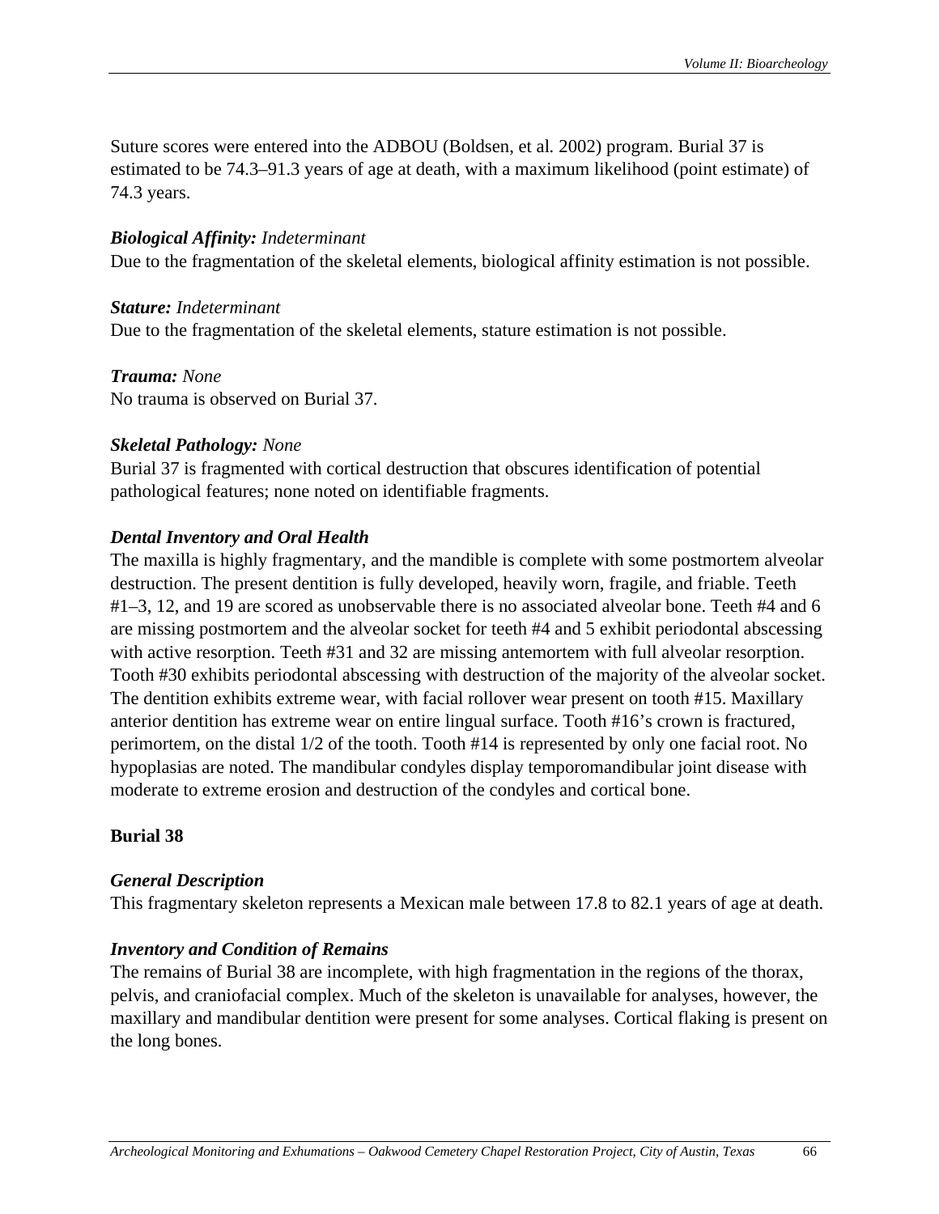Suture scores were entered into the ADBOU (Boldsen, et al. 2002) program. Burial 37 is estimated to be 74.3–91.3 years of age at death, with a maximum likelihood (point estimate) of 74.3 years.

***Biological Affinity:*** *Indeterminant*
Due to the fragmentation of the skeletal elements, biological affinity estimation is not possible.

***Stature:*** *Indeterminant*
Due to the fragmentation of the skeletal elements, stature estimation is not possible.

***Trauma:*** *None*
No trauma is observed on Burial 37.

***Skeletal Pathology:*** *None*
Burial 37 is fragmented with cortical destruction that obscures identification of potential pathological features; none noted on identifiable fragments.

***Dental Inventory and Oral Health***
The maxilla is highly fragmentary, and the mandible is complete with some postmortem alveolar destruction. The present dentition is fully developed, heavily worn, fragile, and friable. Teeth #1–3, 12, and 19 are scored as unobservable there is no associated alveolar bone. Teeth #4 and 6 are missing postmortem and the alveolar socket for teeth #4 and 5 exhibit periodontal abscessing with active resorption. Teeth #31 and 32 are missing antemortem with full alveolar resorption. Tooth #30 exhibits periodontal abscessing with destruction of the majority of the alveolar socket. The dentition exhibits extreme wear, with facial rollover wear present on tooth #15. Maxillary anterior dentition has extreme wear on entire lingual surface. Tooth #16's crown is fractured, perimortem, on the distal 1/2 of the tooth. Tooth #14 is represented by only one facial root. No hypoplasias are noted. The mandibular condyles display temporomandibular joint disease with moderate to extreme erosion and destruction of the condyles and cortical bone.

## Burial 38

***General Description***
This fragmentary skeleton represents a Mexican male between 17.8 to 82.1 years of age at death.

***Inventory and Condition of Remains***
The remains of Burial 38 are incomplete, with high fragmentation in the regions of the thorax, pelvis, and craniofacial complex. Much of the skeleton is unavailable for analyses, however, the maxillary and mandibular dentition were present for some analyses. Cortical flaking is present on the long bones.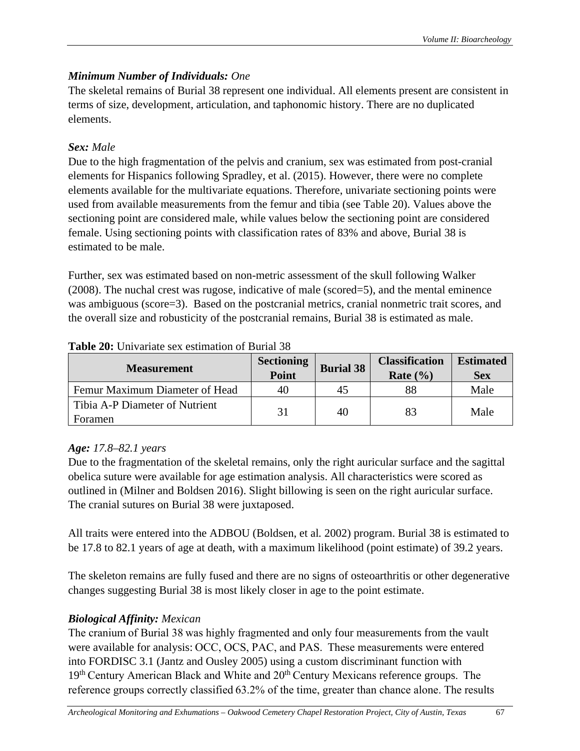***Minimum Number of Individuals:*** *One*

The skeletal remains of Burial 38 represent one individual. All elements present are consistent in terms of size, development, articulation, and taphonomic history. There are no duplicated elements.

***Sex:*** *Male*

Due to the high fragmentation of the pelvis and cranium, sex was estimated from post-cranial elements for Hispanics following Spradley, et al. (2015). However, there were no complete elements available for the multivariate equations. Therefore, univariate sectioning points were used from available measurements from the femur and tibia (see Table 20). Values above the sectioning point are considered male, while values below the sectioning point are considered female. Using sectioning points with classification rates of 83% and above, Burial 38 is estimated to be male.

Further, sex was estimated based on non-metric assessment of the skull following Walker (2008). The nuchal crest was rugose, indicative of male (scored=5), and the mental eminence was ambiguous (score=3). Based on the postcranial metrics, cranial nonmetric trait scores, and the overall size and robusticity of the postcranial remains, Burial 38 is estimated as male.

**Table 20:** Univariate sex estimation of Burial 38

| Measurement | Sectioning Point | Burial 38 | Classification Rate (%) | Estimated Sex |
|---|---|---|---|---|
| Femur Maximum Diameter of Head | 40 | 45 | 88 | Male |
| Tibia A-P Diameter of Nutrient Foramen | 31 | 40 | 83 | Male |

***Age:*** *17.8–82.1 years*

Due to the fragmentation of the skeletal remains, only the right auricular surface and the sagittal obelica suture were available for age estimation analysis. All characteristics were scored as outlined in (Milner and Boldsen 2016). Slight billowing is seen on the right auricular surface. The cranial sutures on Burial 38 were juxtaposed.

All traits were entered into the ADBOU (Boldsen, et al. 2002) program. Burial 38 is estimated to be 17.8 to 82.1 years of age at death, with a maximum likelihood (point estimate) of 39.2 years.

The skeleton remains are fully fused and there are no signs of osteoarthritis or other degenerative changes suggesting Burial 38 is most likely closer in age to the point estimate.

***Biological Affinity:*** *Mexican*

The cranium of Burial 38 was highly fragmented and only four measurements from the vault were available for analysis: OCC, OCS, PAC, and PAS. These measurements were entered into FORDISC 3.1 (Jantz and Ousley 2005) using a custom discriminant function with 19th Century American Black and White and 20th Century Mexicans reference groups. The reference groups correctly classified 63.2% of the time, greater than chance alone. The results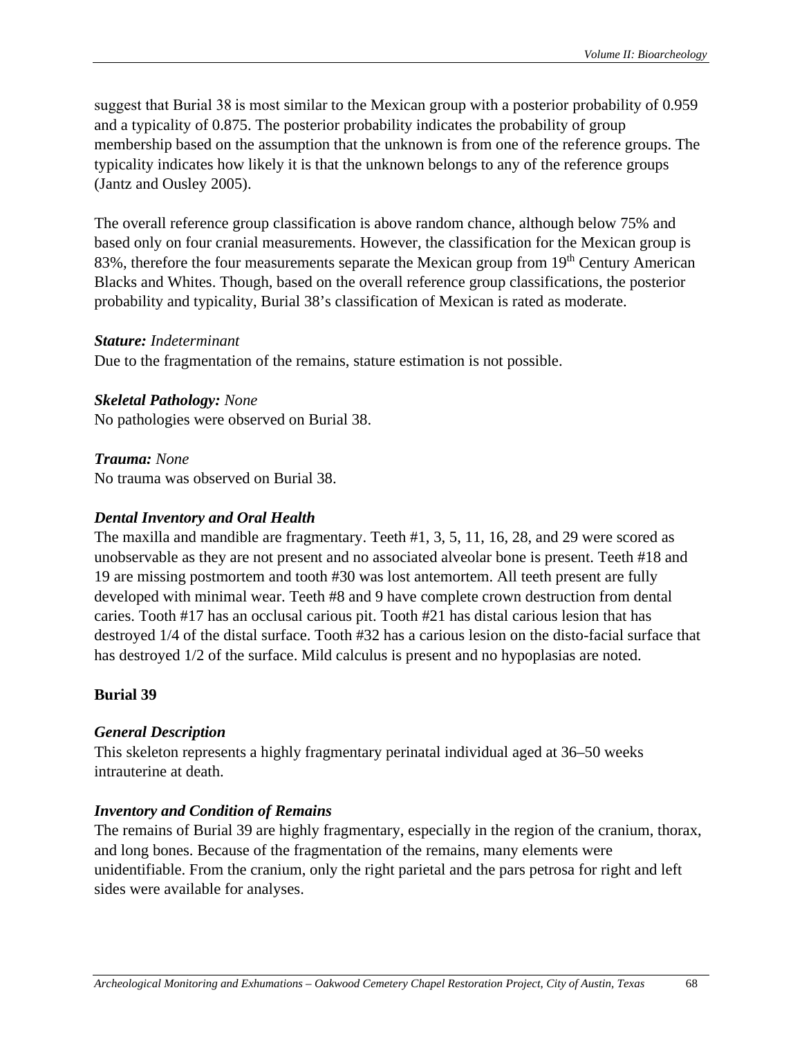suggest that Burial 38 is most similar to the Mexican group with a posterior probability of 0.959 and a typicality of 0.875. The posterior probability indicates the probability of group membership based on the assumption that the unknown is from one of the reference groups. The typicality indicates how likely it is that the unknown belongs to any of the reference groups (Jantz and Ousley 2005).

The overall reference group classification is above random chance, although below 75% and based only on four cranial measurements. However, the classification for the Mexican group is 83%, therefore the four measurements separate the Mexican group from 19th Century American Blacks and Whites. Though, based on the overall reference group classifications, the posterior probability and typicality, Burial 38's classification of Mexican is rated as moderate.

***Stature:*** *Indeterminant*
Due to the fragmentation of the remains, stature estimation is not possible.

***Skeletal Pathology:*** *None*
No pathologies were observed on Burial 38.

***Trauma:*** *None*
No trauma was observed on Burial 38.

***Dental Inventory and Oral Health***
The maxilla and mandible are fragmentary. Teeth #1, 3, 5, 11, 16, 28, and 29 were scored as unobservable as they are not present and no associated alveolar bone is present. Teeth #18 and 19 are missing postmortem and tooth #30 was lost antemortem. All teeth present are fully developed with minimal wear. Teeth #8 and 9 have complete crown destruction from dental caries. Tooth #17 has an occlusal carious pit. Tooth #21 has distal carious lesion that has destroyed 1/4 of the distal surface. Tooth #32 has a carious lesion on the disto-facial surface that has destroyed 1/2 of the surface. Mild calculus is present and no hypoplasias are noted.

**Burial 39**

***General Description***
This skeleton represents a highly fragmentary perinatal individual aged at 36–50 weeks intrauterine at death.

***Inventory and Condition of Remains***
The remains of Burial 39 are highly fragmentary, especially in the region of the cranium, thorax, and long bones. Because of the fragmentation of the remains, many elements were unidentifiable. From the cranium, only the right parietal and the pars petrosa for right and left sides were available for analyses.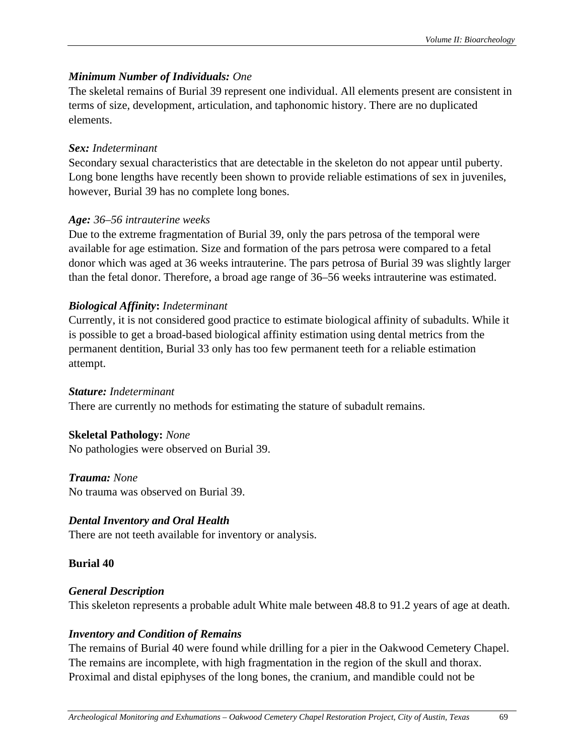***Minimum Number of Individuals:*** *One*

The skeletal remains of Burial 39 represent one individual. All elements present are consistent in terms of size, development, articulation, and taphonomic history. There are no duplicated elements.

***Sex:*** *Indeterminant*

Secondary sexual characteristics that are detectable in the skeleton do not appear until puberty. Long bone lengths have recently been shown to provide reliable estimations of sex in juveniles, however, Burial 39 has no complete long bones.

***Age:*** *36–56 intrauterine weeks*

Due to the extreme fragmentation of Burial 39, only the pars petrosa of the temporal were available for age estimation. Size and formation of the pars petrosa were compared to a fetal donor which was aged at 36 weeks intrauterine. The pars petrosa of Burial 39 was slightly larger than the fetal donor. Therefore, a broad age range of 36–56 weeks intrauterine was estimated.

***Biological Affinity*****:** *Indeterminant*

Currently, it is not considered good practice to estimate biological affinity of subadults. While it is possible to get a broad-based biological affinity estimation using dental metrics from the permanent dentition, Burial 33 only has too few permanent teeth for a reliable estimation attempt.

***Stature:*** *Indeterminant*

There are currently no methods for estimating the stature of subadult remains.

**Skeletal Pathology:** *None*

No pathologies were observed on Burial 39.

***Trauma:*** *None*

No trauma was observed on Burial 39.

***Dental Inventory and Oral Health***

There are not teeth available for inventory or analysis.

**Burial 40**

***General Description***

This skeleton represents a probable adult White male between 48.8 to 91.2 years of age at death.

***Inventory and Condition of Remains***

The remains of Burial 40 were found while drilling for a pier in the Oakwood Cemetery Chapel. The remains are incomplete, with high fragmentation in the region of the skull and thorax. Proximal and distal epiphyses of the long bones, the cranium, and mandible could not be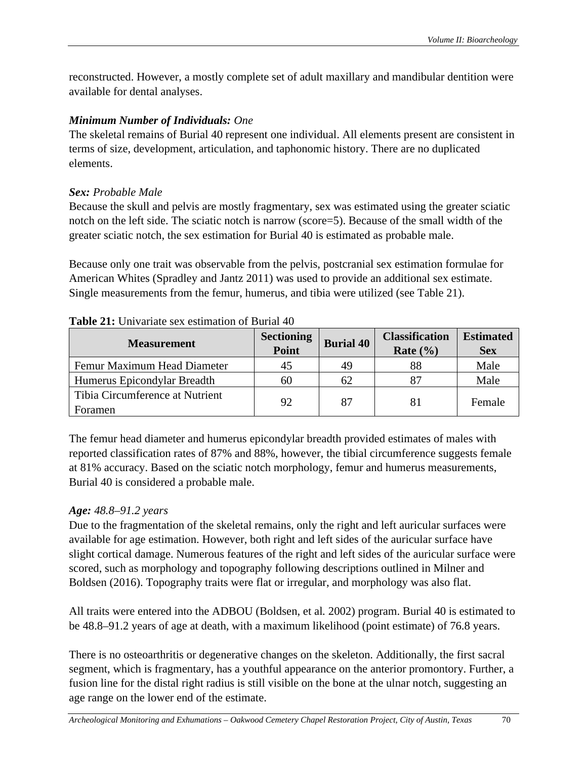reconstructed. However, a mostly complete set of adult maxillary and mandibular dentition were available for dental analyses.

***Minimum Number of Individuals:*** *One*

The skeletal remains of Burial 40 represent one individual. All elements present are consistent in terms of size, development, articulation, and taphonomic history. There are no duplicated elements.

***Sex:*** *Probable Male*

Because the skull and pelvis are mostly fragmentary, sex was estimated using the greater sciatic notch on the left side. The sciatic notch is narrow (score=5). Because of the small width of the greater sciatic notch, the sex estimation for Burial 40 is estimated as probable male.

Because only one trait was observable from the pelvis, postcranial sex estimation formulae for American Whites (Spradley and Jantz 2011) was used to provide an additional sex estimate. Single measurements from the femur, humerus, and tibia were utilized (see Table 21).

**Table 21:** Univariate sex estimation of Burial 40

| Measurement | Sectioning Point | Burial 40 | Classification Rate (%) | Estimated Sex |
|---|---|---|---|---|
| Femur Maximum Head Diameter | 45 | 49 | 88 | Male |
| Humerus Epicondylar Breadth | 60 | 62 | 87 | Male |
| Tibia Circumference at Nutrient Foramen | 92 | 87 | 81 | Female |

The femur head diameter and humerus epicondylar breadth provided estimates of males with reported classification rates of 87% and 88%, however, the tibial circumference suggests female at 81% accuracy. Based on the sciatic notch morphology, femur and humerus measurements, Burial 40 is considered a probable male.

***Age:*** *48.8–91.2 years*

Due to the fragmentation of the skeletal remains, only the right and left auricular surfaces were available for age estimation. However, both right and left sides of the auricular surface have slight cortical damage. Numerous features of the right and left sides of the auricular surface were scored, such as morphology and topography following descriptions outlined in Milner and Boldsen (2016). Topography traits were flat or irregular, and morphology was also flat.

All traits were entered into the ADBOU (Boldsen, et al. 2002) program. Burial 40 is estimated to be 48.8–91.2 years of age at death, with a maximum likelihood (point estimate) of 76.8 years.

There is no osteoarthritis or degenerative changes on the skeleton. Additionally, the first sacral segment, which is fragmentary, has a youthful appearance on the anterior promontory. Further, a fusion line for the distal right radius is still visible on the bone at the ulnar notch, suggesting an age range on the lower end of the estimate.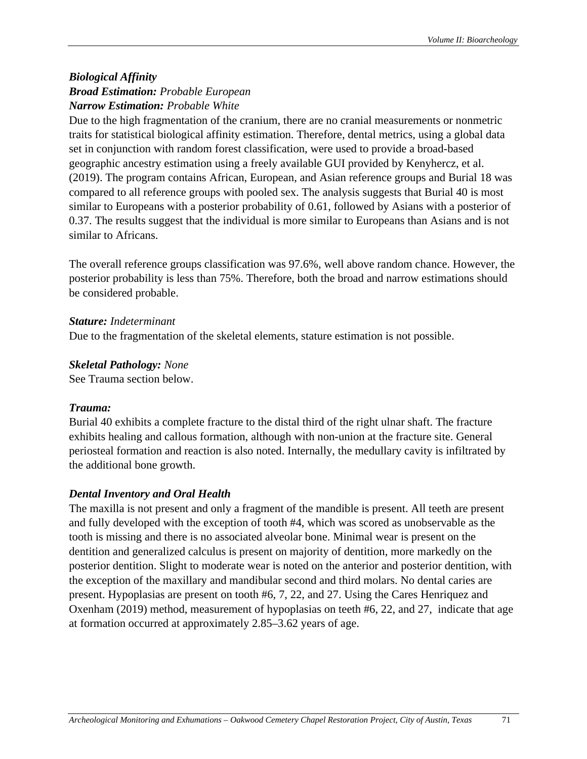***Biological Affinity***

***Broad Estimation:*** *Probable European*

***Narrow Estimation:*** *Probable White*

Due to the high fragmentation of the cranium, there are no cranial measurements or nonmetric traits for statistical biological affinity estimation. Therefore, dental metrics, using a global data set in conjunction with random forest classification, were used to provide a broad-based geographic ancestry estimation using a freely available GUI provided by Kenyhercz, et al. (2019). The program contains African, European, and Asian reference groups and Burial 18 was compared to all reference groups with pooled sex. The analysis suggests that Burial 40 is most similar to Europeans with a posterior probability of 0.61, followed by Asians with a posterior of 0.37. The results suggest that the individual is more similar to Europeans than Asians and is not similar to Africans.

The overall reference groups classification was 97.6%, well above random chance. However, the posterior probability is less than 75%. Therefore, both the broad and narrow estimations should be considered probable.

***Stature:*** *Indeterminant*

Due to the fragmentation of the skeletal elements, stature estimation is not possible.

***Skeletal Pathology:*** *None*

See Trauma section below.

***Trauma:***

Burial 40 exhibits a complete fracture to the distal third of the right ulnar shaft. The fracture exhibits healing and callous formation, although with non-union at the fracture site. General periosteal formation and reaction is also noted. Internally, the medullary cavity is infiltrated by the additional bone growth.

***Dental Inventory and Oral Health***

The maxilla is not present and only a fragment of the mandible is present. All teeth are present and fully developed with the exception of tooth #4, which was scored as unobservable as the tooth is missing and there is no associated alveolar bone. Minimal wear is present on the dentition and generalized calculus is present on majority of dentition, more markedly on the posterior dentition. Slight to moderate wear is noted on the anterior and posterior dentition, with the exception of the maxillary and mandibular second and third molars. No dental caries are present. Hypoplasias are present on tooth #6, 7, 22, and 27. Using the Cares Henriquez and Oxenham (2019) method, measurement of hypoplasias on teeth #6, 22, and 27, indicate that age at formation occurred at approximately 2.85–3.62 years of age.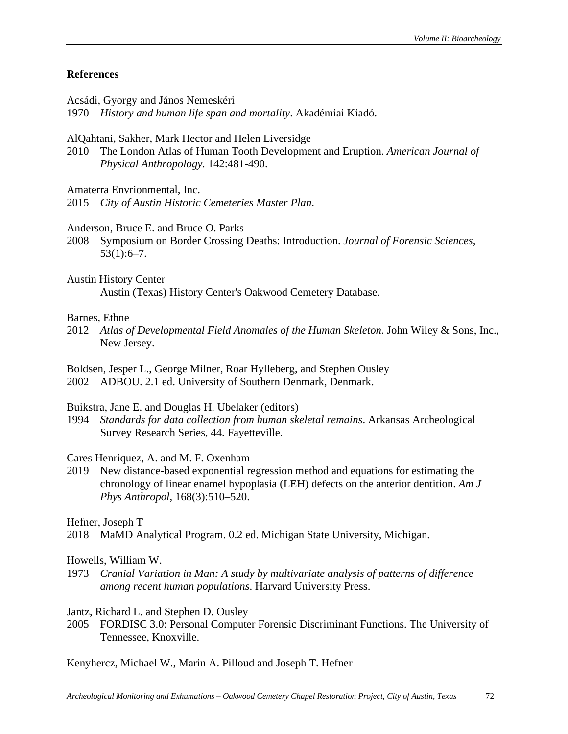**References**

Acsádi, Gyorgy and János Nemeskéri
1970 *History and human life span and mortality*. Akadémiai Kiadó.

AlQahtani, Sakher, Mark Hector and Helen Liversidge
2010 The London Atlas of Human Tooth Development and Eruption. *American Journal of Physical Anthropology*. 142:481-490.

Amaterra Envrionmental, Inc.
2015 *City of Austin Historic Cemeteries Master Plan*.

Anderson, Bruce E. and Bruce O. Parks
2008 Symposium on Border Crossing Deaths: Introduction. *Journal of Forensic Sciences*, 53(1):6–7.

Austin History Center
Austin (Texas) History Center's Oakwood Cemetery Database.

Barnes, Ethne
2012 *Atlas of Developmental Field Anomales of the Human Skeleton*. John Wiley & Sons, Inc., New Jersey.

Boldsen, Jesper L., George Milner, Roar Hylleberg, and Stephen Ousley
2002 ADBOU. 2.1 ed. University of Southern Denmark, Denmark.

Buikstra, Jane E. and Douglas H. Ubelaker (editors)
1994 *Standards for data collection from human skeletal remains*. Arkansas Archeological Survey Research Series, 44. Fayetteville.

Cares Henriquez, A. and M. F. Oxenham
2019 New distance-based exponential regression method and equations for estimating the chronology of linear enamel hypoplasia (LEH) defects on the anterior dentition. *Am J Phys Anthropol*, 168(3):510–520.

Hefner, Joseph T
2018 MaMD Analytical Program. 0.2 ed. Michigan State University, Michigan.

Howells, William W.
1973 *Cranial Variation in Man: A study by multivariate analysis of patterns of difference among recent human populations*. Harvard University Press.

Jantz, Richard L. and Stephen D. Ousley
2005 FORDISC 3.0: Personal Computer Forensic Discriminant Functions. The University of Tennessee, Knoxville.

Kenyhercz, Michael W., Marin A. Pilloud and Joseph T. Hefner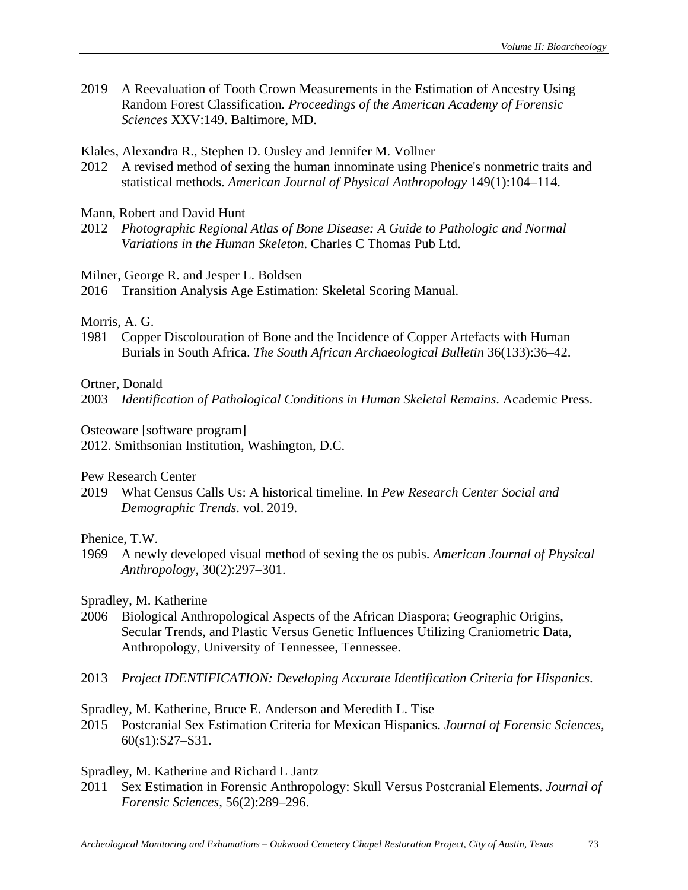2019 A Reevaluation of Tooth Crown Measurements in the Estimation of Ancestry Using Random Forest Classification. *Proceedings of the American Academy of Forensic Sciences* XXV:149. Baltimore, MD.

Klales, Alexandra R., Stephen D. Ousley and Jennifer M. Vollner

2012 A revised method of sexing the human innominate using Phenice's nonmetric traits and statistical methods. *American Journal of Physical Anthropology* 149(1):104–114.

Mann, Robert and David Hunt

2012 *Photographic Regional Atlas of Bone Disease: A Guide to Pathologic and Normal Variations in the Human Skeleton*. Charles C Thomas Pub Ltd.

Milner, George R. and Jesper L. Boldsen

2016 Transition Analysis Age Estimation: Skeletal Scoring Manual.

Morris, A. G.

1981 Copper Discolouration of Bone and the Incidence of Copper Artefacts with Human Burials in South Africa. *The South African Archaeological Bulletin* 36(133):36–42.

Ortner, Donald

2003 *Identification of Pathological Conditions in Human Skeletal Remains*. Academic Press.

Osteoware [software program]

2012. Smithsonian Institution, Washington, D.C.

Pew Research Center

2019 What Census Calls Us: A historical timeline. In *Pew Research Center Social and Demographic Trends*. vol. 2019.

Phenice, T.W.

1969 A newly developed visual method of sexing the os pubis. *American Journal of Physical Anthropology*, 30(2):297–301.

Spradley, M. Katherine

2006 Biological Anthropological Aspects of the African Diaspora; Geographic Origins, Secular Trends, and Plastic Versus Genetic Influences Utilizing Craniometric Data, Anthropology, University of Tennessee, Tennessee.

2013 *Project IDENTIFICATION: Developing Accurate Identification Criteria for Hispanics*.

Spradley, M. Katherine, Bruce E. Anderson and Meredith L. Tise

2015 Postcranial Sex Estimation Criteria for Mexican Hispanics. *Journal of Forensic Sciences*, 60(s1):S27–S31.

Spradley, M. Katherine and Richard L Jantz

2011 Sex Estimation in Forensic Anthropology: Skull Versus Postcranial Elements. *Journal of Forensic Sciences*, 56(2):289–296.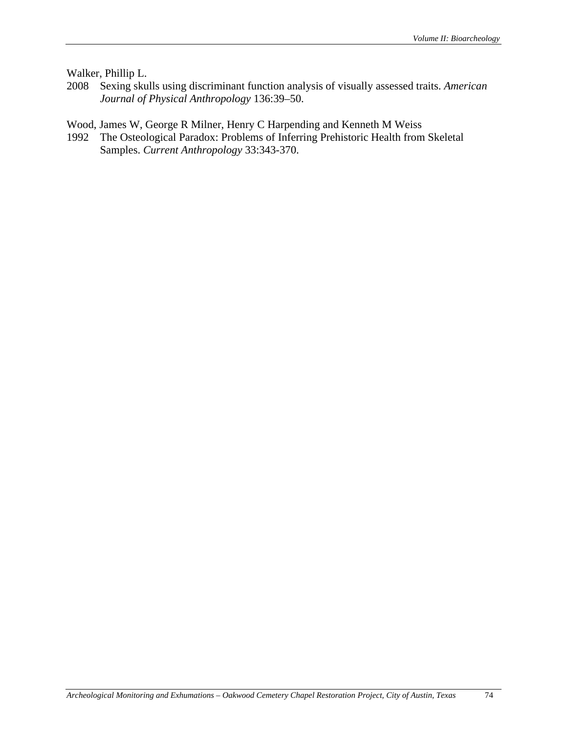Walker, Phillip L.

2008 Sexing skulls using discriminant function analysis of visually assessed traits. *American Journal of Physical Anthropology* 136:39–50.

Wood, James W, George R Milner, Henry C Harpending and Kenneth M Weiss

1992 The Osteological Paradox: Problems of Inferring Prehistoric Health from Skeletal Samples. *Current Anthropology* 33:343-370.